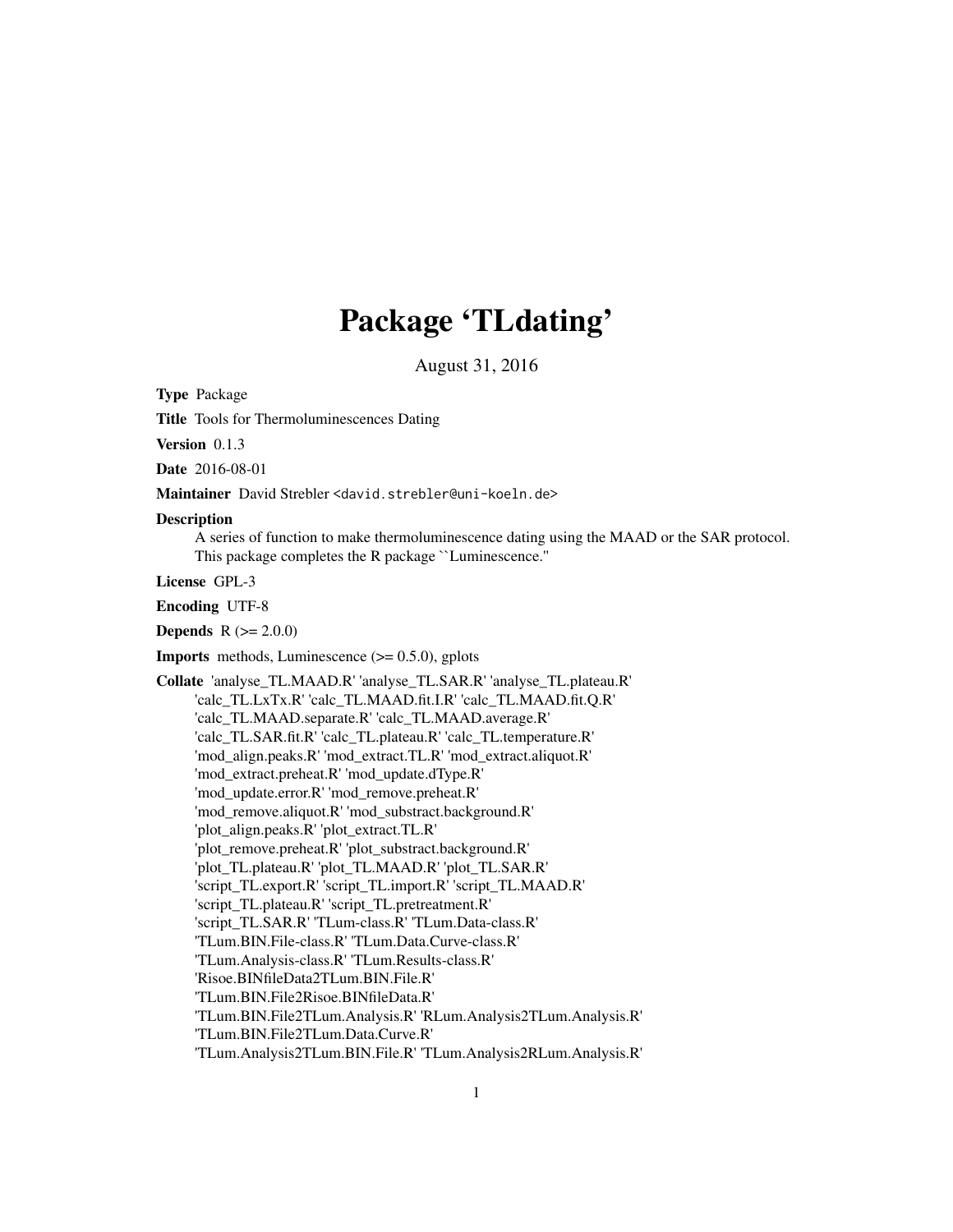# Package 'TLdating'

August 31, 2016

**Type** Package

**Title** Tools for Thermoluminescences Dating

**Version** 0.1.3

**Date** 2016-08-01

**Maintainer** David Strebler <david.strebler@uni-koeln.de>

**Description**
A series of function to make thermoluminescence dating using the MAAD or the SAR protocol.
This package completes the R package ``Luminescence.''

**License** GPL-3

**Encoding** UTF-8

**Depends** R (>= 2.0.0)

**Imports** methods, Luminescence (>= 0.5.0), gplots

**Collate** 'analyse_TL.MAAD.R' 'analyse_TL.SAR.R' 'analyse_TL.plateau.R'
'calc_TL.LxTx.R' 'calc_TL.MAAD.fit.I.R' 'calc_TL.MAAD.fit.Q.R'
'calc_TL.MAAD.separate.R' 'calc_TL.MAAD.average.R'
'calc_TL.SAR.fit.R' 'calc_TL.plateau.R' 'calc_TL.temperature.R'
'mod_align.peaks.R' 'mod_extract.TL.R' 'mod_extract.aliquot.R'
'mod_extract.preheat.R' 'mod_update.dType.R'
'mod_update.error.R' 'mod_remove.preheat.R'
'mod_remove.aliquot.R' 'mod_substract.background.R'
'plot_align.peaks.R' 'plot_extract.TL.R'
'plot_remove.preheat.R' 'plot_substract.background.R'
'plot_TL.plateau.R' 'plot_TL.MAAD.R' 'plot_TL.SAR.R'
'script_TL.export.R' 'script_TL.import.R' 'script_TL.MAAD.R'
'script_TL.plateau.R' 'script_TL.pretreatment.R'
'script_TL.SAR.R' 'TLum-class.R' 'TLum.Data-class.R'
'TLum.BIN.File-class.R' 'TLum.Data.Curve-class.R'
'TLum.Analysis-class.R' 'TLum.Results-class.R'
'Risoe.BINfileData2TLum.BIN.File.R'
'TLum.BIN.File2Risoe.BINfileData.R'
'TLum.BIN.File2TLum.Analysis.R' 'RLum.Analysis2TLum.Analysis.R'
'TLum.BIN.File2TLum.Data.Curve.R'
'TLum.Analysis2TLum.BIN.File.R' 'TLum.Analysis2RLum.Analysis.R'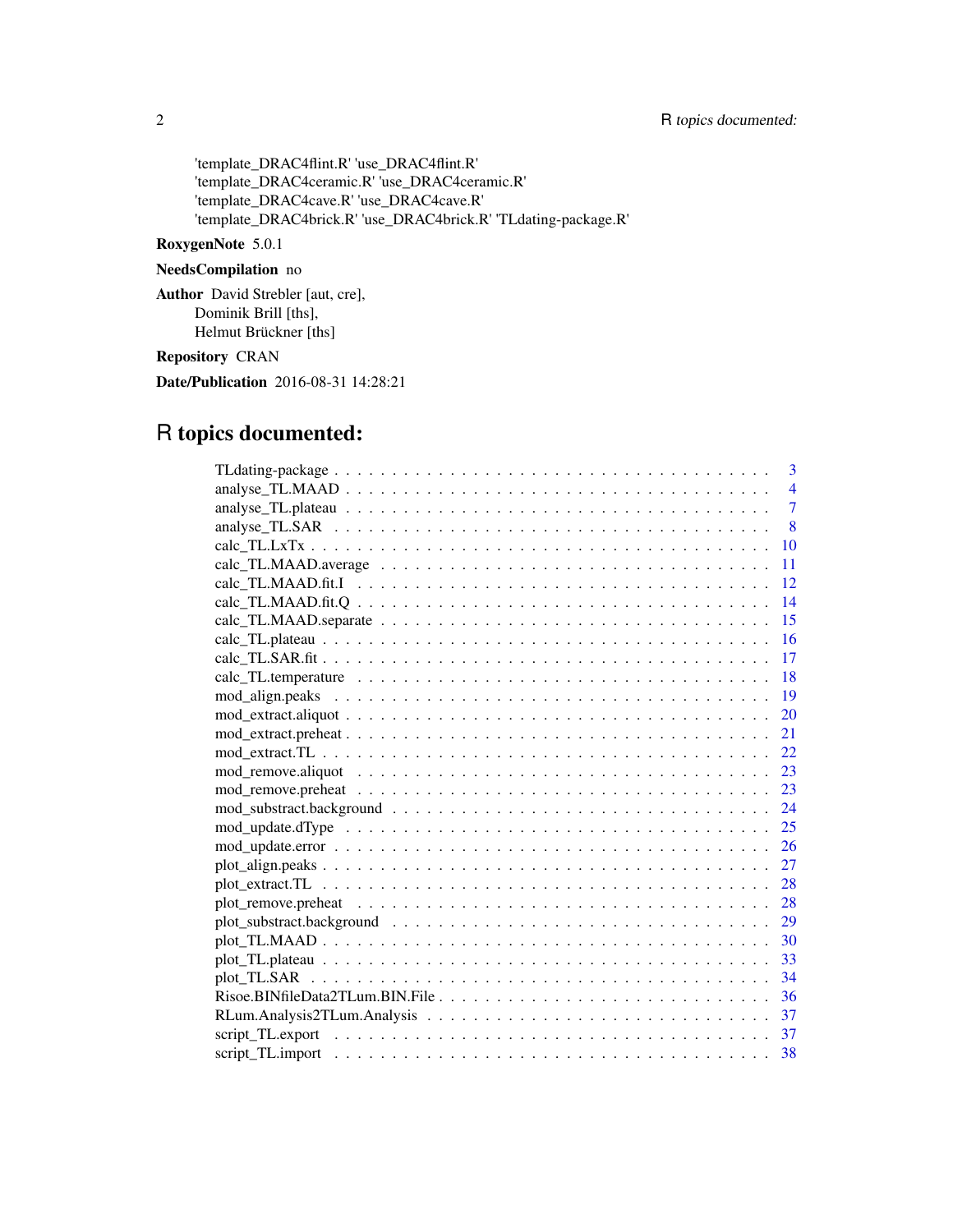'template_DRAC4flint.R' 'use_DRAC4flint.R'
'template_DRAC4ceramic.R' 'use_DRAC4ceramic.R'
'template_DRAC4cave.R' 'use_DRAC4cave.R'
'template_DRAC4brick.R' 'use_DRAC4brick.R' 'TLdating-package.R'

**RoxygenNote** 5.0.1

**NeedsCompilation** no

**Author** David Strebler [aut, cre],
Dominik Brill [ths],
Helmut Brückner [ths]

**Repository** CRAN

**Date/Publication** 2016-08-31 14:28:21

# R topics documented:

TLdating-package . . . . . . . . . . . . . . . . . . . . . . . . . . . . . . . . . . . 3
analyse_TL.MAAD . . . . . . . . . . . . . . . . . . . . . . . . . . . . . . . . . . . 4
analyse_TL.plateau . . . . . . . . . . . . . . . . . . . . . . . . . . . . . . . . . . . 7
analyse_TL.SAR . . . . . . . . . . . . . . . . . . . . . . . . . . . . . . . . . . . 8
calc_TL.LxTx . . . . . . . . . . . . . . . . . . . . . . . . . . . . . . . . . . . 10
calc_TL.MAAD.average . . . . . . . . . . . . . . . . . . . . . . . . . . . . . . . . . . . 11
calc_TL.MAAD.fit.I . . . . . . . . . . . . . . . . . . . . . . . . . . . . . . . . . . . 12
calc_TL.MAAD.fit.Q . . . . . . . . . . . . . . . . . . . . . . . . . . . . . . . . . . . 14
calc_TL.MAAD.separate . . . . . . . . . . . . . . . . . . . . . . . . . . . . . . . . . . . 15
calc_TL.plateau . . . . . . . . . . . . . . . . . . . . . . . . . . . . . . . . . . . 16
calc_TL.SAR.fit . . . . . . . . . . . . . . . . . . . . . . . . . . . . . . . . . . . 17
calc_TL.temperature . . . . . . . . . . . . . . . . . . . . . . . . . . . . . . . . . . . 18
mod_align.peaks . . . . . . . . . . . . . . . . . . . . . . . . . . . . . . . . . . . 19
mod_extract.aliquot . . . . . . . . . . . . . . . . . . . . . . . . . . . . . . . . . . . 20
mod_extract.preheat . . . . . . . . . . . . . . . . . . . . . . . . . . . . . . . . . . . 21
mod_extract.TL . . . . . . . . . . . . . . . . . . . . . . . . . . . . . . . . . . . 22
mod_remove.aliquot . . . . . . . . . . . . . . . . . . . . . . . . . . . . . . . . . . . 23
mod_remove.preheat . . . . . . . . . . . . . . . . . . . . . . . . . . . . . . . . . . . 23
mod_substract.background . . . . . . . . . . . . . . . . . . . . . . . . . . . . . . . . . . . 24
mod_update.dType . . . . . . . . . . . . . . . . . . . . . . . . . . . . . . . . . . . 25
mod_update.error . . . . . . . . . . . . . . . . . . . . . . . . . . . . . . . . . . . 26
plot_align.peaks . . . . . . . . . . . . . . . . . . . . . . . . . . . . . . . . . . . 27
plot_extract.TL . . . . . . . . . . . . . . . . . . . . . . . . . . . . . . . . . . . 28
plot_remove.preheat . . . . . . . . . . . . . . . . . . . . . . . . . . . . . . . . . . . 28
plot_substract.background . . . . . . . . . . . . . . . . . . . . . . . . . . . . . . . . . . . 29
plot_TL.MAAD . . . . . . . . . . . . . . . . . . . . . . . . . . . . . . . . . . . 30
plot_TL.plateau . . . . . . . . . . . . . . . . . . . . . . . . . . . . . . . . . . . 33
plot_TL.SAR . . . . . . . . . . . . . . . . . . . . . . . . . . . . . . . . . . . 34
Risoe.BINfileData2TLum.BIN.File . . . . . . . . . . . . . . . . . . . . . . . . . . . . . . . . . . . 36
RLum.Analysis2TLum.Analysis . . . . . . . . . . . . . . . . . . . . . . . . . . . . . . . . . . . 37
script_TL.export . . . . . . . . . . . . . . . . . . . . . . . . . . . . . . . . . . . 37
script_TL.import . . . . . . . . . . . . . . . . . . . . . . . . . . . . . . . . . . . 38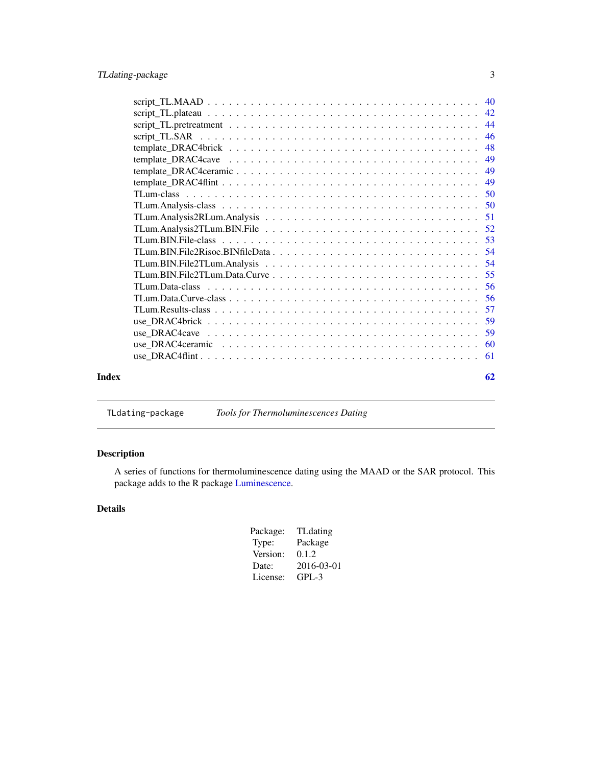script_TL.MAAD . . . . . . . . . . . . . . . . . . . . . . . . . . . . . . . . . . . 40
script_TL.plateau . . . . . . . . . . . . . . . . . . . . . . . . . . . . . . . . . . 42
script_TL.pretreatment . . . . . . . . . . . . . . . . . . . . . . . . . . . . . . . . 44
script_TL.SAR . . . . . . . . . . . . . . . . . . . . . . . . . . . . . . . . . . . . 46
template_DRAC4brick . . . . . . . . . . . . . . . . . . . . . . . . . . . . . . . . 48
template_DRAC4cave . . . . . . . . . . . . . . . . . . . . . . . . . . . . . . . . . 49
template_DRAC4ceramic . . . . . . . . . . . . . . . . . . . . . . . . . . . . . . . 49
template_DRAC4flint . . . . . . . . . . . . . . . . . . . . . . . . . . . . . . . . . 49
TLum-class . . . . . . . . . . . . . . . . . . . . . . . . . . . . . . . . . . . . . . 50
TLum.Analysis-class . . . . . . . . . . . . . . . . . . . . . . . . . . . . . . . . . 50
TLum.Analysis2RLum.Analysis . . . . . . . . . . . . . . . . . . . . . . . . . . . . 51
TLum.Analysis2TLum.BIN.File . . . . . . . . . . . . . . . . . . . . . . . . . . . . 52
TLum.BIN.File-class . . . . . . . . . . . . . . . . . . . . . . . . . . . . . . . . . 53
TLum.BIN.File2Risoe.BINfileData . . . . . . . . . . . . . . . . . . . . . . . . . . 54
TLum.BIN.File2TLum.Analysis . . . . . . . . . . . . . . . . . . . . . . . . . . . . 54
TLum.BIN.File2TLum.Data.Curve . . . . . . . . . . . . . . . . . . . . . . . . . . . 55
TLum.Data-class . . . . . . . . . . . . . . . . . . . . . . . . . . . . . . . . . . . 56
TLum.Data.Curve-class . . . . . . . . . . . . . . . . . . . . . . . . . . . . . . . . 56
TLum.Results-class . . . . . . . . . . . . . . . . . . . . . . . . . . . . . . . . . . 57
use_DRAC4brick . . . . . . . . . . . . . . . . . . . . . . . . . . . . . . . . . . . 59
use_DRAC4cave . . . . . . . . . . . . . . . . . . . . . . . . . . . . . . . . . . . . 59
use_DRAC4ceramic . . . . . . . . . . . . . . . . . . . . . . . . . . . . . . . . . . 60
use_DRAC4flint . . . . . . . . . . . . . . . . . . . . . . . . . . . . . . . . . . . . 61

**Index** **62**

---

`TLdating-package` *Tools for Thermoluminescences Dating*

---

## Description

A series of functions for thermoluminescence dating using the MAAD or the SAR protocol. This package adds to the R package Luminescence.

## Details

| | |
|---|---|
| Package: | TLdating |
| Type: | Package |
| Version: | 0.1.2 |
| Date: | 2016-03-01 |
| License: | GPL-3 |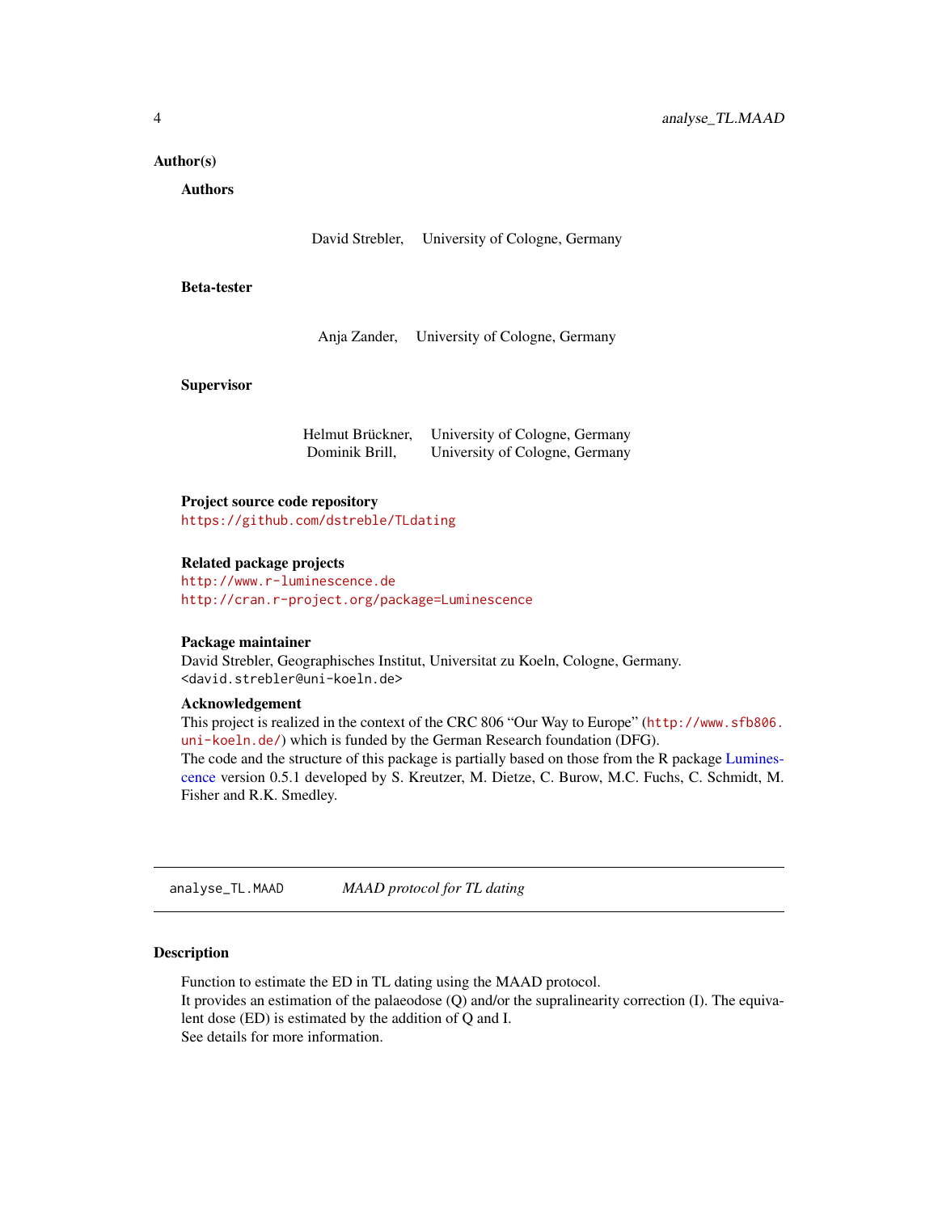### Author(s)

**Authors**

| | |
|---|---|
| David Strebler, | University of Cologne, Germany |

**Beta-tester**

| | |
|---|---|
| Anja Zander, | University of Cologne, Germany |

**Supervisor**

| | |
|---|---|
| Helmut Brückner, | University of Cologne, Germany |
| Dominik Brill, | University of Cologne, Germany |

**Project source code repository**
https://github.com/dstreble/TLdating

**Related package projects**
http://www.r-luminescence.de
http://cran.r-project.org/package=Luminescence

**Package maintainer**
David Strebler, Geographisches Institut, Universitat zu Koeln, Cologne, Germany.
<david.strebler@uni-koeln.de>

**Acknowledgement**
This project is realized in the context of the CRC 806 "Our Way to Europe" (http://www.sfb806.uni-koeln.de/) which is funded by the German Research foundation (DFG).
The code and the structure of this package is partially based on those from the R package Luminescence version 0.5.1 developed by S. Kreutzer, M. Dietze, C. Burow, M.C. Fuchs, C. Schmidt, M. Fisher and R.K. Smedley.

---

## analyse_TL.MAAD — *MAAD protocol for TL dating*

### Description

Function to estimate the ED in TL dating using the MAAD protocol.
It provides an estimation of the palaeodose (Q) and/or the supralinearity correction (I). The equivalent dose (ED) is estimated by the addition of Q and I.
See details for more information.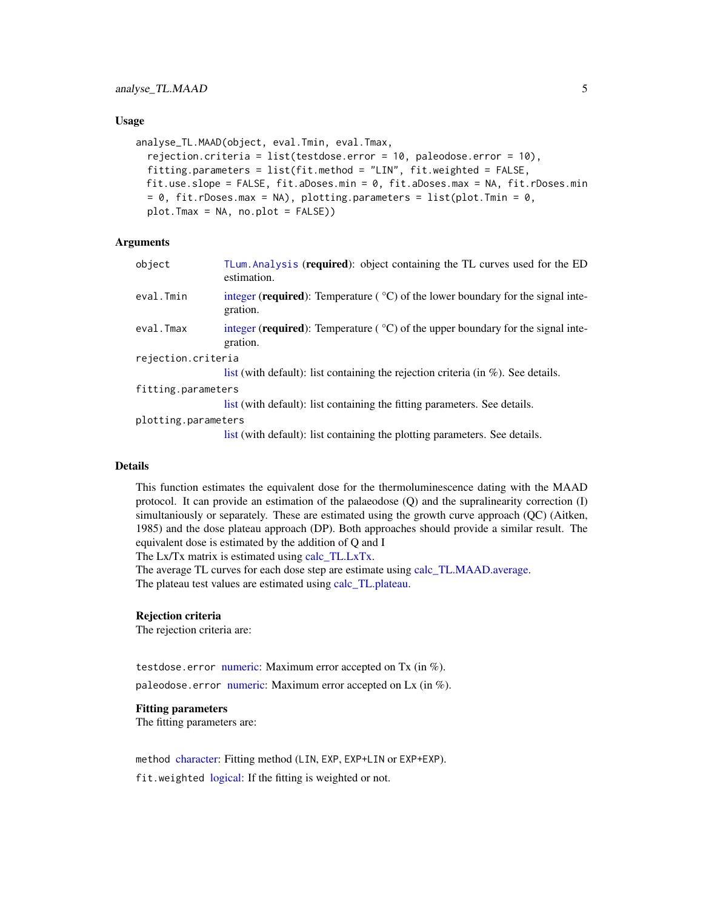## Usage

```
analyse_TL.MAAD(object, eval.Tmin, eval.Tmax,
  rejection.criteria = list(testdose.error = 10, paleodose.error = 10),
  fitting.parameters = list(fit.method = "LIN", fit.weighted = FALSE,
  fit.use.slope = FALSE, fit.aDoses.min = 0, fit.aDoses.max = NA, fit.rDoses.min
  = 0, fit.rDoses.max = NA), plotting.parameters = list(plot.Tmin = 0,
  plot.Tmax = NA, no.plot = FALSE))
```

## Arguments

| | |
|---|---|
| object | TLum.Analysis (**required**): object containing the TL curves used for the ED estimation. |
| eval.Tmin | integer (**required**): Temperature (°C) of the lower boundary for the signal integration. |
| eval.Tmax | integer (**required**): Temperature (°C) of the upper boundary for the signal integration. |
| rejection.criteria | list (with default): list containing the rejection criteria (in %). See details. |
| fitting.parameters | list (with default): list containing the fitting parameters. See details. |
| plotting.parameters | list (with default): list containing the plotting parameters. See details. |

## Details

This function estimates the equivalent dose for the thermoluminescence dating with the MAAD protocol. It can provide an estimation of the palaeodose (Q) and the supralinearity correction (I) simultaniously or separately. These are estimated using the growth curve approach (QC) (Aitken, 1985) and the dose plateau approach (DP). Both approaches should provide a similar result. The equivalent dose is estimated by the addition of Q and I
The Lx/Tx matrix is estimated using calc_TL.LxTx.
The average TL curves for each dose step are estimate using calc_TL.MAAD.average.
The plateau test values are estimated using calc_TL.plateau.

### Rejection criteria

The rejection criteria are:

`testdose.error` numeric: Maximum error accepted on Tx (in %).

`paleodose.error` numeric: Maximum error accepted on Lx (in %).

### Fitting parameters

The fitting parameters are:

`method` character: Fitting method (`LIN`, `EXP`, `EXP+LIN` or `EXP+EXP`).

`fit.weighted` logical: If the fitting is weighted or not.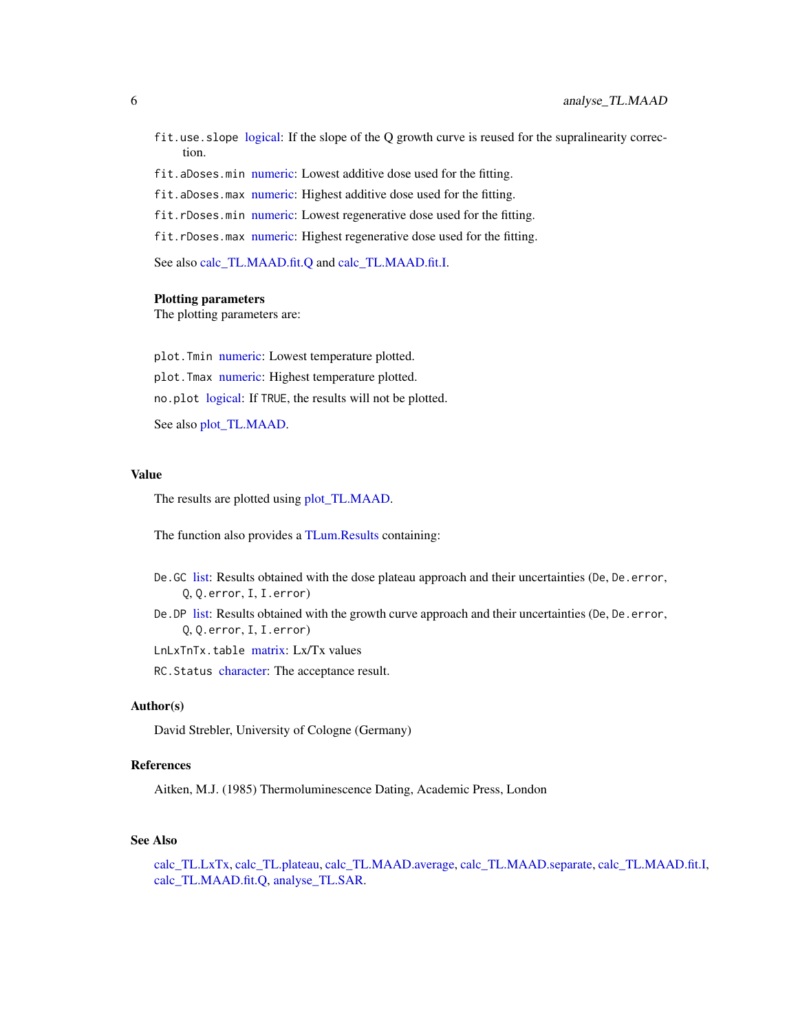`fit.use.slope` logical: If the slope of the Q growth curve is reused for the supralinearity correction.

`fit.aDoses.min` numeric: Lowest additive dose used for the fitting.

`fit.aDoses.max` numeric: Highest additive dose used for the fitting.

`fit.rDoses.min` numeric: Lowest regenerative dose used for the fitting.

`fit.rDoses.max` numeric: Highest regenerative dose used for the fitting.

See also calc_TL.MAAD.fit.Q and calc_TL.MAAD.fit.I.

**Plotting parameters**
The plotting parameters are:

`plot.Tmin` numeric: Lowest temperature plotted.

`plot.Tmax` numeric: Highest temperature plotted.

`no.plot` logical: If `TRUE`, the results will not be plotted.

See also plot_TL.MAAD.

## Value

The results are plotted using plot_TL.MAAD.

The function also provides a TLum.Results containing:

`De.GC` list: Results obtained with the dose plateau approach and their uncertainties (`De`, `De.error`, `Q`, `Q.error`, `I`, `I.error`)

`De.DP` list: Results obtained with the growth curve approach and their uncertainties (`De`, `De.error`, `Q`, `Q.error`, `I`, `I.error`)

`LnLxTnTx.table` matrix: Lx/Tx values

`RC.Status` character: The acceptance result.

## Author(s)

David Strebler, University of Cologne (Germany)

## References

Aitken, M.J. (1985) Thermoluminescence Dating, Academic Press, London

## See Also

calc_TL.LxTx, calc_TL.plateau, calc_TL.MAAD.average, calc_TL.MAAD.separate, calc_TL.MAAD.fit.I, calc_TL.MAAD.fit.Q, analyse_TL.SAR.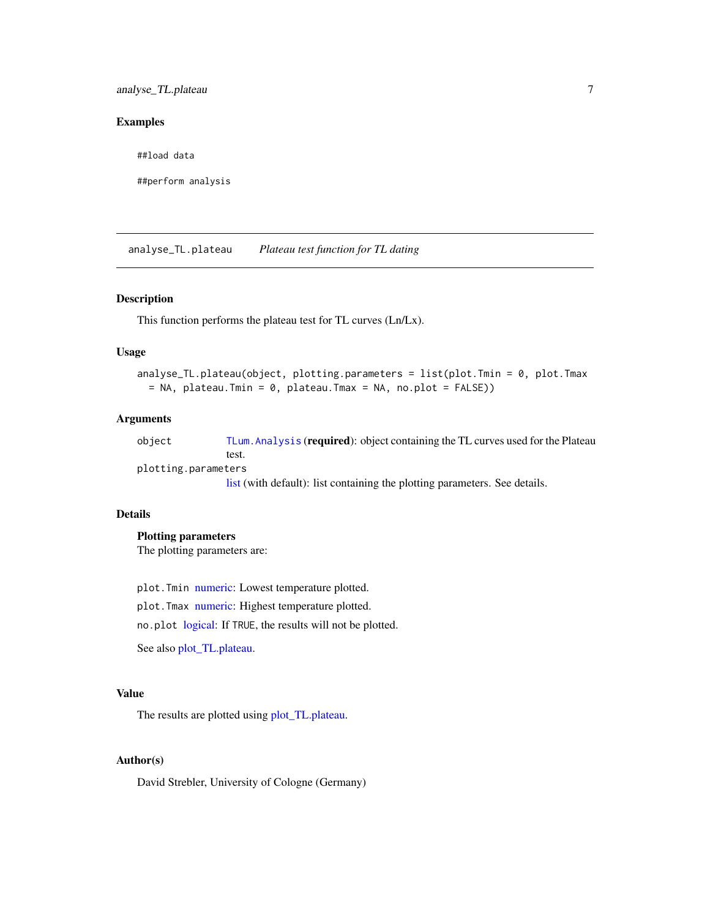## Examples

```
##load data

##perform analysis
```

---

# analyse_TL.plateau — *Plateau test function for TL dating*

---

## Description

This function performs the plateau test for TL curves (Ln/Lx).

## Usage

```
analyse_TL.plateau(object, plotting.parameters = list(plot.Tmin = 0, plot.Tmax
  = NA, plateau.Tmin = 0, plateau.Tmax = NA, no.plot = FALSE))
```

## Arguments

`object` — `TLum.Analysis` (**required**): object containing the TL curves used for the Plateau test.

`plotting.parameters` — list (with default): list containing the plotting parameters. See details.

## Details

### Plotting parameters

The plotting parameters are:

`plot.Tmin` numeric: Lowest temperature plotted.

`plot.Tmax` numeric: Highest temperature plotted.

`no.plot` logical: If `TRUE`, the results will not be plotted.

See also plot_TL.plateau.

## Value

The results are plotted using plot_TL.plateau.

## Author(s)

David Strebler, University of Cologne (Germany)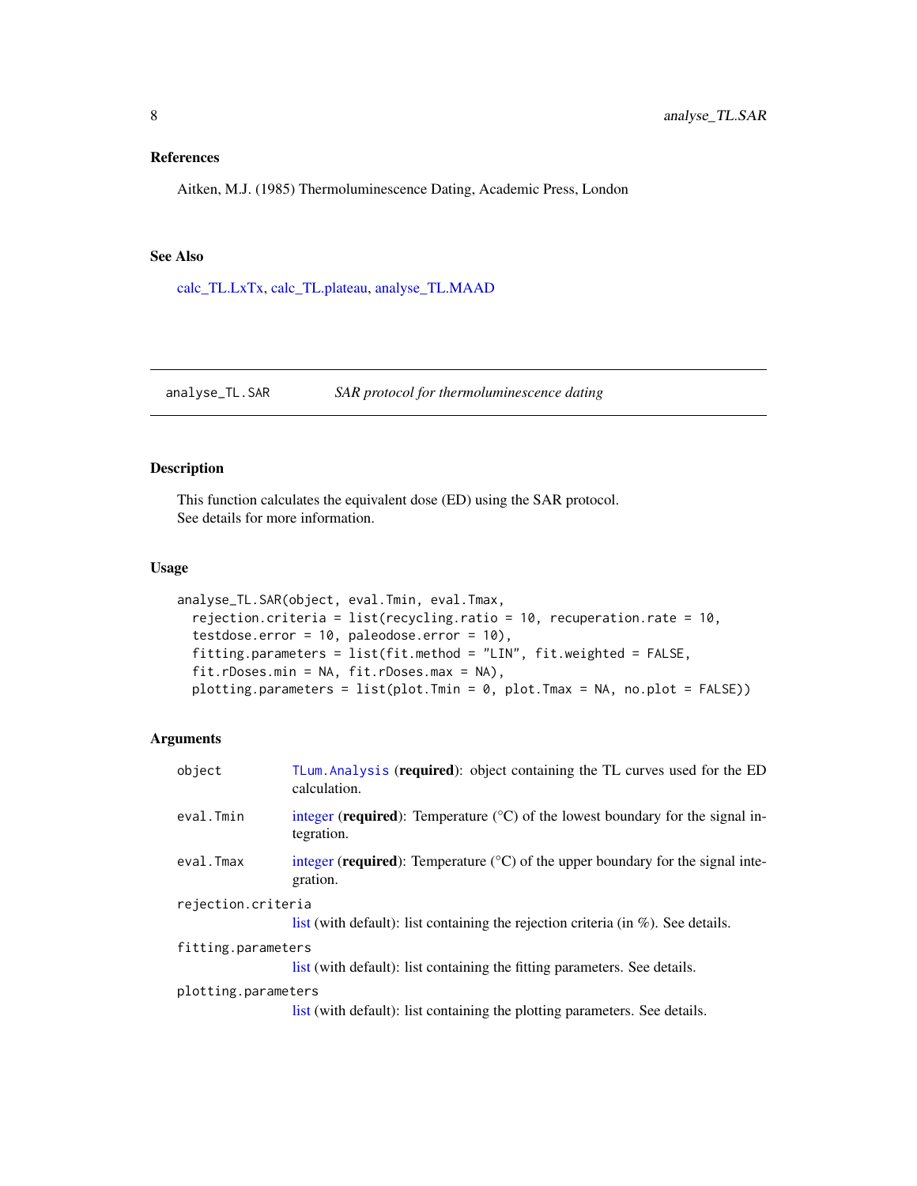### References

Aitken, M.J. (1985) Thermoluminescence Dating, Academic Press, London

### See Also

calc_TL.LxTx, calc_TL.plateau, analyse_TL.MAAD

---

## analyse_TL.SAR — *SAR protocol for thermoluminescence dating*

---

### Description

This function calculates the equivalent dose (ED) using the SAR protocol.
See details for more information.

### Usage

```
analyse_TL.SAR(object, eval.Tmin, eval.Tmax,
  rejection.criteria = list(recycling.ratio = 10, recuperation.rate = 10,
  testdose.error = 10, paleodose.error = 10),
  fitting.parameters = list(fit.method = "LIN", fit.weighted = FALSE,
  fit.rDoses.min = NA, fit.rDoses.max = NA),
  plotting.parameters = list(plot.Tmin = 0, plot.Tmax = NA, no.plot = FALSE))
```

### Arguments

| | |
|---|---|
| `object` | `TLum.Analysis` (**required**): object containing the TL curves used for the ED calculation. |
| `eval.Tmin` | integer (**required**): Temperature (°C) of the lowest boundary for the signal integration. |
| `eval.Tmax` | integer (**required**): Temperature (°C) of the upper boundary for the signal integration. |
| `rejection.criteria` | list (with default): list containing the rejection criteria (in %). See details. |
| `fitting.parameters` | list (with default): list containing the fitting parameters. See details. |
| `plotting.parameters` | list (with default): list containing the plotting parameters. See details. |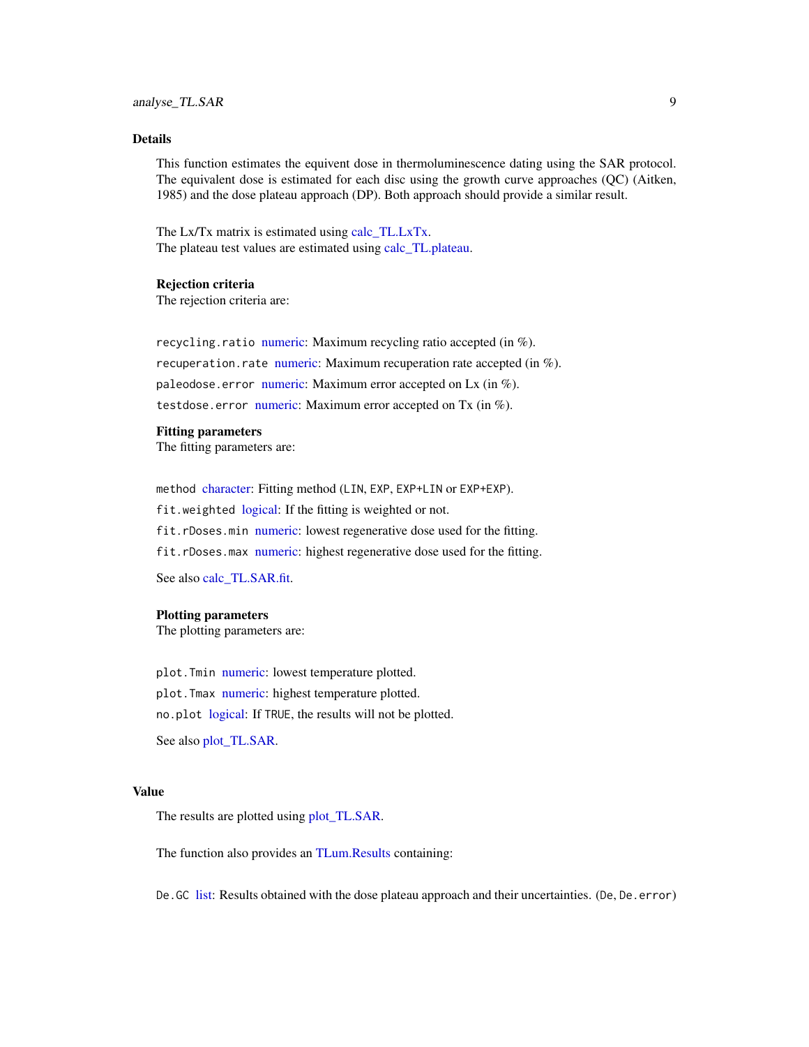## Details

This function estimates the equivent dose in thermoluminescence dating using the SAR protocol. The equivalent dose is estimated for each disc using the growth curve approaches (QC) (Aitken, 1985) and the dose plateau approach (DP). Both approach should provide a similar result.

The Lx/Tx matrix is estimated using calc_TL.LxTx.
The plateau test values are estimated using calc_TL.plateau.

### Rejection criteria

The rejection criteria are:

`recycling.ratio` numeric: Maximum recycling ratio accepted (in %).

`recuperation.rate` numeric: Maximum recuperation rate accepted (in %).

`paleodose.error` numeric: Maximum error accepted on Lx (in %).

`testdose.error` numeric: Maximum error accepted on Tx (in %).

### Fitting parameters

The fitting parameters are:

`method` character: Fitting method (`LIN`, `EXP`, `EXP+LIN` or `EXP+EXP`).

`fit.weighted` logical: If the fitting is weighted or not.

`fit.rDoses.min` numeric: lowest regenerative dose used for the fitting.

`fit.rDoses.max` numeric: highest regenerative dose used for the fitting.

See also calc_TL.SAR.fit.

### Plotting parameters

The plotting parameters are:

`plot.Tmin` numeric: lowest temperature plotted.

`plot.Tmax` numeric: highest temperature plotted.

`no.plot` logical: If `TRUE`, the results will not be plotted.

See also plot_TL.SAR.

## Value

The results are plotted using plot_TL.SAR.

The function also provides an TLum.Results containing:

`De.GC` list: Results obtained with the dose plateau approach and their uncertainties. (`De`, `De.error`)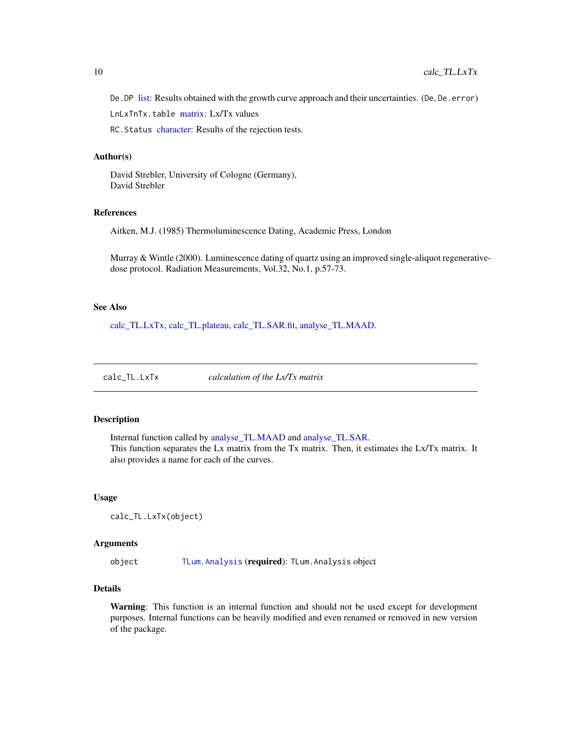De.DP list: Results obtained with the growth curve approach and their uncertainties. (De, De.error)

LnLxTnTx.table matrix: Lx/Tx values

RC.Status character: Results of the rejection tests.

### Author(s)

David Strebler, University of Cologne (Germany),
David Strebler

### References

Aitken, M.J. (1985) Thermoluminescence Dating, Academic Press, London

Murray & Wintle (2000). Luminescence dating of quartz using an improved single-aliquot regenerative-dose protocol. Radiation Measurements, Vol.32, No.1, p.57-73.

### See Also

calc_TL.LxTx, calc_TL.plateau, calc_TL.SAR.fit, analyse_TL.MAAD.

---

## calc_TL.LxTx — *calculation of the Lx/Tx matrix*

### Description

Internal function called by analyse_TL.MAAD and analyse_TL.SAR.
This function separates the Lx matrix from the Tx matrix. Then, it estimates the Lx/Tx matrix. It also provides a name for each of the curves.

### Usage

```
calc_TL.LxTx(object)
```

### Arguments

| | |
|---|---|
| object | TLum.Analysis (**required**): TLum.Analysis object |

### Details

**Warning**: This function is an internal function and should not be used except for development purposes. Internal functions can be heavily modified and even renamed or removed in new version of the package.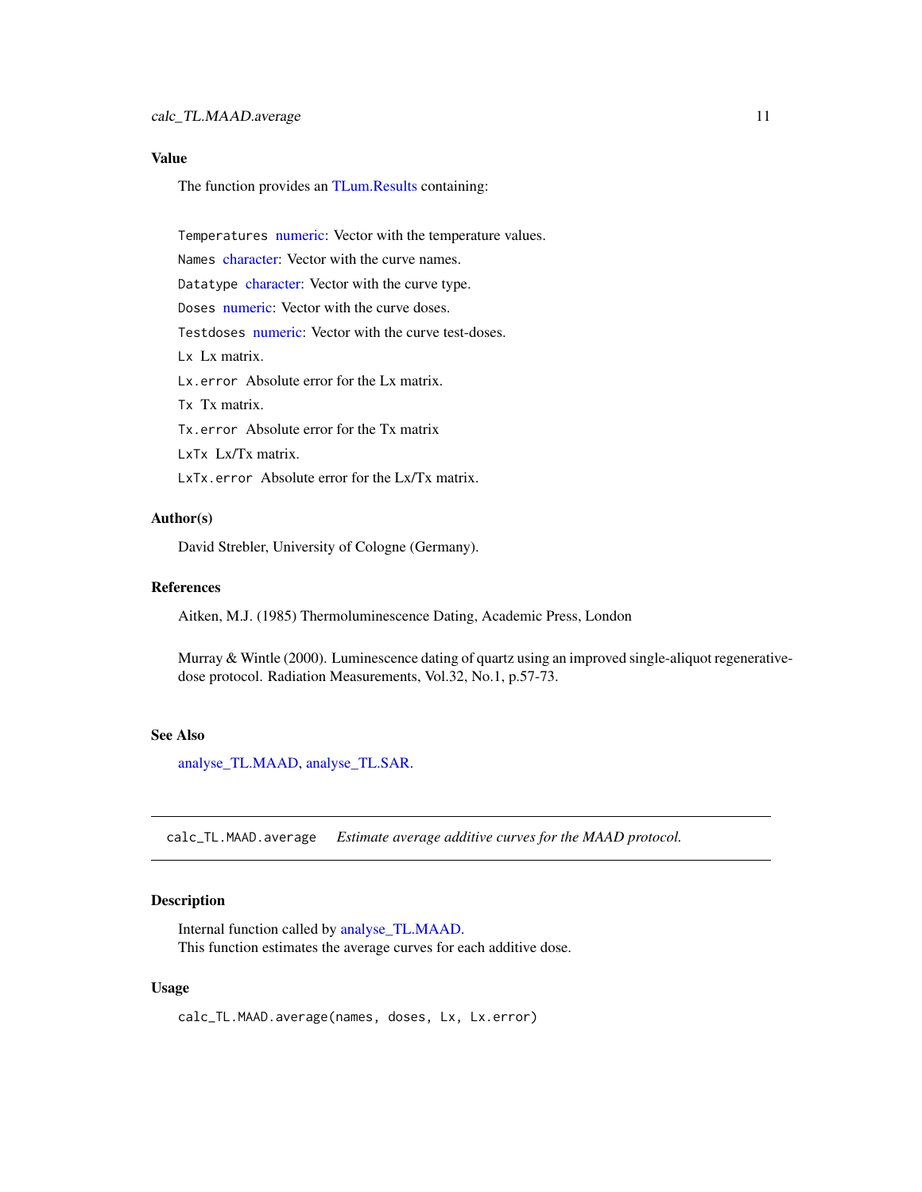### Value

The function provides an TLum.Results containing:

- `Temperatures` numeric: Vector with the temperature values.
- `Names` character: Vector with the curve names.
- `Datatype` character: Vector with the curve type.
- `Doses` numeric: Vector with the curve doses.
- `Testdoses` numeric: Vector with the curve test-doses.
- `Lx` Lx matrix.
- `Lx.error` Absolute error for the Lx matrix.
- `Tx` Tx matrix.
- `Tx.error` Absolute error for the Tx matrix
- `LxTx` Lx/Tx matrix.
- `LxTx.error` Absolute error for the Lx/Tx matrix.

### Author(s)

David Strebler, University of Cologne (Germany).

### References

Aitken, M.J. (1985) Thermoluminescence Dating, Academic Press, London

Murray & Wintle (2000). Luminescence dating of quartz using an improved single-aliquot regenerative-dose protocol. Radiation Measurements, Vol.32, No.1, p.57-73.

### See Also

analyse_TL.MAAD, analyse_TL.SAR.

---

## `calc_TL.MAAD.average` *Estimate average additive curves for the MAAD protocol.*

### Description

Internal function called by analyse_TL.MAAD.
This function estimates the average curves for each additive dose.

### Usage

```
calc_TL.MAAD.average(names, doses, Lx, Lx.error)
```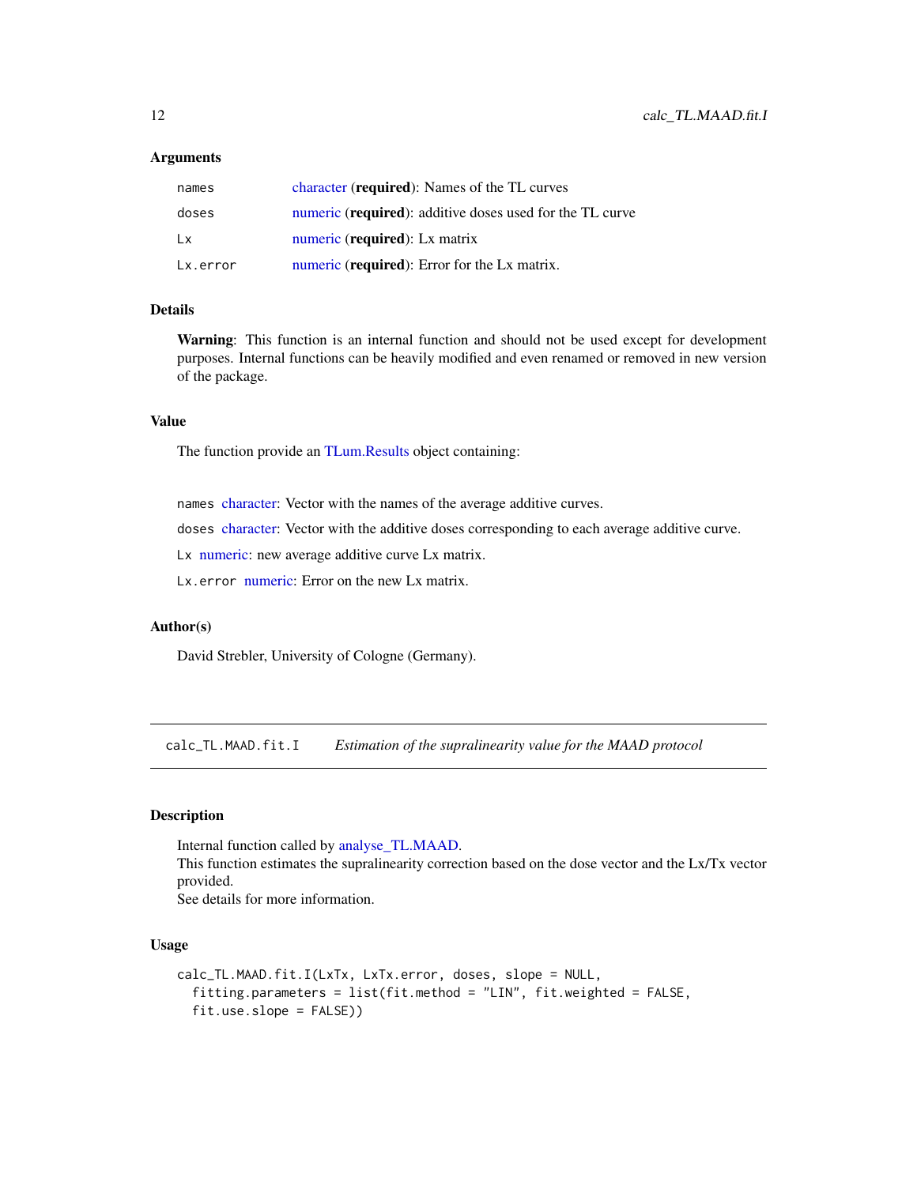### Arguments

| | |
|---|---|
| `names` | character (**required**): Names of the TL curves |
| `doses` | numeric (**required**): additive doses used for the TL curve |
| `Lx` | numeric (**required**): Lx matrix |
| `Lx.error` | numeric (**required**): Error for the Lx matrix. |

### Details

**Warning**: This function is an internal function and should not be used except for development purposes. Internal functions can be heavily modified and even renamed or removed in new version of the package.

### Value

The function provide an TLum.Results object containing:

`names` character: Vector with the names of the average additive curves.

`doses` character: Vector with the additive doses corresponding to each average additive curve.

`Lx` numeric: new average additive curve Lx matrix.

`Lx.error` numeric: Error on the new Lx matrix.

### Author(s)

David Strebler, University of Cologne (Germany).

---

## `calc_TL.MAAD.fit.I` *Estimation of the supralinearity value for the MAAD protocol*

### Description

Internal function called by analyse_TL.MAAD.
This function estimates the supralinearity correction based on the dose vector and the Lx/Tx vector provided.
See details for more information.

### Usage

```
calc_TL.MAAD.fit.I(LxTx, LxTx.error, doses, slope = NULL,
  fitting.parameters = list(fit.method = "LIN", fit.weighted = FALSE,
  fit.use.slope = FALSE))
```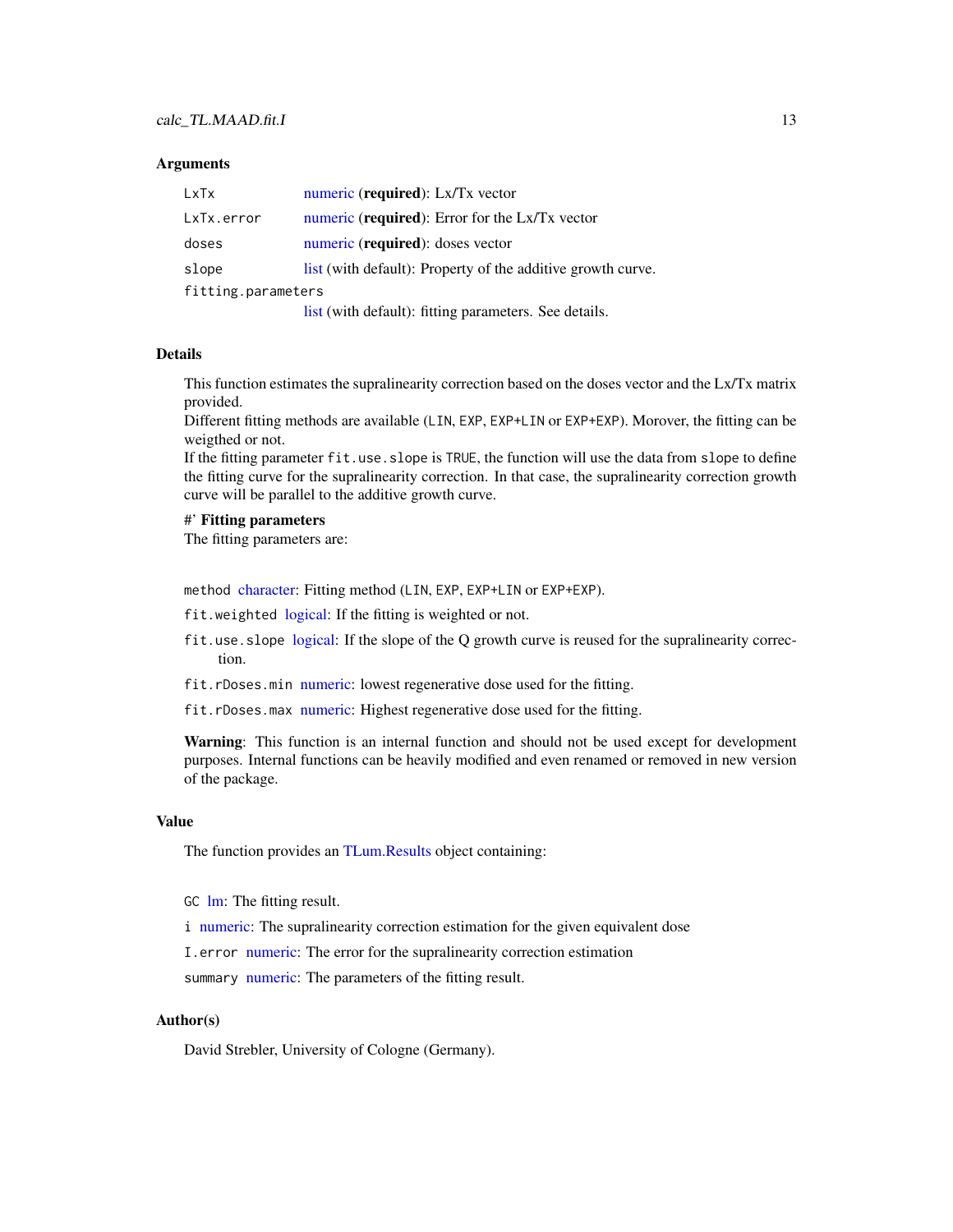### Arguments

| | |
|---|---|
| `LxTx` | numeric (**required**): Lx/Tx vector |
| `LxTx.error` | numeric (**required**): Error for the Lx/Tx vector |
| `doses` | numeric (**required**): doses vector |
| `slope` | list (with default): Property of the additive growth curve. |
| `fitting.parameters` | list (with default): fitting parameters. See details. |

### Details

This function estimates the supralinearity correction based on the doses vector and the Lx/Tx matrix provided.
Different fitting methods are available (`LIN`, `EXP`, `EXP+LIN` or `EXP+EXP`). Morover, the fitting can be weigthed or not.
If the fitting parameter `fit.use.slope` is `TRUE`, the function will use the data from `slope` to define the fitting curve for the supralinearity correction. In that case, the supralinearity correction growth curve will be parallel to the additive growth curve.

#' **Fitting parameters**
The fitting parameters are:

`method` character: Fitting method (`LIN`, `EXP`, `EXP+LIN` or `EXP+EXP`).

`fit.weighted` logical: If the fitting is weighted or not.

`fit.use.slope` logical: If the slope of the Q growth curve is reused for the supralinearity correction.

`fit.rDoses.min` numeric: lowest regenerative dose used for the fitting.

`fit.rDoses.max` numeric: Highest regenerative dose used for the fitting.

**Warning**: This function is an internal function and should not be used except for development purposes. Internal functions can be heavily modified and even renamed or removed in new version of the package.

### Value

The function provides an TLum.Results object containing:

`GC` lm: The fitting result.

`i` numeric: The supralinearity correction estimation for the given equivalent dose

`I.error` numeric: The error for the supralinearity correction estimation

`summary` numeric: The parameters of the fitting result.

### Author(s)

David Strebler, University of Cologne (Germany).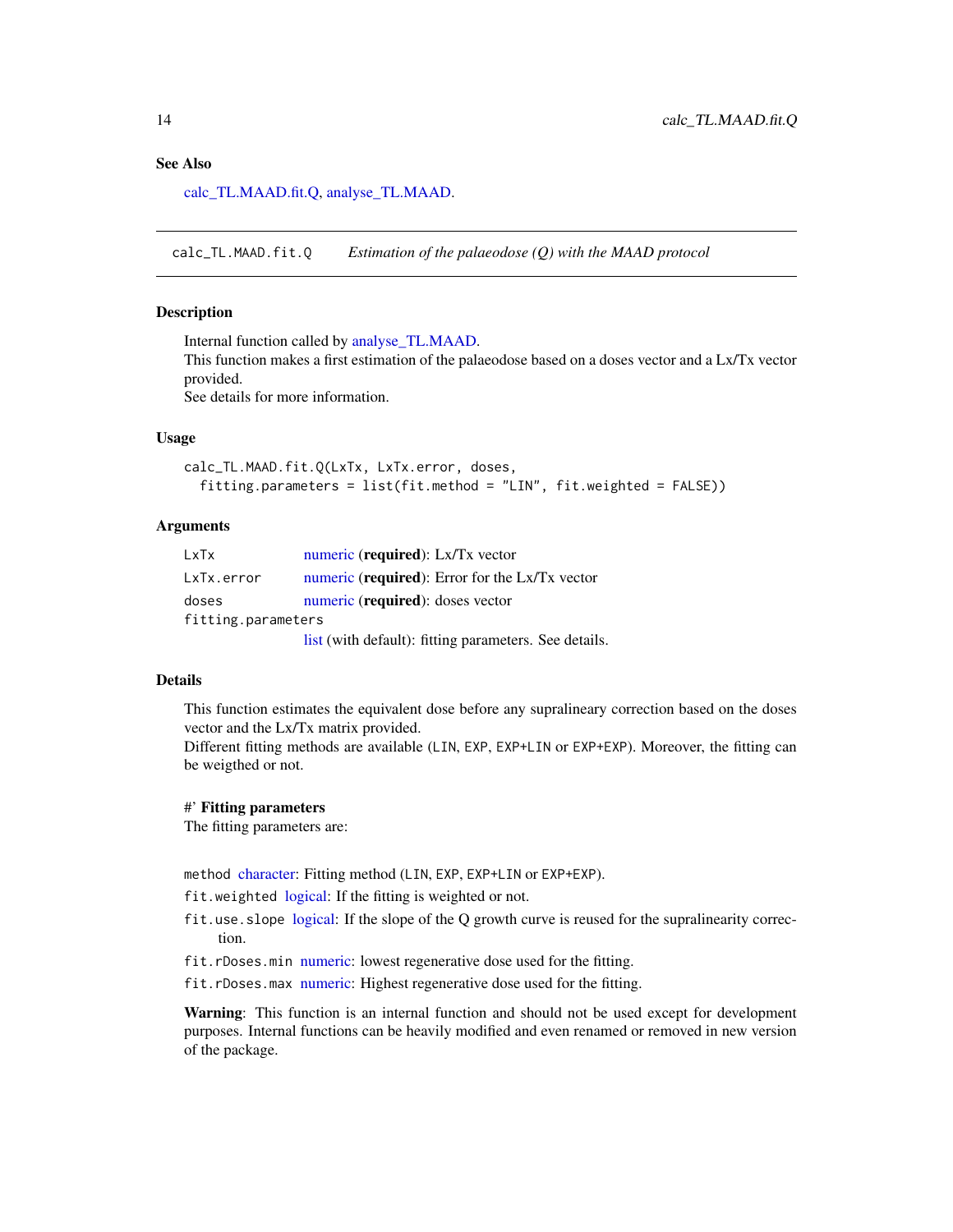### See Also

calc_TL.MAAD.fit.Q, analyse_TL.MAAD.

---

## calc_TL.MAAD.fit.Q — *Estimation of the palaeodose (Q) with the MAAD protocol*

### Description

Internal function called by analyse_TL.MAAD.
This function makes a first estimation of the palaeodose based on a doses vector and a Lx/Tx vector provided.
See details for more information.

### Usage

```
calc_TL.MAAD.fit.Q(LxTx, LxTx.error, doses,
  fitting.parameters = list(fit.method = "LIN", fit.weighted = FALSE))
```

### Arguments

| | |
|---|---|
| `LxTx` | numeric (**required**): Lx/Tx vector |
| `LxTx.error` | numeric (**required**): Error for the Lx/Tx vector |
| `doses` | numeric (**required**): doses vector |
| `fitting.parameters` | list (with default): fitting parameters. See details. |

### Details

This function estimates the equivalent dose before any supralineary correction based on the doses vector and the Lx/Tx matrix provided.
Different fitting methods are available (`LIN`, `EXP`, `EXP+LIN` or `EXP+EXP`). Moreover, the fitting can be weigthed or not.

#' **Fitting parameters**
The fitting parameters are:

- `method` character: Fitting method (`LIN`, `EXP`, `EXP+LIN` or `EXP+EXP`).
- `fit.weighted` logical: If the fitting is weighted or not.
- `fit.use.slope` logical: If the slope of the Q growth curve is reused for the supralinearity correction.
- `fit.rDoses.min` numeric: lowest regenerative dose used for the fitting.
- `fit.rDoses.max` numeric: Highest regenerative dose used for the fitting.

**Warning**: This function is an internal function and should not be used except for development purposes. Internal functions can be heavily modified and even renamed or removed in new version of the package.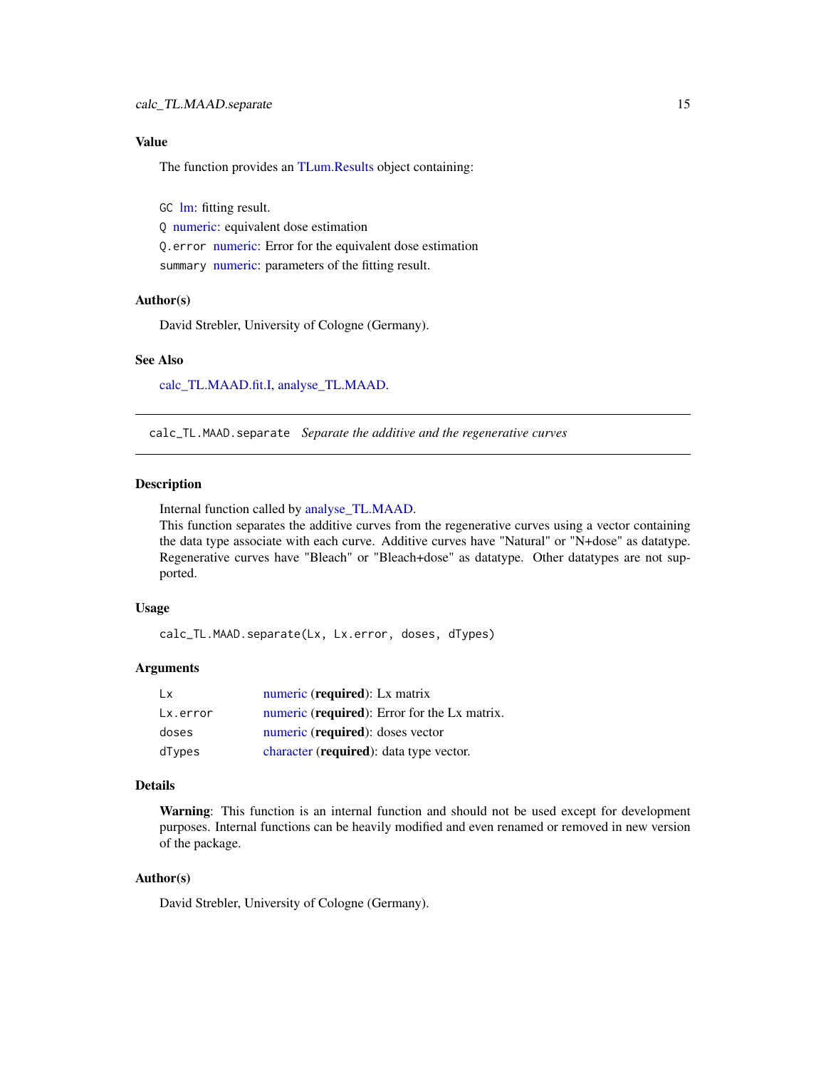## Value

The function provides an TLum.Results object containing:

`GC` lm: fitting result.
`Q` numeric: equivalent dose estimation
`Q.error` numeric: Error for the equivalent dose estimation
`summary` numeric: parameters of the fitting result.

## Author(s)

David Strebler, University of Cologne (Germany).

## See Also

calc_TL.MAAD.fit.I, analyse_TL.MAAD.

---

# calc_TL.MAAD.separate *Separate the additive and the regenerative curves*

## Description

Internal function called by analyse_TL.MAAD.
This function separates the additive curves from the regenerative curves using a vector containing the data type associate with each curve. Additive curves have "Natural" or "N+dose" as datatype. Regenerative curves have "Bleach" or "Bleach+dose" as datatype. Other datatypes are not supported.

## Usage

```
calc_TL.MAAD.separate(Lx, Lx.error, doses, dTypes)
```

## Arguments

| | |
|---|---|
| `Lx` | numeric (**required**): Lx matrix |
| `Lx.error` | numeric (**required**): Error for the Lx matrix. |
| `doses` | numeric (**required**): doses vector |
| `dTypes` | character (**required**): data type vector. |

## Details

**Warning**: This function is an internal function and should not be used except for development purposes. Internal functions can be heavily modified and even renamed or removed in new version of the package.

## Author(s)

David Strebler, University of Cologne (Germany).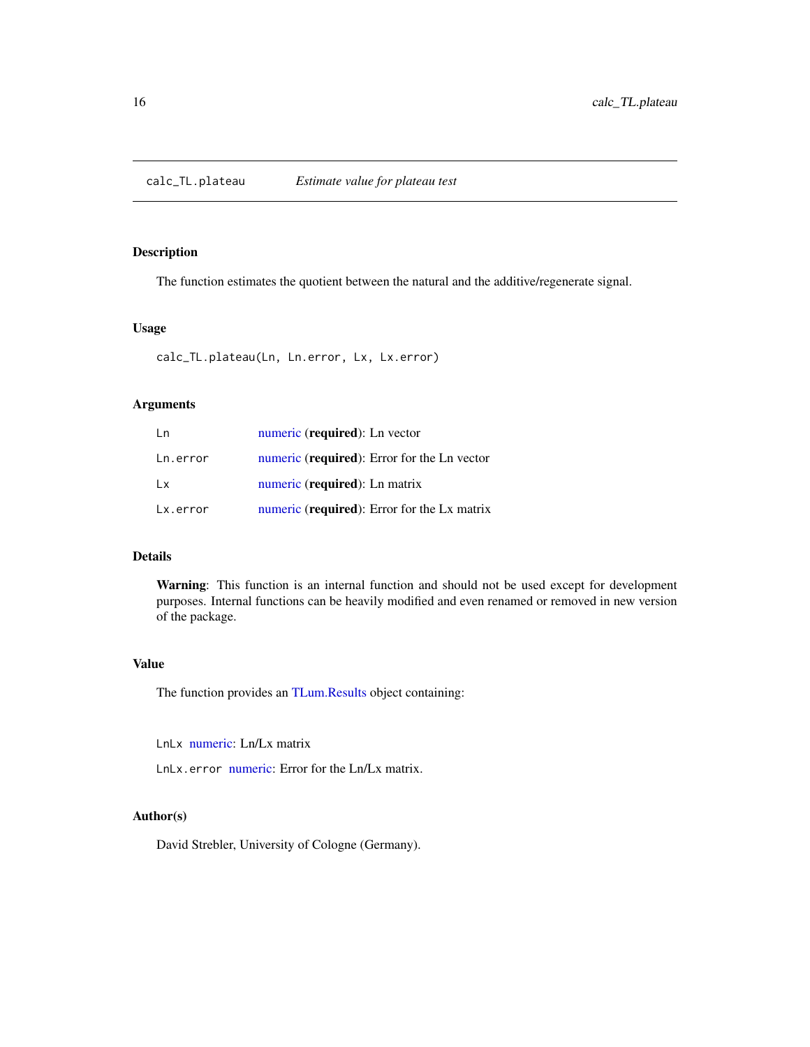# calc_TL.plateau *Estimate value for plateau test*

## Description

The function estimates the quotient between the natural and the additive/regenerate signal.

## Usage

```
calc_TL.plateau(Ln, Ln.error, Lx, Lx.error)
```

## Arguments

| | |
|---|---|
| Ln | numeric (**required**): Ln vector |
| Ln.error | numeric (**required**): Error for the Ln vector |
| Lx | numeric (**required**): Ln matrix |
| Lx.error | numeric (**required**): Error for the Lx matrix |

## Details

**Warning**: This function is an internal function and should not be used except for development purposes. Internal functions can be heavily modified and even renamed or removed in new version of the package.

## Value

The function provides an TLum.Results object containing:

`LnLx` numeric: Ln/Lx matrix

`LnLx.error` numeric: Error for the Ln/Lx matrix.

## Author(s)

David Strebler, University of Cologne (Germany).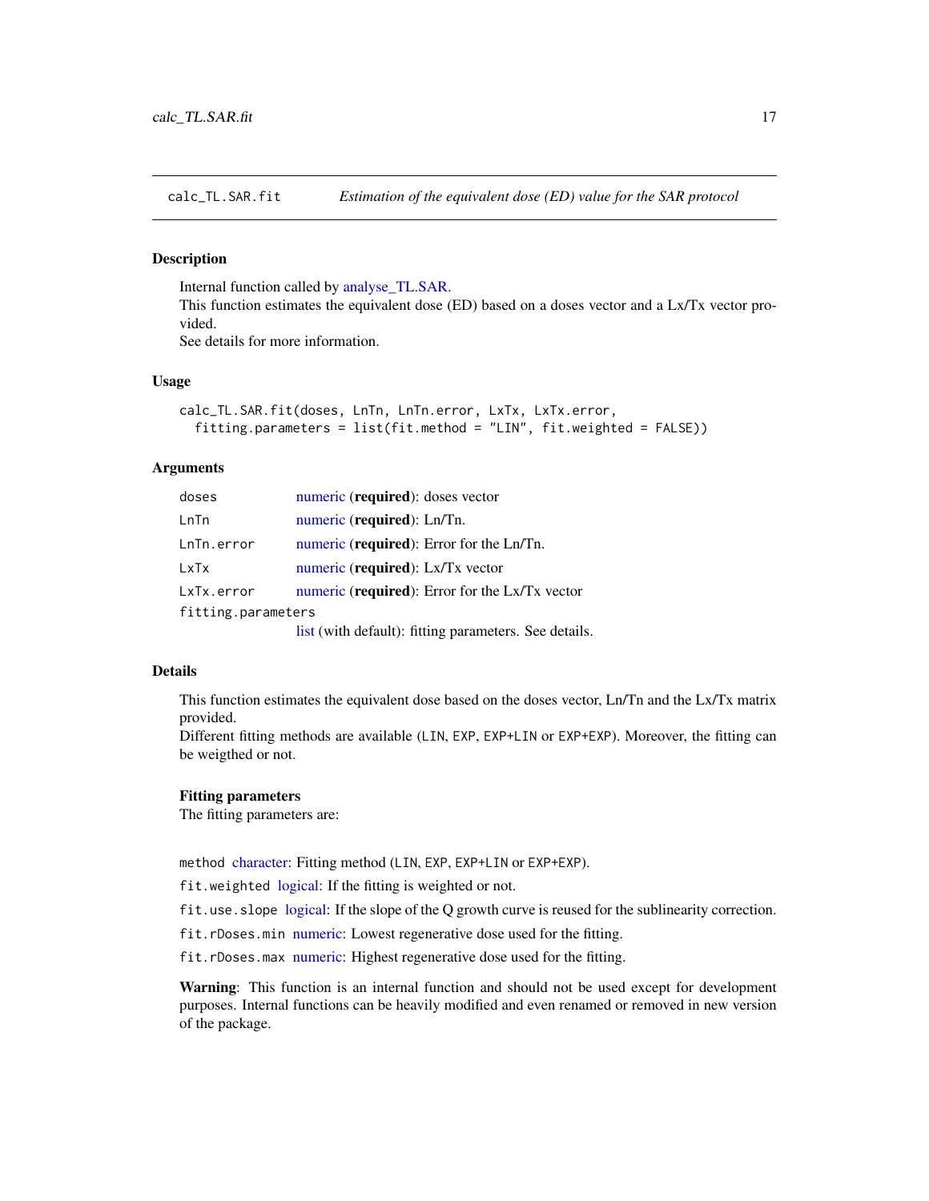## calc_TL.SAR.fit — *Estimation of the equivalent dose (ED) value for the SAR protocol*

### Description

Internal function called by analyse_TL.SAR.
This function estimates the equivalent dose (ED) based on a doses vector and a Lx/Tx vector provided.
See details for more information.

### Usage

```
calc_TL.SAR.fit(doses, LnTn, LnTn.error, LxTx, LxTx.error,
  fitting.parameters = list(fit.method = "LIN", fit.weighted = FALSE))
```

### Arguments

| | |
|---|---|
| `doses` | numeric (**required**): doses vector |
| `LnTn` | numeric (**required**): Ln/Tn. |
| `LnTn.error` | numeric (**required**): Error for the Ln/Tn. |
| `LxTx` | numeric (**required**): Lx/Tx vector |
| `LxTx.error` | numeric (**required**): Error for the Lx/Tx vector |
| `fitting.parameters` | list (with default): fitting parameters. See details. |

### Details

This function estimates the equivalent dose based on the doses vector, Ln/Tn and the Lx/Tx matrix provided.
Different fitting methods are available (`LIN`, `EXP`, `EXP+LIN` or `EXP+EXP`). Moreover, the fitting can be weigthed or not.

#### Fitting parameters

The fitting parameters are:

`method` character: Fitting method (`LIN`, `EXP`, `EXP+LIN` or `EXP+EXP`).

`fit.weighted` logical: If the fitting is weighted or not.

`fit.use.slope` logical: If the slope of the Q growth curve is reused for the sublinearity correction.

`fit.rDoses.min` numeric: Lowest regenerative dose used for the fitting.

`fit.rDoses.max` numeric: Highest regenerative dose used for the fitting.

**Warning**: This function is an internal function and should not be used except for development purposes. Internal functions can be heavily modified and even renamed or removed in new version of the package.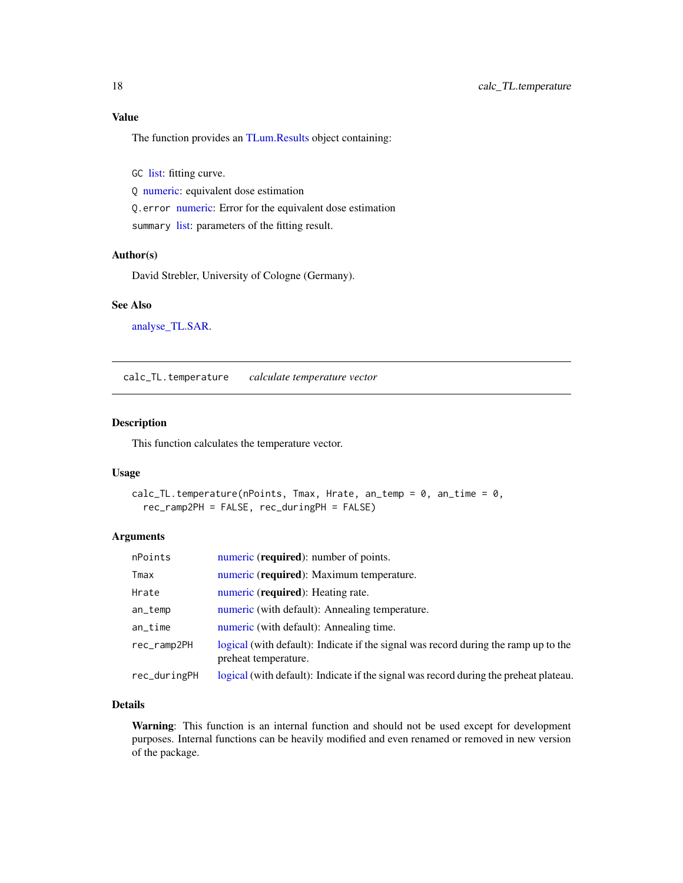## Value

The function provides an TLum.Results object containing:

`GC` list: fitting curve.

`Q` numeric: equivalent dose estimation

`Q.error` numeric: Error for the equivalent dose estimation

`summary` list: parameters of the fitting result.

## Author(s)

David Strebler, University of Cologne (Germany).

## See Also

analyse_TL.SAR.

---

# `calc_TL.temperature` *calculate temperature vector*

---

## Description

This function calculates the temperature vector.

## Usage

```
calc_TL.temperature(nPoints, Tmax, Hrate, an_temp = 0, an_time = 0,
  rec_ramp2PH = FALSE, rec_duringPH = FALSE)
```

## Arguments

| | |
|---|---|
| `nPoints` | numeric (**required**): number of points. |
| `Tmax` | numeric (**required**): Maximum temperature. |
| `Hrate` | numeric (**required**): Heating rate. |
| `an_temp` | numeric (with default): Annealing temperature. |
| `an_time` | numeric (with default): Annealing time. |
| `rec_ramp2PH` | logical (with default): Indicate if the signal was record during the ramp up to the preheat temperature. |
| `rec_duringPH` | logical (with default): Indicate if the signal was record during the preheat plateau. |

## Details

**Warning**: This function is an internal function and should not be used except for development purposes. Internal functions can be heavily modified and even renamed or removed in new version of the package.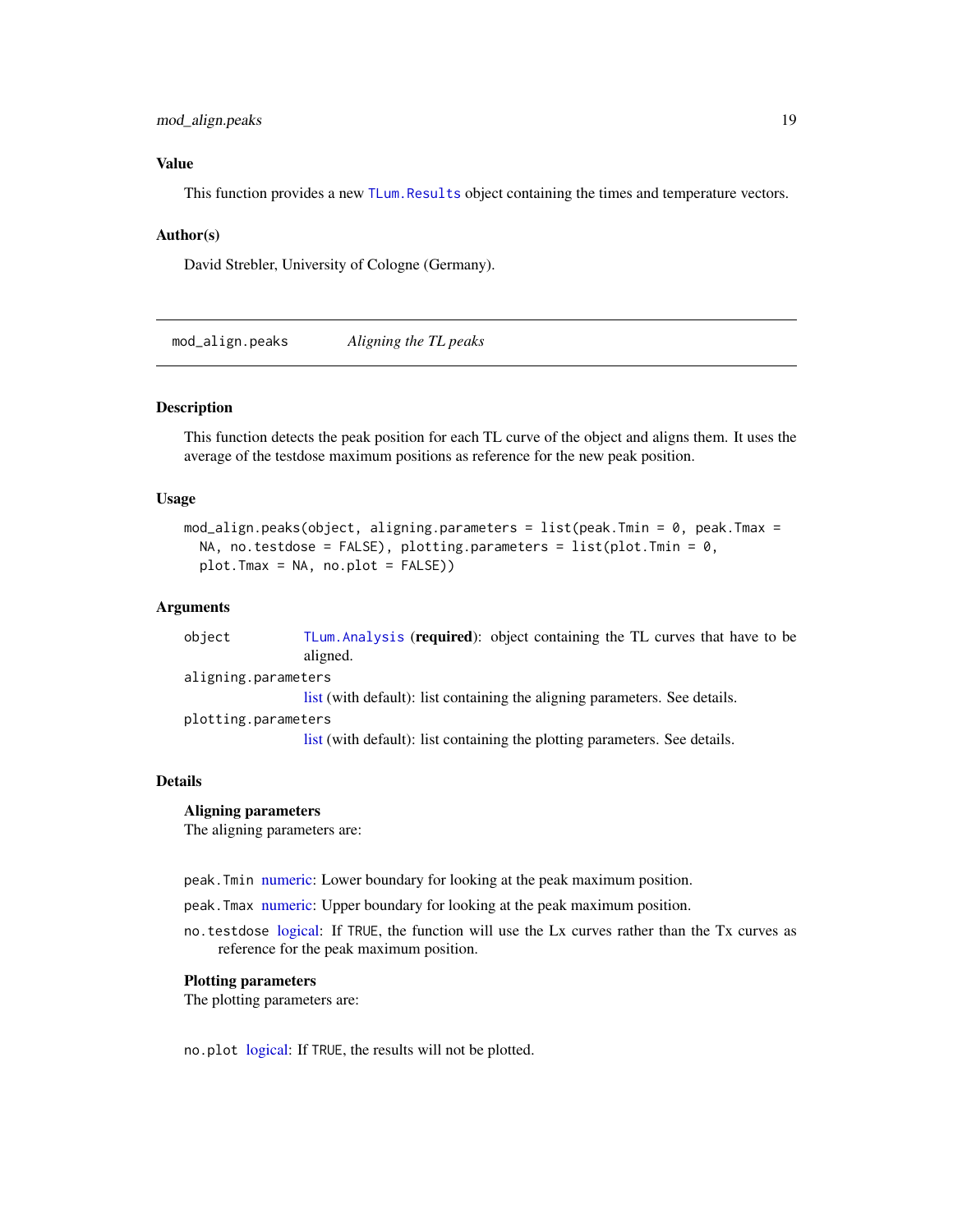### Value

This function provides a new `TLum.Results` object containing the times and temperature vectors.

### Author(s)

David Strebler, University of Cologne (Germany).

---

## mod_align.peaks &nbsp;&nbsp;&nbsp; *Aligning the TL peaks*

---

### Description

This function detects the peak position for each TL curve of the object and aligns them. It uses the average of the testdose maximum positions as reference for the new peak position.

### Usage

```
mod_align.peaks(object, aligning.parameters = list(peak.Tmin = 0, peak.Tmax =
  NA, no.testdose = FALSE), plotting.parameters = list(plot.Tmin = 0,
  plot.Tmax = NA, no.plot = FALSE))
```

### Arguments

| | |
|---|---|
| `object` | `TLum.Analysis` (**required**): object containing the TL curves that have to be aligned. |
| `aligning.parameters` | list (with default): list containing the aligning parameters. See details. |
| `plotting.parameters` | list (with default): list containing the plotting parameters. See details. |

### Details

**Aligning parameters**
The aligning parameters are:

- `peak.Tmin` numeric: Lower boundary for looking at the peak maximum position.
- `peak.Tmax` numeric: Upper boundary for looking at the peak maximum position.
- `no.testdose` logical: If `TRUE`, the function will use the Lx curves rather than the Tx curves as reference for the peak maximum position.

**Plotting parameters**
The plotting parameters are:

- `no.plot` logical: If `TRUE`, the results will not be plotted.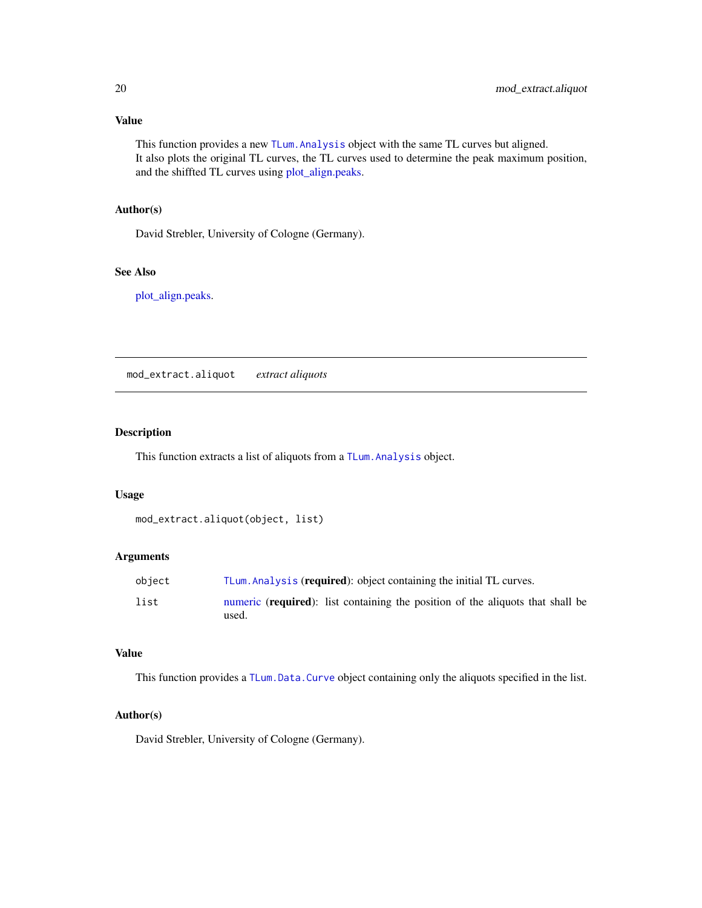### Value

This function provides a new `TLum.Analysis` object with the same TL curves but aligned.
It also plots the original TL curves, the TL curves used to determine the peak maximum position, and the shiffted TL curves using plot_align.peaks.

### Author(s)

David Strebler, University of Cologne (Germany).

### See Also

plot_align.peaks.

---

## mod_extract.aliquot    *extract aliquots*

### Description

This function extracts a list of aliquots from a `TLum.Analysis` object.

### Usage

```
mod_extract.aliquot(object, list)
```

### Arguments

| | |
|---|---|
| `object` | `TLum.Analysis` (**required**): object containing the initial TL curves. |
| `list` | numeric (**required**): list containing the position of the aliquots that shall be used. |

### Value

This function provides a `TLum.Data.Curve` object containing only the aliquots specified in the list.

### Author(s)

David Strebler, University of Cologne (Germany).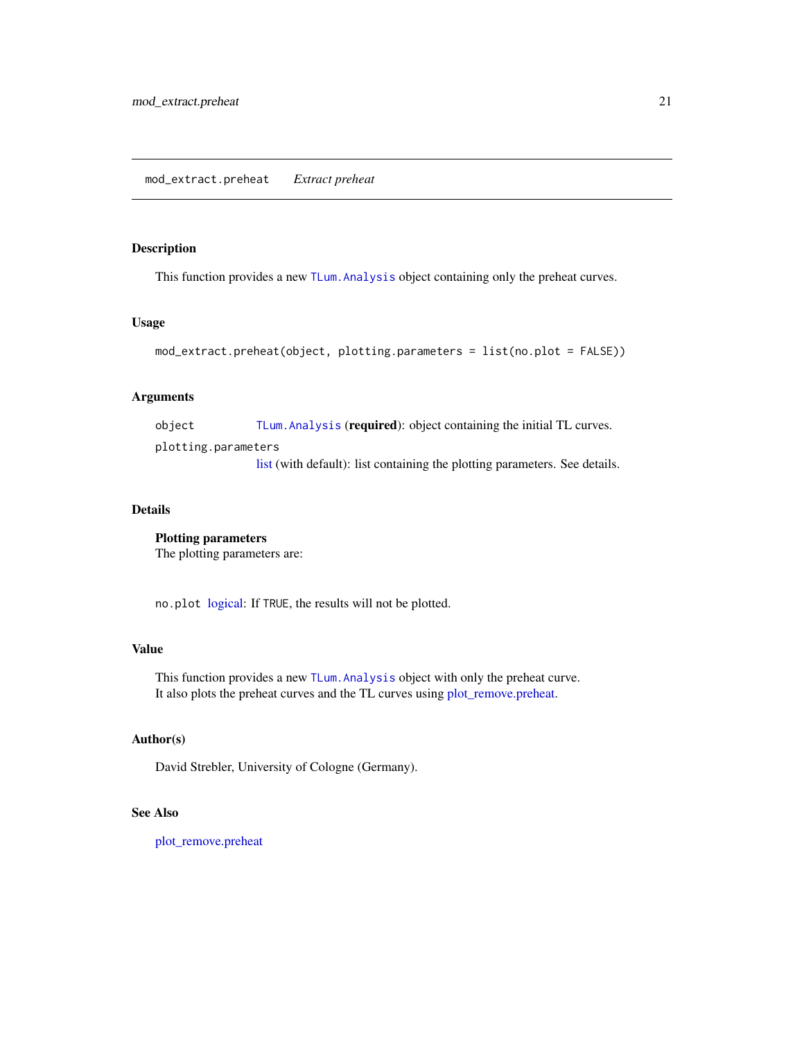## mod_extract.preheat *Extract preheat*

### Description

This function provides a new `TLum.Analysis` object containing only the preheat curves.

### Usage

```
mod_extract.preheat(object, plotting.parameters = list(no.plot = FALSE))
```

### Arguments

`object` — `TLum.Analysis` (**required**): object containing the initial TL curves.

`plotting.parameters` — list (with default): list containing the plotting parameters. See details.

### Details

**Plotting parameters**
The plotting parameters are:

`no.plot` logical: If `TRUE`, the results will not be plotted.

### Value

This function provides a new `TLum.Analysis` object with only the preheat curve.
It also plots the preheat curves and the TL curves using plot_remove.preheat.

### Author(s)

David Strebler, University of Cologne (Germany).

### See Also

plot_remove.preheat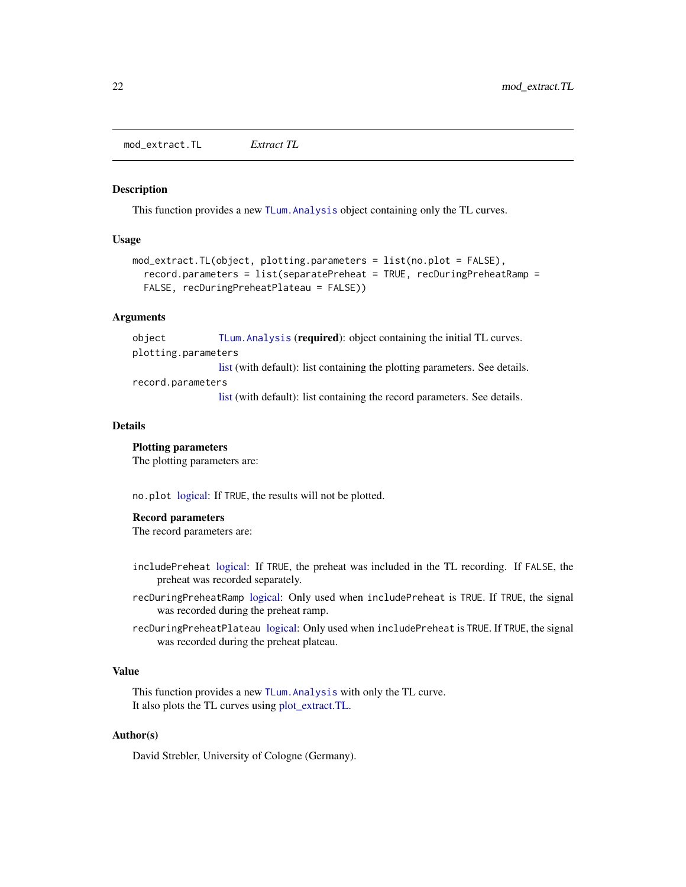## mod_extract.TL *Extract TL*

### Description

This function provides a new `TLum.Analysis` object containing only the TL curves.

### Usage

```
mod_extract.TL(object, plotting.parameters = list(no.plot = FALSE),
  record.parameters = list(separatePreheat = TRUE, recDuringPreheatRamp =
  FALSE, recDuringPreheatPlateau = FALSE))
```

### Arguments

| | |
|---|---|
| `object` | `TLum.Analysis` (**required**): object containing the initial TL curves. |
| `plotting.parameters` | list (with default): list containing the plotting parameters. See details. |
| `record.parameters` | list (with default): list containing the record parameters. See details. |

### Details

**Plotting parameters**

The plotting parameters are:

`no.plot` logical: If `TRUE`, the results will not be plotted.

**Record parameters**

The record parameters are:

`includePreheat` logical: If `TRUE`, the preheat was included in the TL recording. If `FALSE`, the preheat was recorded separately.

`recDuringPreheatRamp` logical: Only used when `includePreheat` is `TRUE`. If `TRUE`, the signal was recorded during the preheat ramp.

`recDuringPreheatPlateau` logical: Only used when `includePreheat` is `TRUE`. If `TRUE`, the signal was recorded during the preheat plateau.

### Value

This function provides a new `TLum.Analysis` with only the TL curve.
It also plots the TL curves using plot_extract.TL.

### Author(s)

David Strebler, University of Cologne (Germany).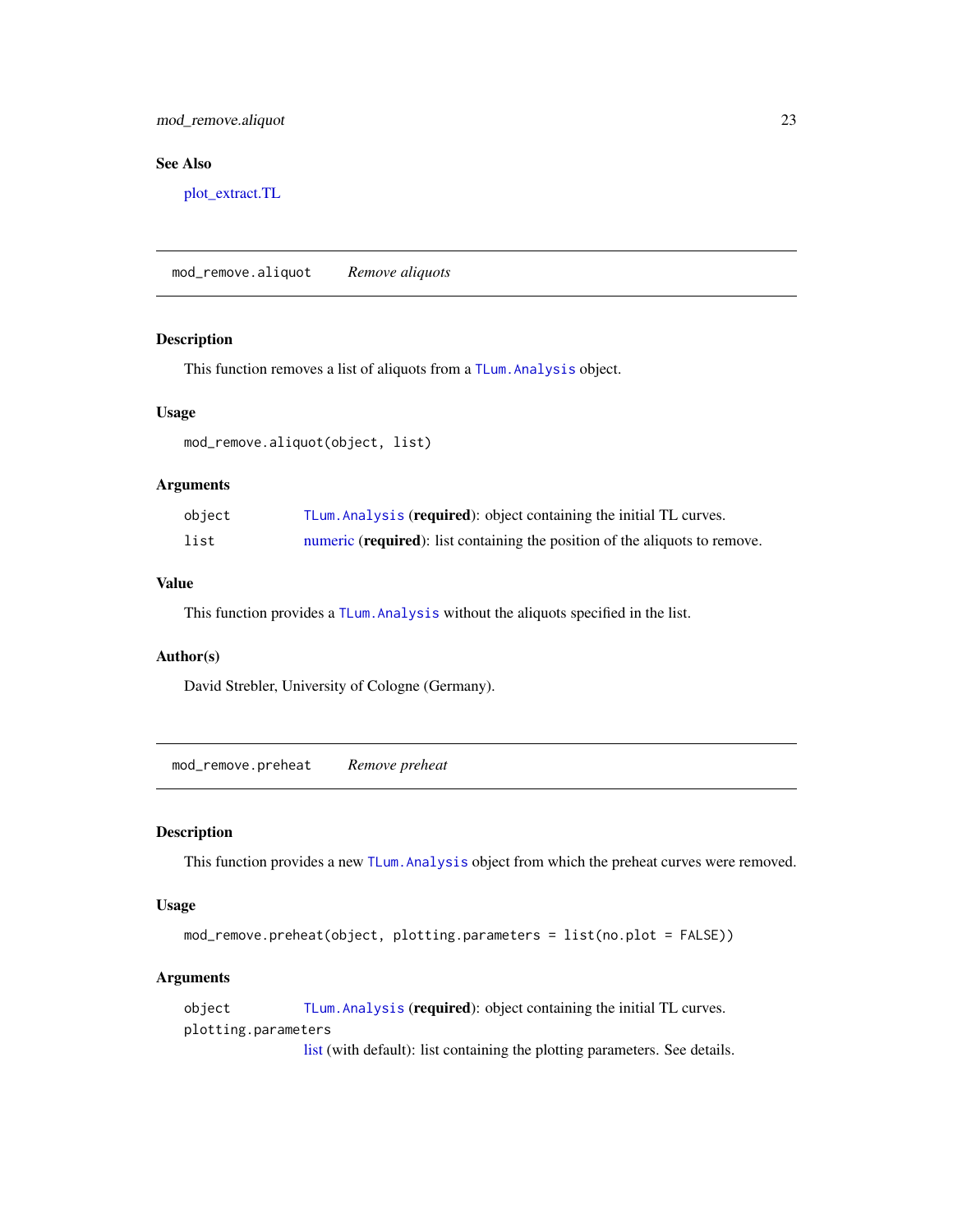### See Also

plot_extract.TL

---

## mod_remove.aliquot — *Remove aliquots*

### Description

This function removes a list of aliquots from a `TLum.Analysis` object.

### Usage

```
mod_remove.aliquot(object, list)
```

### Arguments

| | |
|---|---|
| `object` | `TLum.Analysis` (**required**): object containing the initial TL curves. |
| `list` | numeric (**required**): list containing the position of the aliquots to remove. |

### Value

This function provides a `TLum.Analysis` without the aliquots specified in the list.

### Author(s)

David Strebler, University of Cologne (Germany).

---

## mod_remove.preheat — *Remove preheat*

### Description

This function provides a new `TLum.Analysis` object from which the preheat curves were removed.

### Usage

```
mod_remove.preheat(object, plotting.parameters = list(no.plot = FALSE))
```

### Arguments

| | |
|---|---|
| `object` | `TLum.Analysis` (**required**): object containing the initial TL curves. |
| `plotting.parameters` | list (with default): list containing the plotting parameters. See details. |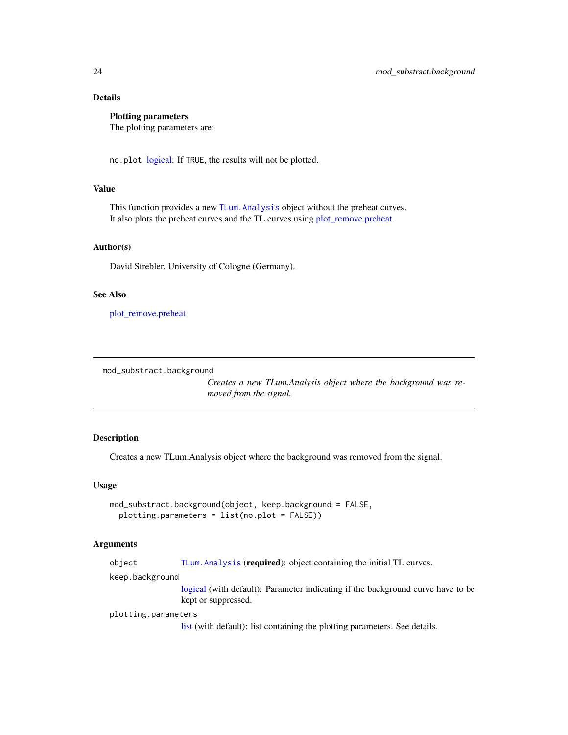### Details

**Plotting parameters**
The plotting parameters are:

`no.plot` logical: If `TRUE`, the results will not be plotted.

### Value

This function provides a new `TLum.Analysis` object without the preheat curves.
It also plots the preheat curves and the TL curves using plot_remove.preheat.

### Author(s)

David Strebler, University of Cologne (Germany).

### See Also

plot_remove.preheat

---

## mod_substract.background

*Creates a new TLum.Analysis object where the background was removed from the signal.*

---

### Description

Creates a new TLum.Analysis object where the background was removed from the signal.

### Usage

```
mod_substract.background(object, keep.background = FALSE,
  plotting.parameters = list(no.plot = FALSE))
```

### Arguments

`object` — `TLum.Analysis` (**required**): object containing the initial TL curves.

`keep.background` — logical (with default): Parameter indicating if the background curve have to be kept or suppressed.

`plotting.parameters` — list (with default): list containing the plotting parameters. See details.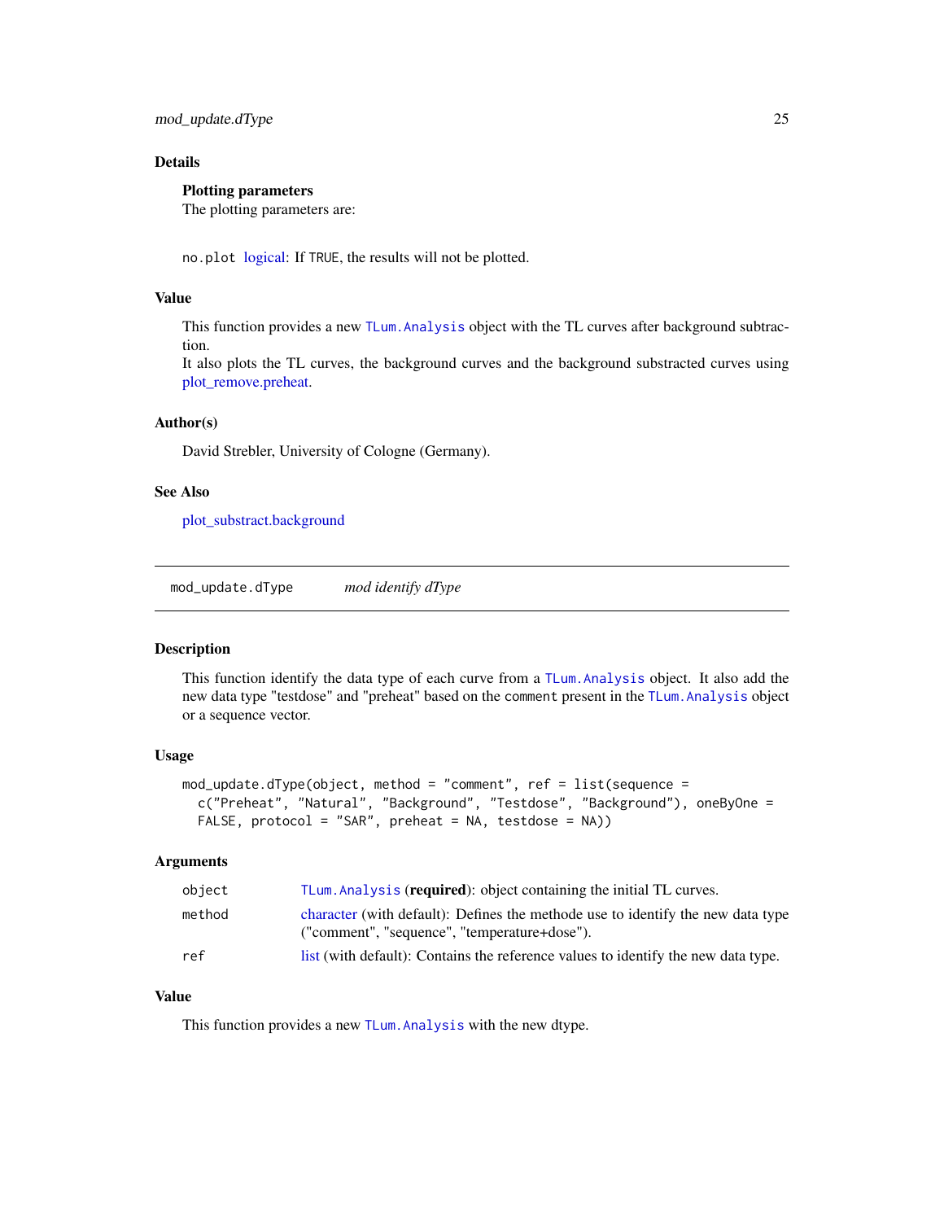### Details

**Plotting parameters**

The plotting parameters are:

`no.plot` logical: If `TRUE`, the results will not be plotted.

### Value

This function provides a new `TLum.Analysis` object with the TL curves after background subtraction.
It also plots the TL curves, the background curves and the background substracted curves using plot_remove.preheat.

### Author(s)

David Strebler, University of Cologne (Germany).

### See Also

plot_substract.background

---

## mod_update.dType — *mod identify dType*

### Description

This function identify the data type of each curve from a `TLum.Analysis` object. It also add the new data type "testdose" and "preheat" based on the `comment` present in the `TLum.Analysis` object or a sequence vector.

### Usage

```
mod_update.dType(object, method = "comment", ref = list(sequence =
  c("Preheat", "Natural", "Background", "Testdose", "Background"), oneByOne =
  FALSE, protocol = "SAR", preheat = NA, testdose = NA))
```

### Arguments

| | |
|---|---|
| `object` | `TLum.Analysis` (**required**): object containing the initial TL curves. |
| `method` | character (with default): Defines the methode use to identify the new data type ("comment", "sequence", "temperature+dose"). |
| `ref` | list (with default): Contains the reference values to identify the new data type. |

### Value

This function provides a new `TLum.Analysis` with the new dtype.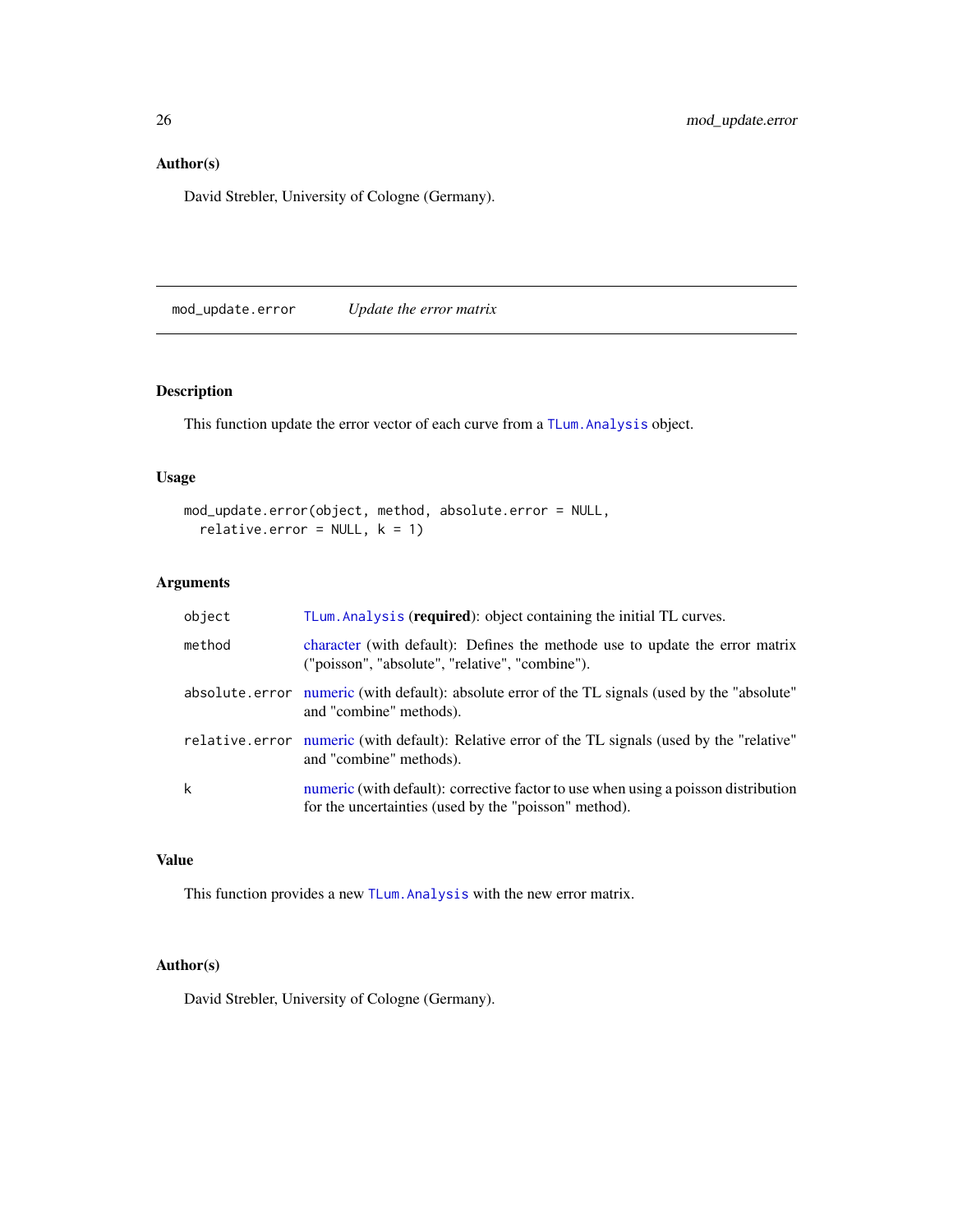### Author(s)

David Strebler, University of Cologne (Germany).

---

## mod_update.error — *Update the error matrix*

### Description

This function update the error vector of each curve from a TLum.Analysis object.

### Usage

```
mod_update.error(object, method, absolute.error = NULL,
  relative.error = NULL, k = 1)
```

### Arguments

| | |
|---|---|
| object | TLum.Analysis (**required**): object containing the initial TL curves. |
| method | character (with default): Defines the methode use to update the error matrix ("poisson", "absolute", "relative", "combine"). |
| absolute.error | numeric (with default): absolute error of the TL signals (used by the "absolute" and "combine" methods). |
| relative.error | numeric (with default): Relative error of the TL signals (used by the "relative" and "combine" methods). |
| k | numeric (with default): corrective factor to use when using a poisson distribution for the uncertainties (used by the "poisson" method). |

### Value

This function provides a new TLum.Analysis with the new error matrix.

### Author(s)

David Strebler, University of Cologne (Germany).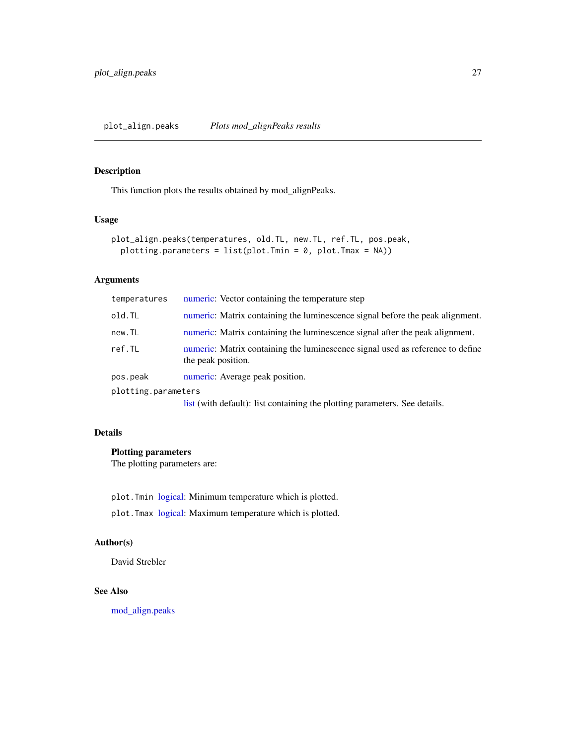## plot_align.peaks *Plots mod_alignPeaks results*

### Description

This function plots the results obtained by mod_alignPeaks.

### Usage

```
plot_align.peaks(temperatures, old.TL, new.TL, ref.TL, pos.peak,
  plotting.parameters = list(plot.Tmin = 0, plot.Tmax = NA))
```

### Arguments

| | |
|---|---|
| `temperatures` | numeric: Vector containing the temperature step |
| `old.TL` | numeric: Matrix containing the luminescence signal before the peak alignment. |
| `new.TL` | numeric: Matrix containing the luminescence signal after the peak alignment. |
| `ref.TL` | numeric: Matrix containing the luminescence signal used as reference to define the peak position. |
| `pos.peak` | numeric: Average peak position. |
| `plotting.parameters` | list (with default): list containing the plotting parameters. See details. |

### Details

**Plotting parameters**

The plotting parameters are:

`plot.Tmin` logical: Minimum temperature which is plotted.

`plot.Tmax` logical: Maximum temperature which is plotted.

### Author(s)

David Strebler

### See Also

mod_align.peaks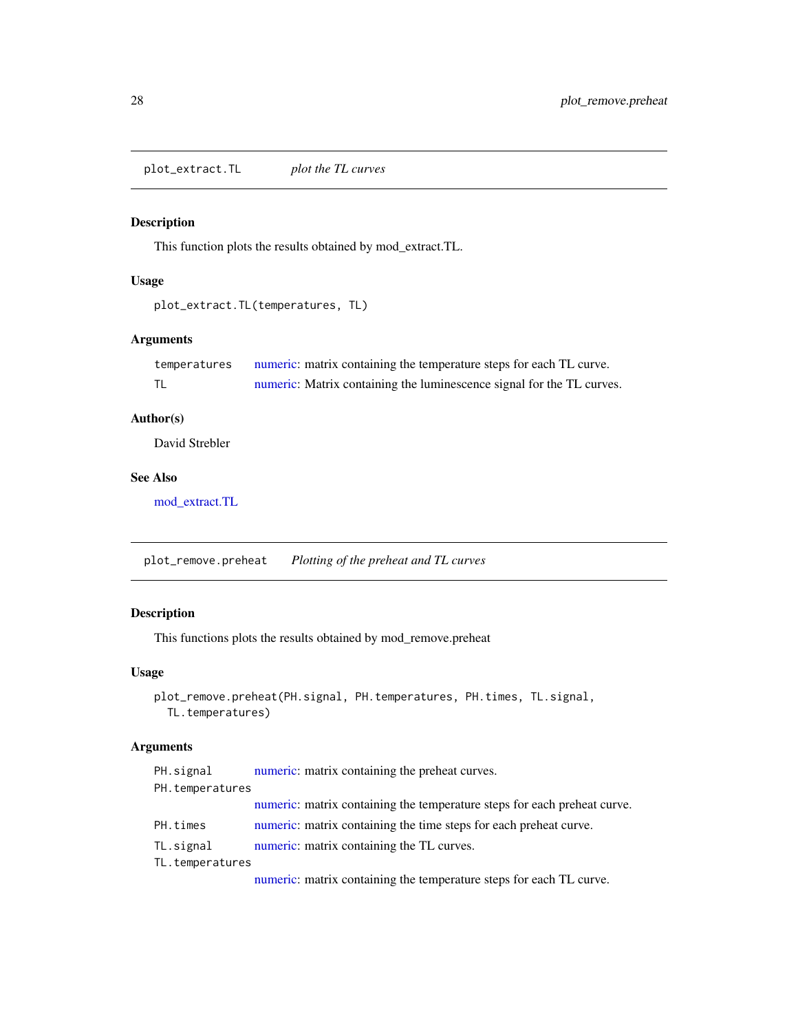## plot_extract.TL — *plot the TL curves*

### Description

This function plots the results obtained by mod_extract.TL.

### Usage

```
plot_extract.TL(temperatures, TL)
```

### Arguments

| | |
|---|---|
| temperatures | numeric: matrix containing the temperature steps for each TL curve. |
| TL | numeric: Matrix containing the luminescence signal for the TL curves. |

### Author(s)

David Strebler

### See Also

mod_extract.TL

## plot_remove.preheat — *Plotting of the preheat and TL curves*

### Description

This functions plots the results obtained by mod_remove.preheat

### Usage

```
plot_remove.preheat(PH.signal, PH.temperatures, PH.times, TL.signal,
  TL.temperatures)
```

### Arguments

| | |
|---|---|
| PH.signal | numeric: matrix containing the preheat curves. |
| PH.temperatures | numeric: matrix containing the temperature steps for each preheat curve. |
| PH.times | numeric: matrix containing the time steps for each preheat curve. |
| TL.signal | numeric: matrix containing the TL curves. |
| TL.temperatures | numeric: matrix containing the temperature steps for each TL curve. |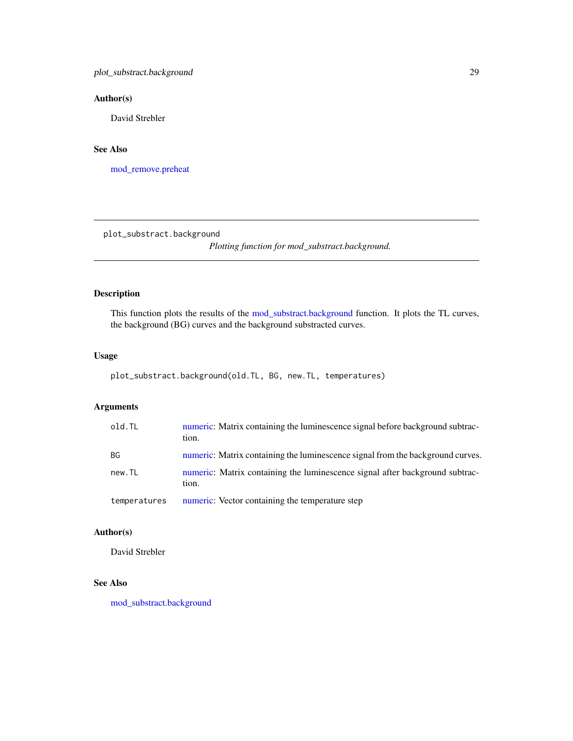## Author(s)

David Strebler

## See Also

mod_remove.preheat

---

`plot_substract.background` *Plotting function for mod_substract.background.*

---

## Description

This function plots the results of the mod_substract.background function. It plots the TL curves, the background (BG) curves and the background substracted curves.

## Usage

```
plot_substract.background(old.TL, BG, new.TL, temperatures)
```

## Arguments

| | |
|---|---|
| `old.TL` | numeric: Matrix containing the luminescence signal before background subtraction. |
| `BG` | numeric: Matrix containing the luminescence signal from the background curves. |
| `new.TL` | numeric: Matrix containing the luminescence signal after background subtraction. |
| `temperatures` | numeric: Vector containing the temperature step |

## Author(s)

David Strebler

## See Also

mod_substract.background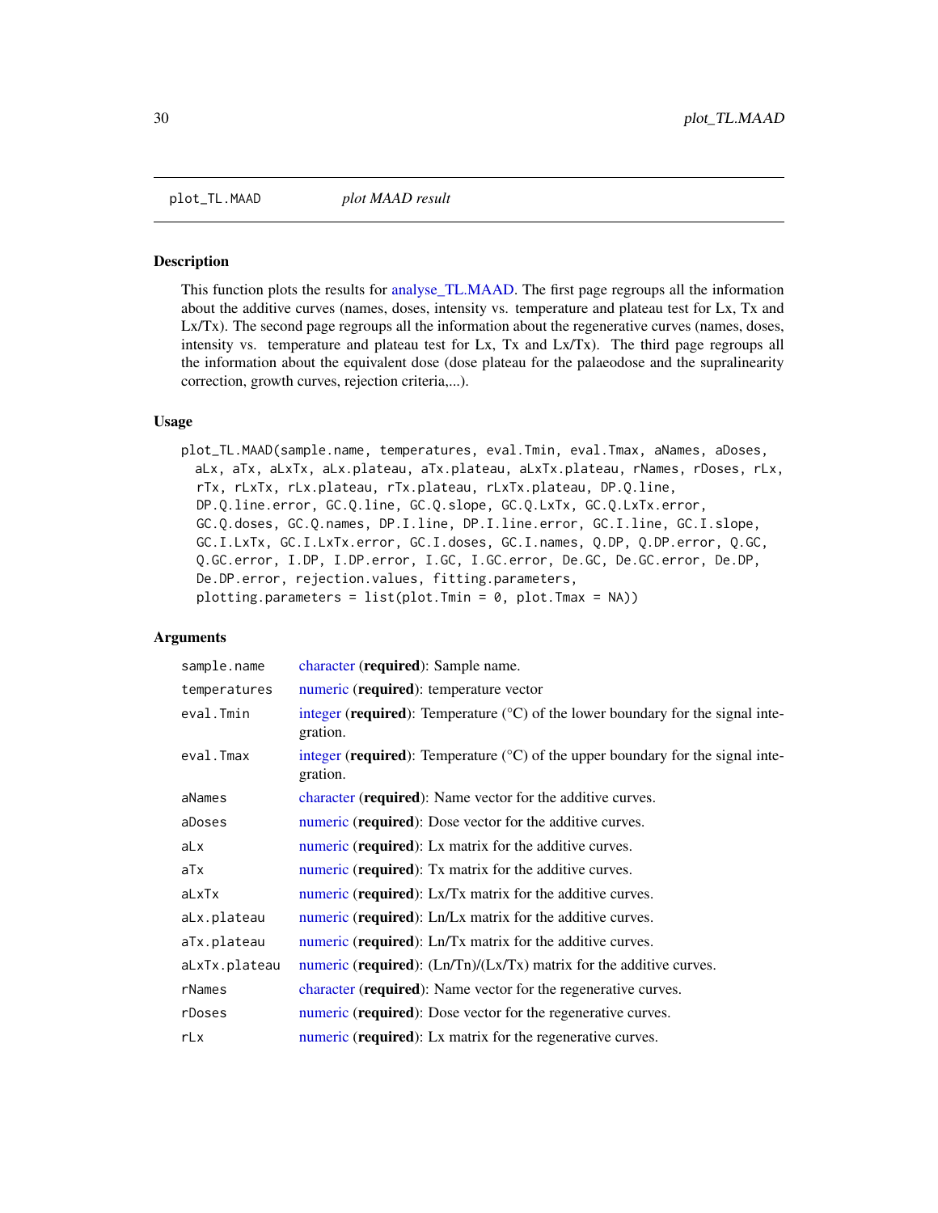## plot_TL.MAAD *plot MAAD result*

### Description

This function plots the results for analyse_TL.MAAD. The first page regroups all the information about the additive curves (names, doses, intensity vs. temperature and plateau test for Lx, Tx and Lx/Tx). The second page regroups all the information about the regenerative curves (names, doses, intensity vs. temperature and plateau test for Lx, Tx and Lx/Tx). The third page regroups all the information about the equivalent dose (dose plateau for the palaeodose and the supralinearity correction, growth curves, rejection criteria,...).

### Usage

```
plot_TL.MAAD(sample.name, temperatures, eval.Tmin, eval.Tmax, aNames, aDoses,
  aLx, aTx, aLxTx, aLx.plateau, aTx.plateau, aLxTx.plateau, rNames, rDoses, rLx,
  rTx, rLxTx, rLx.plateau, rTx.plateau, rLxTx.plateau, DP.Q.line,
  DP.Q.line.error, GC.Q.line, GC.Q.slope, GC.Q.LxTx, GC.Q.LxTx.error,
  GC.Q.doses, GC.Q.names, DP.I.line, DP.I.line.error, GC.I.line, GC.I.slope,
  GC.I.LxTx, GC.I.LxTx.error, GC.I.doses, GC.I.names, Q.DP, Q.DP.error, Q.GC,
  Q.GC.error, I.DP, I.DP.error, I.GC, I.GC.error, De.GC, De.GC.error, De.DP,
  De.DP.error, rejection.values, fitting.parameters,
  plotting.parameters = list(plot.Tmin = 0, plot.Tmax = NA))
```

### Arguments

| | |
|---|---|
| sample.name | character (**required**): Sample name. |
| temperatures | numeric (**required**): temperature vector |
| eval.Tmin | integer (**required**): Temperature (°C) of the lower boundary for the signal integration. |
| eval.Tmax | integer (**required**): Temperature (°C) of the upper boundary for the signal integration. |
| aNames | character (**required**): Name vector for the additive curves. |
| aDoses | numeric (**required**): Dose vector for the additive curves. |
| aLx | numeric (**required**): Lx matrix for the additive curves. |
| aTx | numeric (**required**): Tx matrix for the additive curves. |
| aLxTx | numeric (**required**): Lx/Tx matrix for the additive curves. |
| aLx.plateau | numeric (**required**): Ln/Lx matrix for the additive curves. |
| aTx.plateau | numeric (**required**): Ln/Tx matrix for the additive curves. |
| aLxTx.plateau | numeric (**required**): (Ln/Tn)/(Lx/Tx) matrix for the additive curves. |
| rNames | character (**required**): Name vector for the regenerative curves. |
| rDoses | numeric (**required**): Dose vector for the regenerative curves. |
| rLx | numeric (**required**): Lx matrix for the regenerative curves. |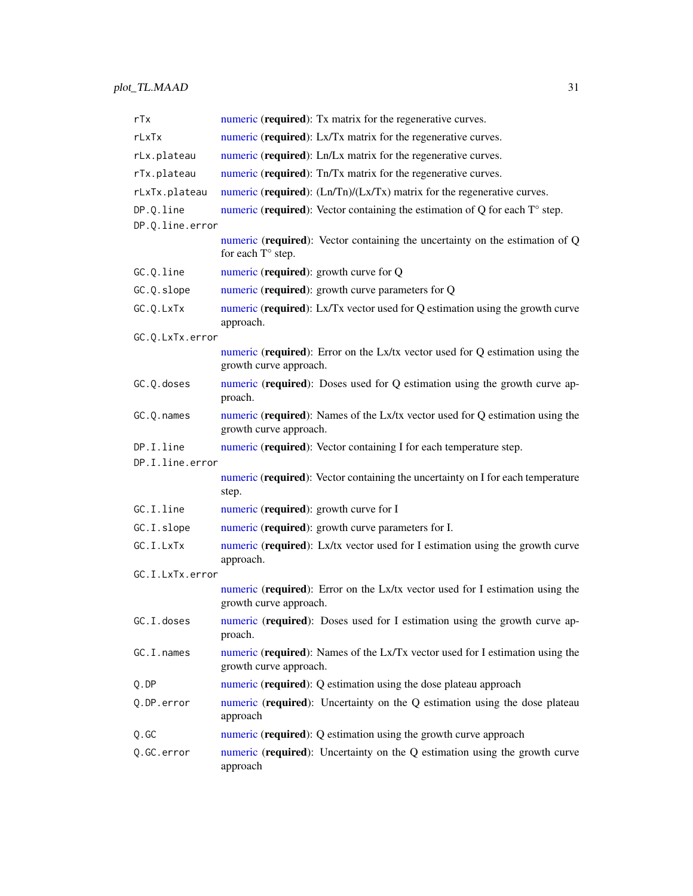| | |
|---|---|
| `rTx` | numeric (**required**): Tx matrix for the regenerative curves. |
| `rLxTx` | numeric (**required**): Lx/Tx matrix for the regenerative curves. |
| `rLx.plateau` | numeric (**required**): Ln/Lx matrix for the regenerative curves. |
| `rTx.plateau` | numeric (**required**): Tn/Tx matrix for the regenerative curves. |
| `rLxTx.plateau` | numeric (**required**): (Ln/Tn)/(Lx/Tx) matrix for the regenerative curves. |
| `DP.Q.line` | numeric (**required**): Vector containing the estimation of Q for each T° step. |
| `DP.Q.line.error` | numeric (**required**): Vector containing the uncertainty on the estimation of Q for each T° step. |
| `GC.Q.line` | numeric (**required**): growth curve for Q |
| `GC.Q.slope` | numeric (**required**): growth curve parameters for Q |
| `GC.Q.LxTx` | numeric (**required**): Lx/Tx vector used for Q estimation using the growth curve approach. |
| `GC.Q.LxTx.error` | numeric (**required**): Error on the Lx/tx vector used for Q estimation using the growth curve approach. |
| `GC.Q.doses` | numeric (**required**): Doses used for Q estimation using the growth curve approach. |
| `GC.Q.names` | numeric (**required**): Names of the Lx/tx vector used for Q estimation using the growth curve approach. |
| `DP.I.line` | numeric (**required**): Vector containing I for each temperature step. |
| `DP.I.line.error` | numeric (**required**): Vector containing the uncertainty on I for each temperature step. |
| `GC.I.line` | numeric (**required**): growth curve for I |
| `GC.I.slope` | numeric (**required**): growth curve parameters for I. |
| `GC.I.LxTx` | numeric (**required**): Lx/tx vector used for I estimation using the growth curve approach. |
| `GC.I.LxTx.error` | numeric (**required**): Error on the Lx/tx vector used for I estimation using the growth curve approach. |
| `GC.I.doses` | numeric (**required**): Doses used for I estimation using the growth curve approach. |
| `GC.I.names` | numeric (**required**): Names of the Lx/Tx vector used for I estimation using the growth curve approach. |
| `Q.DP` | numeric (**required**): Q estimation using the dose plateau approach |
| `Q.DP.error` | numeric (**required**): Uncertainty on the Q estimation using the dose plateau approach |
| `Q.GC` | numeric (**required**): Q estimation using the growth curve approach |
| `Q.GC.error` | numeric (**required**): Uncertainty on the Q estimation using the growth curve approach |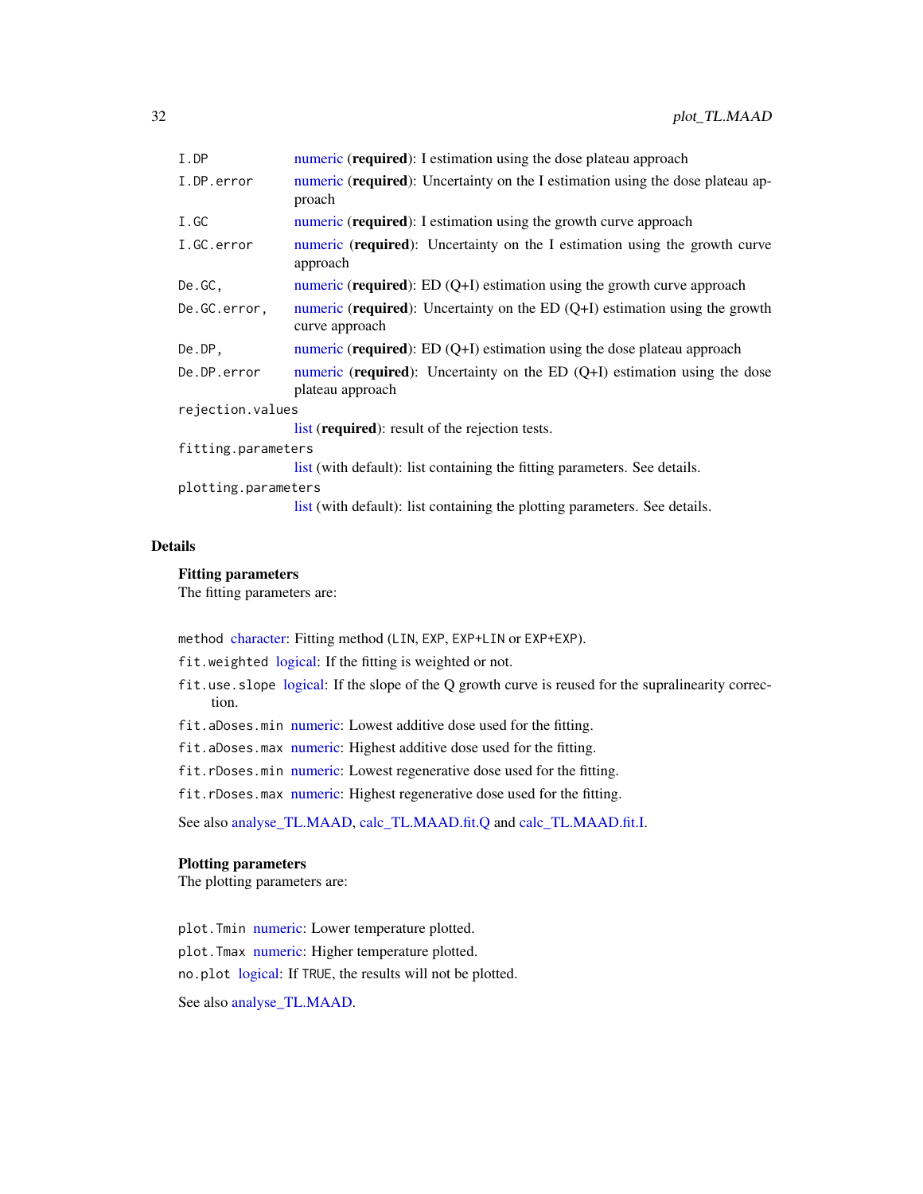| | |
|---|---|
| `I.DP` | numeric (**required**): I estimation using the dose plateau approach |
| `I.DP.error` | numeric (**required**): Uncertainty on the I estimation using the dose plateau approach |
| `I.GC` | numeric (**required**): I estimation using the growth curve approach |
| `I.GC.error` | numeric (**required**): Uncertainty on the I estimation using the growth curve approach |
| `De.GC,` | numeric (**required**): ED (Q+I) estimation using the growth curve approach |
| `De.GC.error,` | numeric (**required**): Uncertainty on the ED (Q+I) estimation using the growth curve approach |
| `De.DP,` | numeric (**required**): ED (Q+I) estimation using the dose plateau approach |
| `De.DP.error` | numeric (**required**): Uncertainty on the ED (Q+I) estimation using the dose plateau approach |
| `rejection.values` | list (**required**): result of the rejection tests. |
| `fitting.parameters` | list (with default): list containing the fitting parameters. See details. |
| `plotting.parameters` | list (with default): list containing the plotting parameters. See details. |

## Details

**Fitting parameters**
The fitting parameters are:

- `method` character: Fitting method (`LIN`, `EXP`, `EXP+LIN` or `EXP+EXP`).
- `fit.weighted` logical: If the fitting is weighted or not.
- `fit.use.slope` logical: If the slope of the Q growth curve is reused for the supralinearity correction.
- `fit.aDoses.min` numeric: Lowest additive dose used for the fitting.
- `fit.aDoses.max` numeric: Highest additive dose used for the fitting.
- `fit.rDoses.min` numeric: Lowest regenerative dose used for the fitting.
- `fit.rDoses.max` numeric: Highest regenerative dose used for the fitting.

See also analyse_TL.MAAD, calc_TL.MAAD.fit.Q and calc_TL.MAAD.fit.I.

**Plotting parameters**
The plotting parameters are:

- `plot.Tmin` numeric: Lower temperature plotted.
- `plot.Tmax` numeric: Higher temperature plotted.
- `no.plot` logical: If `TRUE`, the results will not be plotted.

See also analyse_TL.MAAD.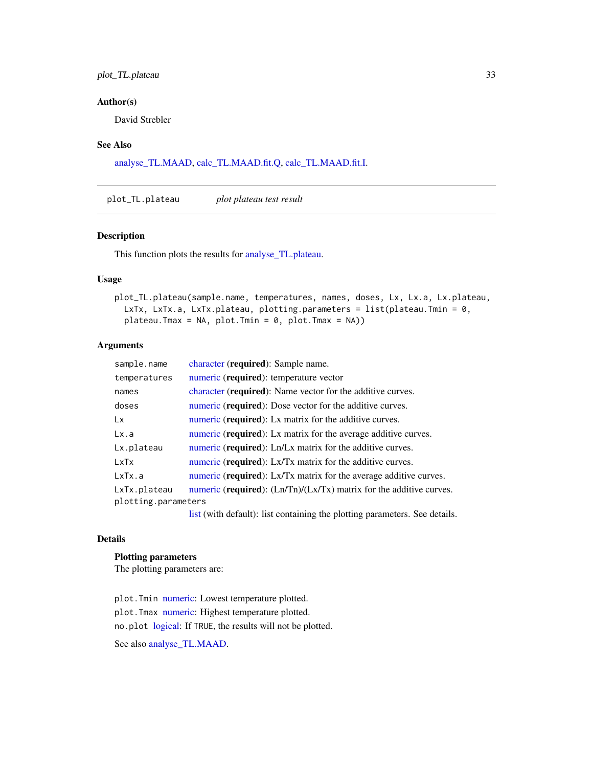### Author(s)

David Strebler

### See Also

analyse_TL.MAAD, calc_TL.MAAD.fit.Q, calc_TL.MAAD.fit.I.

---

## plot_TL.plateau — *plot plateau test result*

---

### Description

This function plots the results for analyse_TL.plateau.

### Usage

```
plot_TL.plateau(sample.name, temperatures, names, doses, Lx, Lx.a, Lx.plateau,
  LxTx, LxTx.a, LxTx.plateau, plotting.parameters = list(plateau.Tmin = 0,
  plateau.Tmax = NA, plot.Tmin = 0, plot.Tmax = NA))
```

### Arguments

| Argument | Description |
|---|---|
| `sample.name` | character (**required**): Sample name. |
| `temperatures` | numeric (**required**): temperature vector |
| `names` | character (**required**): Name vector for the additive curves. |
| `doses` | numeric (**required**): Dose vector for the additive curves. |
| `Lx` | numeric (**required**): Lx matrix for the additive curves. |
| `Lx.a` | numeric (**required**): Lx matrix for the average additive curves. |
| `Lx.plateau` | numeric (**required**): Ln/Lx matrix for the additive curves. |
| `LxTx` | numeric (**required**): Lx/Tx matrix for the additive curves. |
| `LxTx.a` | numeric (**required**): Lx/Tx matrix for the average additive curves. |
| `LxTx.plateau` | numeric (**required**): (Ln/Tn)/(Lx/Tx) matrix for the additive curves. |
| `plotting.parameters` | list (with default): list containing the plotting parameters. See details. |

### Details

**Plotting parameters**
The plotting parameters are:

`plot.Tmin` numeric: Lowest temperature plotted.
`plot.Tmax` numeric: Highest temperature plotted.
`no.plot` logical: If `TRUE`, the results will not be plotted.

See also analyse_TL.MAAD.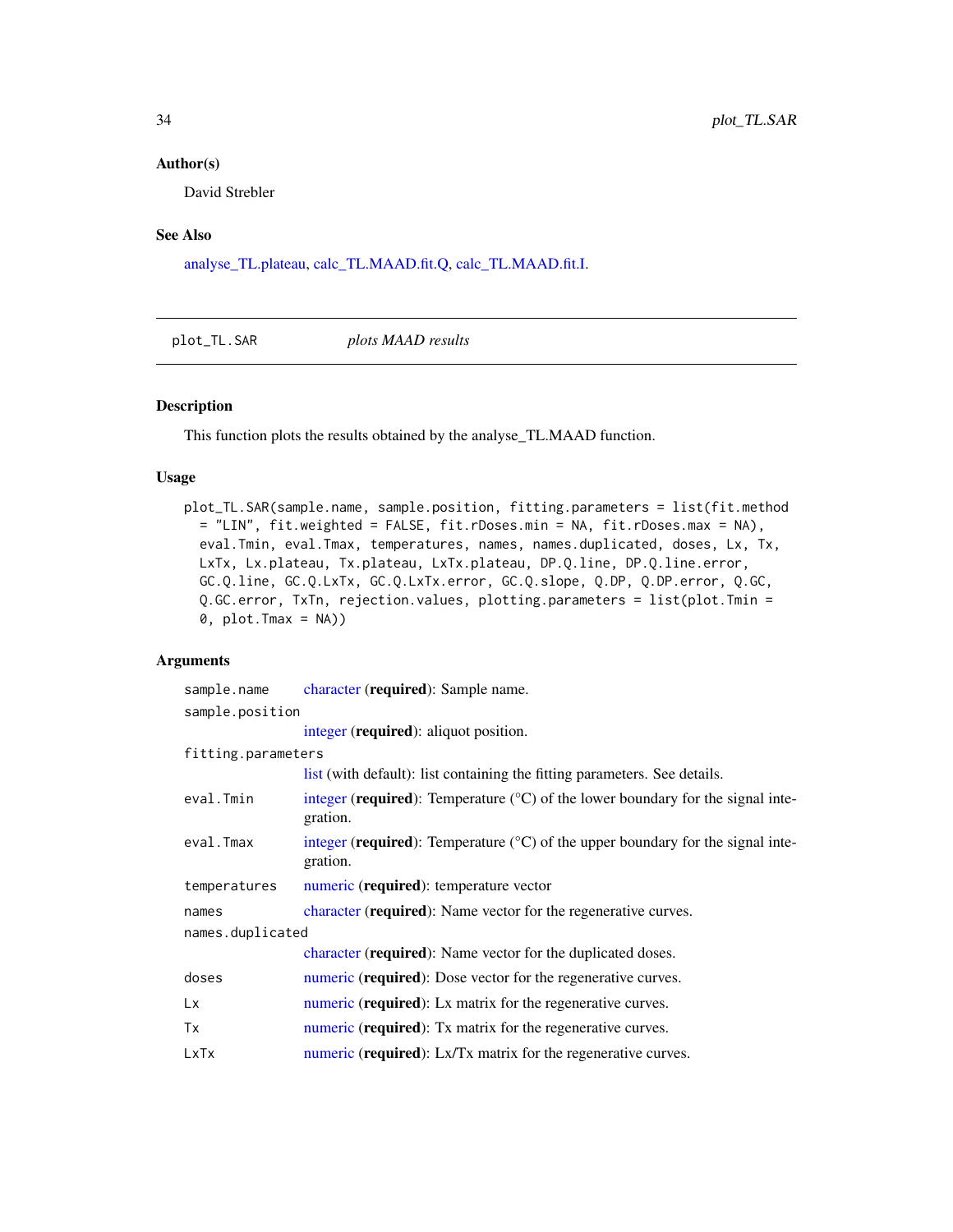### Author(s)

David Strebler

### See Also

analyse_TL.plateau, calc_TL.MAAD.fit.Q, calc_TL.MAAD.fit.I.

## plot_TL.SAR *plots MAAD results*

### Description

This function plots the results obtained by the analyse_TL.MAAD function.

### Usage

```
plot_TL.SAR(sample.name, sample.position, fitting.parameters = list(fit.method
  = "LIN", fit.weighted = FALSE, fit.rDoses.min = NA, fit.rDoses.max = NA),
  eval.Tmin, eval.Tmax, temperatures, names, names.duplicated, doses, Lx, Tx,
  LxTx, Lx.plateau, Tx.plateau, LxTx.plateau, DP.Q.line, DP.Q.line.error,
  GC.Q.line, GC.Q.LxTx, GC.Q.LxTx.error, GC.Q.slope, Q.DP, Q.DP.error, Q.GC,
  Q.GC.error, TxTn, rejection.values, plotting.parameters = list(plot.Tmin =
  0, plot.Tmax = NA))
```

### Arguments

| | |
|---|---|
| `sample.name` | character (**required**): Sample name. |
| `sample.position` | integer (**required**): aliquot position. |
| `fitting.parameters` | list (with default): list containing the fitting parameters. See details. |
| `eval.Tmin` | integer (**required**): Temperature (°C) of the lower boundary for the signal integration. |
| `eval.Tmax` | integer (**required**): Temperature (°C) of the upper boundary for the signal integration. |
| `temperatures` | numeric (**required**): temperature vector |
| `names` | character (**required**): Name vector for the regenerative curves. |
| `names.duplicated` | character (**required**): Name vector for the duplicated doses. |
| `doses` | numeric (**required**): Dose vector for the regenerative curves. |
| `Lx` | numeric (**required**): Lx matrix for the regenerative curves. |
| `Tx` | numeric (**required**): Tx matrix for the regenerative curves. |
| `LxTx` | numeric (**required**): Lx/Tx matrix for the regenerative curves. |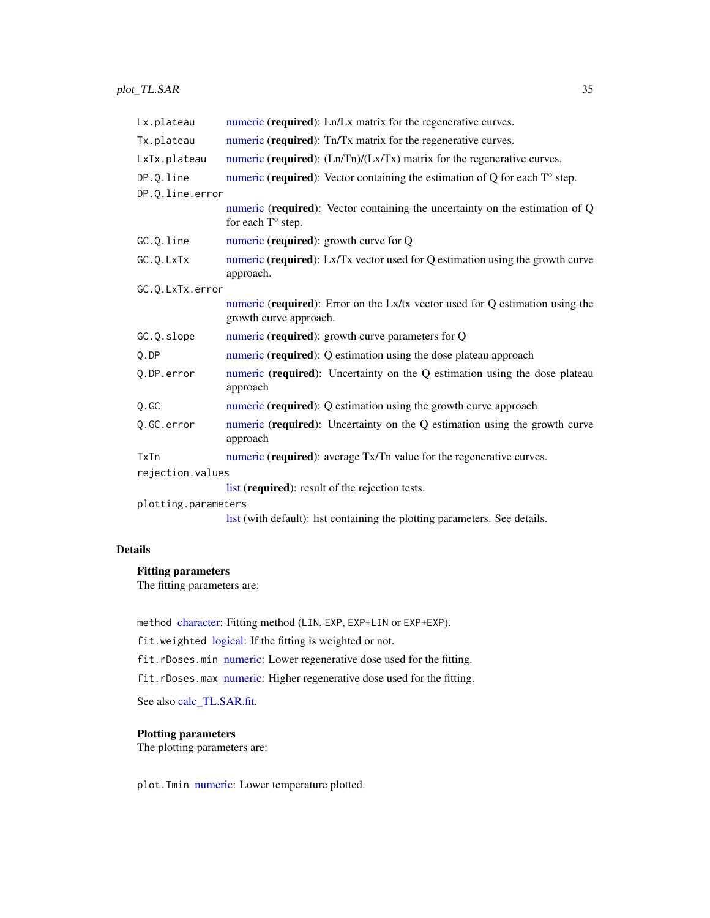| | |
|---|---|
| `Lx.plateau` | numeric (**required**): Ln/Lx matrix for the regenerative curves. |
| `Tx.plateau` | numeric (**required**): Tn/Tx matrix for the regenerative curves. |
| `LxTx.plateau` | numeric (**required**): (Ln/Tn)/(Lx/Tx) matrix for the regenerative curves. |
| `DP.Q.line` | numeric (**required**): Vector containing the estimation of Q for each T° step. |
| `DP.Q.line.error` | numeric (**required**): Vector containing the uncertainty on the estimation of Q for each T° step. |
| `GC.Q.line` | numeric (**required**): growth curve for Q |
| `GC.Q.LxTx` | numeric (**required**): Lx/Tx vector used for Q estimation using the growth curve approach. |
| `GC.Q.LxTx.error` | numeric (**required**): Error on the Lx/tx vector used for Q estimation using the growth curve approach. |
| `GC.Q.slope` | numeric (**required**): growth curve parameters for Q |
| `Q.DP` | numeric (**required**): Q estimation using the dose plateau approach |
| `Q.DP.error` | numeric (**required**): Uncertainty on the Q estimation using the dose plateau approach |
| `Q.GC` | numeric (**required**): Q estimation using the growth curve approach |
| `Q.GC.error` | numeric (**required**): Uncertainty on the Q estimation using the growth curve approach |
| `TxTn` | numeric (**required**): average Tx/Tn value for the regenerative curves. |
| `rejection.values` | list (**required**): result of the rejection tests. |
| `plotting.parameters` | list (with default): list containing the plotting parameters. See details. |

## Details

**Fitting parameters**

The fitting parameters are:

`method` character: Fitting method (`LIN`, `EXP`, `EXP+LIN` or `EXP+EXP`).

`fit.weighted` logical: If the fitting is weighted or not.

`fit.rDoses.min` numeric: Lower regenerative dose used for the fitting.

`fit.rDoses.max` numeric: Higher regenerative dose used for the fitting.

See also calc_TL.SAR.fit.

**Plotting parameters**

The plotting parameters are:

`plot.Tmin` numeric: Lower temperature plotted.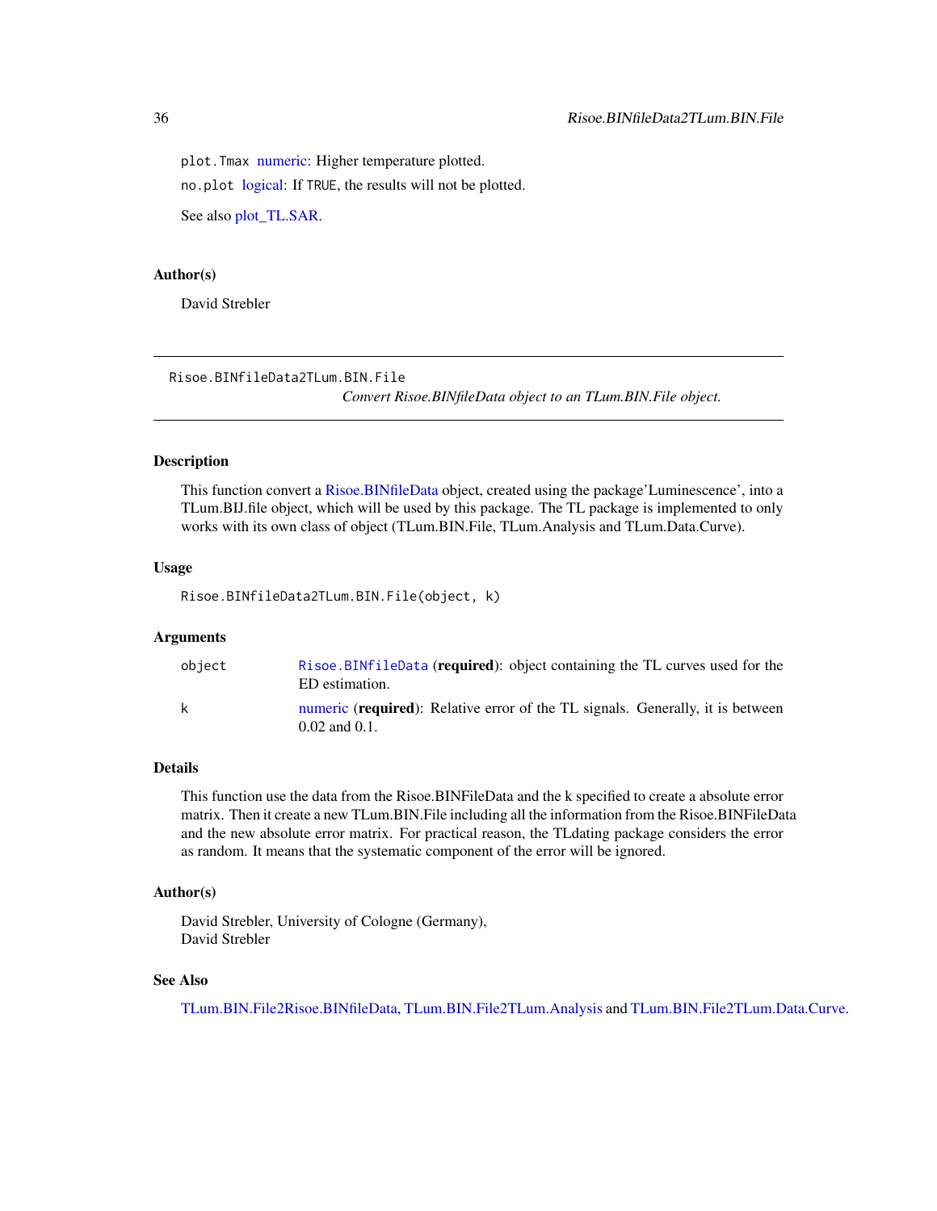plot.Tmax numeric: Higher temperature plotted.

no.plot logical: If TRUE, the results will not be plotted.

See also plot_TL.SAR.

### Author(s)

David Strebler

---

## Risoe.BINfileData2TLum.BIN.File

*Convert Risoe.BINfileData object to an TLum.BIN.File object.*

---

### Description

This function convert a Risoe.BINfileData object, created using the package'Luminescence', into a TLum.BIJ.file object, which will be used by this package. The TL package is implemented to only works with its own class of object (TLum.BIN.File, TLum.Analysis and TLum.Data.Curve).

### Usage

```
Risoe.BINfileData2TLum.BIN.File(object, k)
```

### Arguments

| | |
|---|---|
| object | Risoe.BINfileData (**required**): object containing the TL curves used for the ED estimation. |
| k | numeric (**required**): Relative error of the TL signals. Generally, it is between 0.02 and 0.1. |

### Details

This function use the data from the Risoe.BINFileData and the k specified to create a absolute error matrix. Then it create a new TLum.BIN.File including all the information from the Risoe.BINFileData and the new absolute error matrix. For practical reason, the TLdating package considers the error as random. It means that the systematic component of the error will be ignored.

### Author(s)

David Strebler, University of Cologne (Germany),
David Strebler

### See Also

TLum.BIN.File2Risoe.BINfileData, TLum.BIN.File2TLum.Analysis and TLum.BIN.File2TLum.Data.Curve.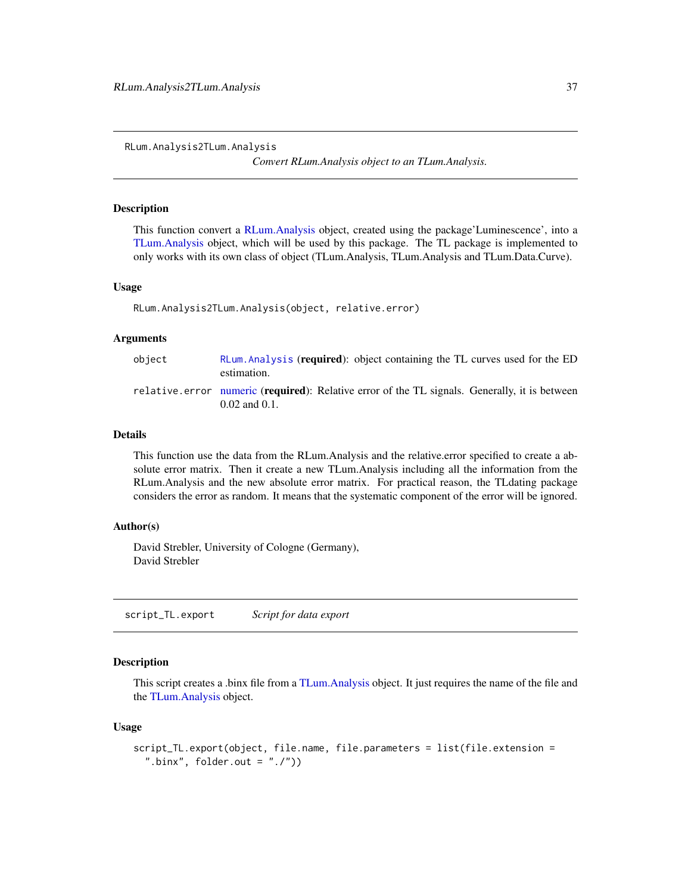## RLum.Analysis2TLum.Analysis

*Convert RLum.Analysis object to an TLum.Analysis.*

### Description

This function convert a RLum.Analysis object, created using the package'Luminescence', into a TLum.Analysis object, which will be used by this package. The TL package is implemented to only works with its own class of object (TLum.Analysis, TLum.Analysis and TLum.Data.Curve).

### Usage

```
RLum.Analysis2TLum.Analysis(object, relative.error)
```

### Arguments

| | |
|---|---|
| object | RLum.Analysis (**required**): object containing the TL curves used for the ED estimation. |
| relative.error | numeric (**required**): Relative error of the TL signals. Generally, it is between 0.02 and 0.1. |

### Details

This function use the data from the RLum.Analysis and the relative.error specified to create a absolute error matrix. Then it create a new TLum.Analysis including all the information from the RLum.Analysis and the new absolute error matrix. For practical reason, the TLdating package considers the error as random. It means that the systematic component of the error will be ignored.

### Author(s)

David Strebler, University of Cologne (Germany),
David Strebler

## script_TL.export

*Script for data export*

### Description

This script creates a .binx file from a TLum.Analysis object. It just requires the name of the file and the TLum.Analysis object.

### Usage

```
script_TL.export(object, file.name, file.parameters = list(file.extension =
  ".binx", folder.out = "./"))
```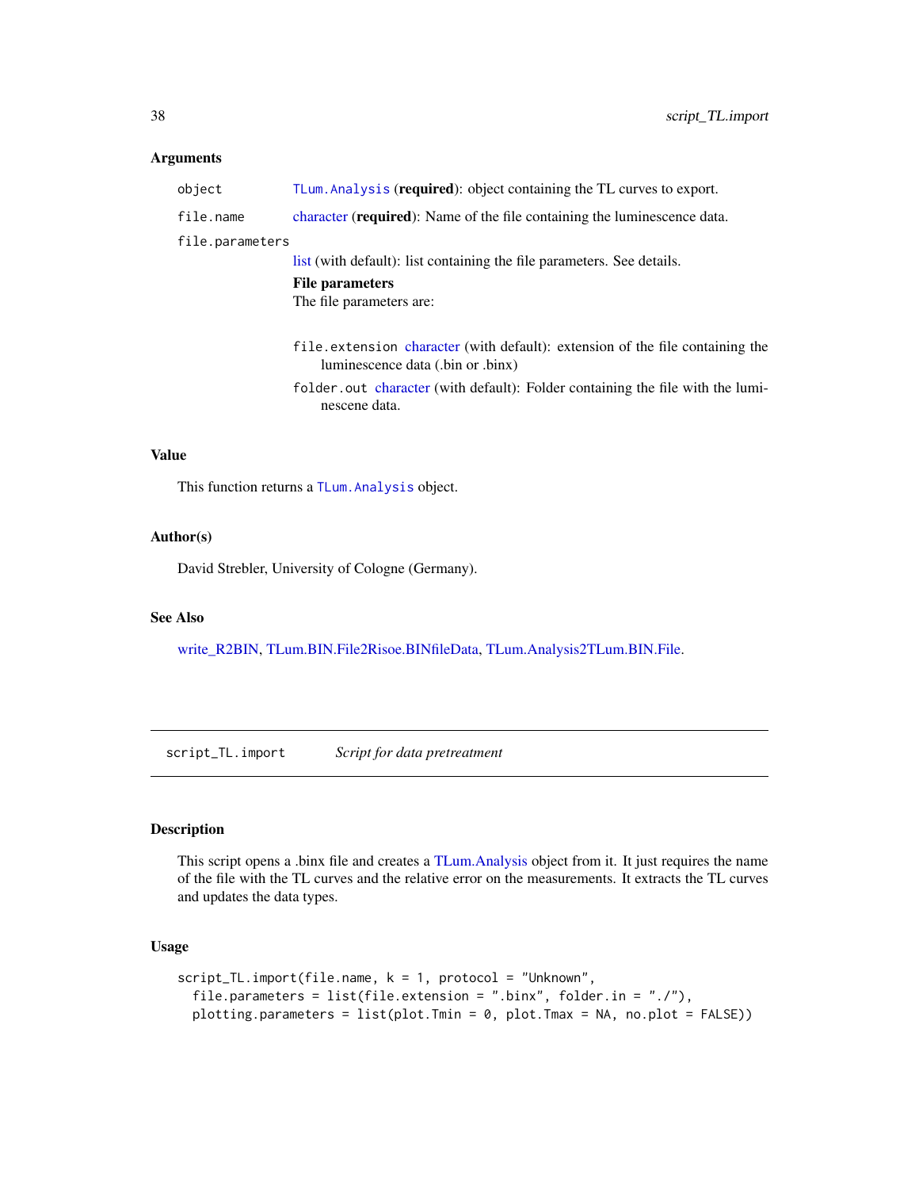### Arguments

- `object` — TLum.Analysis (**required**): object containing the TL curves to export.
- `file.name` — character (**required**): Name of the file containing the luminescence data.
- `file.parameters` — list (with default): list containing the file parameters. See details.

  **File parameters**

  The file parameters are:

  - `file.extension` character (with default): extension of the file containing the luminescence data (.bin or .binx)
  - `folder.out` character (with default): Folder containing the file with the luminescene data.

### Value

This function returns a `TLum.Analysis` object.

### Author(s)

David Strebler, University of Cologne (Germany).

### See Also

write_R2BIN, TLum.BIN.File2Risoe.BINfileData, TLum.Analysis2TLum.BIN.File.

---

## script_TL.import — *Script for data pretreatment*

### Description

This script opens a .binx file and creates a TLum.Analysis object from it. It just requires the name of the file with the TL curves and the relative error on the measurements. It extracts the TL curves and updates the data types.

### Usage

```
script_TL.import(file.name, k = 1, protocol = "Unknown",
  file.parameters = list(file.extension = ".binx", folder.in = "./"),
  plotting.parameters = list(plot.Tmin = 0, plot.Tmax = NA, no.plot = FALSE))
```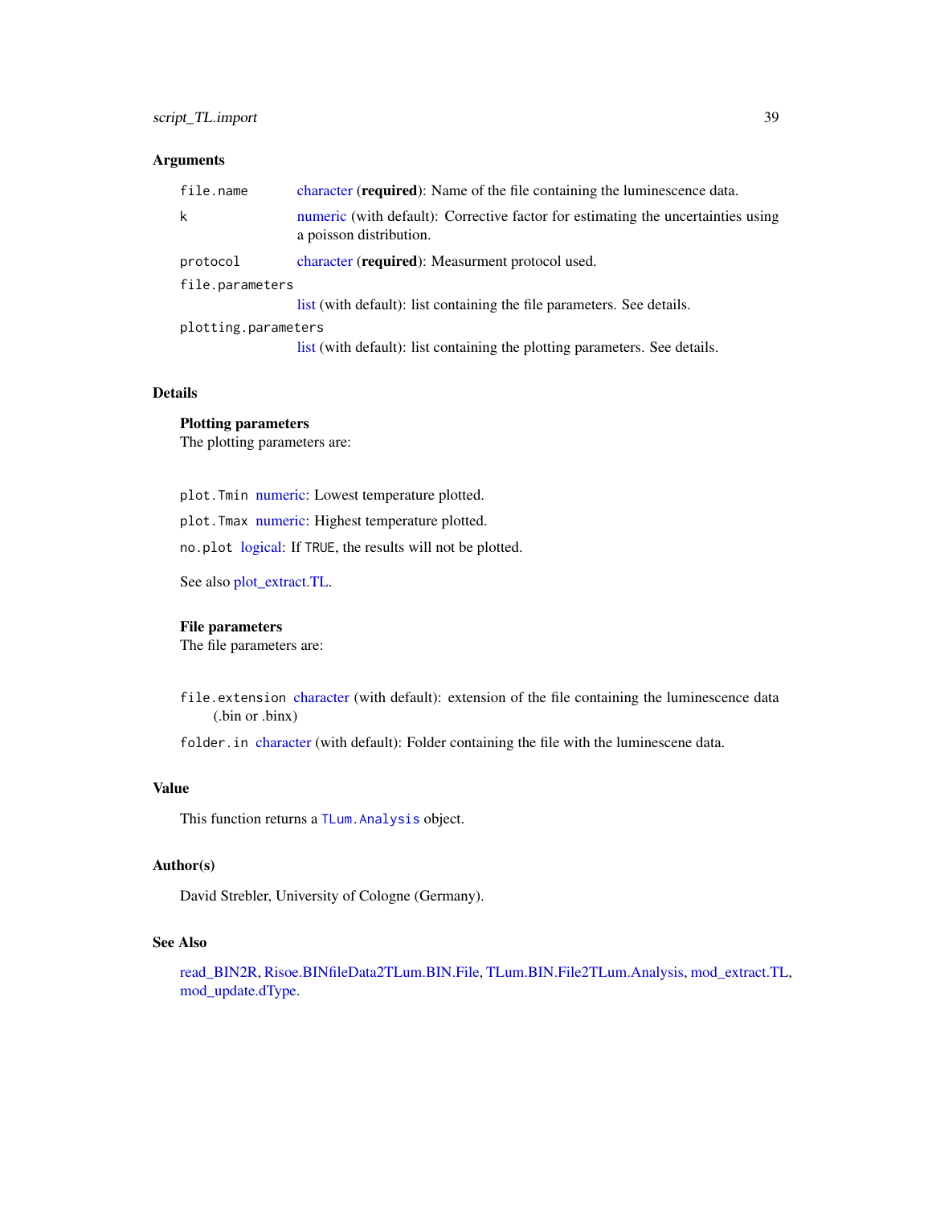## Arguments

| | |
|---|---|
| `file.name` | character (**required**): Name of the file containing the luminescence data. |
| `k` | numeric (with default): Corrective factor for estimating the uncertainties using a poisson distribution. |
| `protocol` | character (**required**): Measurment protocol used. |
| `file.parameters` | list (with default): list containing the file parameters. See details. |
| `plotting.parameters` | list (with default): list containing the plotting parameters. See details. |

## Details

**Plotting parameters**
The plotting parameters are:

- `plot.Tmin` numeric: Lowest temperature plotted.
- `plot.Tmax` numeric: Highest temperature plotted.
- `no.plot` logical: If `TRUE`, the results will not be plotted.

See also plot_extract.TL.

**File parameters**
The file parameters are:

- `file.extension` character (with default): extension of the file containing the luminescence data (.bin or .binx)
- `folder.in` character (with default): Folder containing the file with the luminescene data.

## Value

This function returns a `TLum.Analysis` object.

## Author(s)

David Strebler, University of Cologne (Germany).

## See Also

read_BIN2R, Risoe.BINfileData2TLum.BIN.File, TLum.BIN.File2TLum.Analysis, mod_extract.TL, mod_update.dType.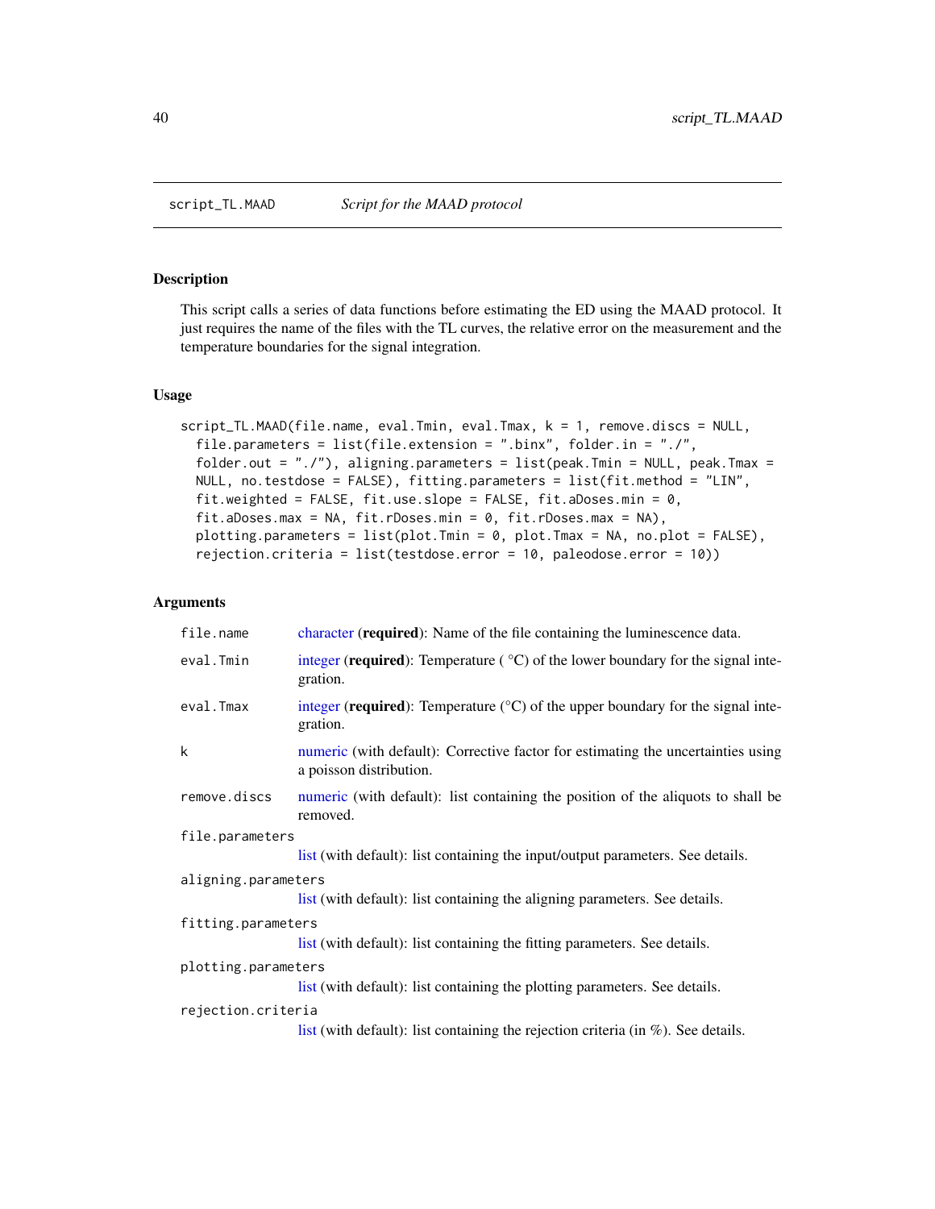script_TL.MAAD *Script for the MAAD protocol*

## Description

This script calls a series of data functions before estimating the ED using the MAAD protocol. It just requires the name of the files with the TL curves, the relative error on the measurement and the temperature boundaries for the signal integration.

## Usage

```
script_TL.MAAD(file.name, eval.Tmin, eval.Tmax, k = 1, remove.discs = NULL,
  file.parameters = list(file.extension = ".binx", folder.in = "./",
  folder.out = "./"), aligning.parameters = list(peak.Tmin = NULL, peak.Tmax =
  NULL, no.testdose = FALSE), fitting.parameters = list(fit.method = "LIN",
  fit.weighted = FALSE, fit.use.slope = FALSE, fit.aDoses.min = 0,
  fit.aDoses.max = NA, fit.rDoses.min = 0, fit.rDoses.max = NA),
  plotting.parameters = list(plot.Tmin = 0, plot.Tmax = NA, no.plot = FALSE),
  rejection.criteria = list(testdose.error = 10, paleodose.error = 10))
```

## Arguments

| Argument | Description |
|---|---|
| `file.name` | character (**required**): Name of the file containing the luminescence data. |
| `eval.Tmin` | integer (**required**): Temperature ( °C) of the lower boundary for the signal integration. |
| `eval.Tmax` | integer (**required**): Temperature (°C) of the upper boundary for the signal integration. |
| `k` | numeric (with default): Corrective factor for estimating the uncertainties using a poisson distribution. |
| `remove.discs` | numeric (with default): list containing the position of the aliquots to shall be removed. |
| `file.parameters` | list (with default): list containing the input/output parameters. See details. |
| `aligning.parameters` | list (with default): list containing the aligning parameters. See details. |
| `fitting.parameters` | list (with default): list containing the fitting parameters. See details. |
| `plotting.parameters` | list (with default): list containing the plotting parameters. See details. |
| `rejection.criteria` | list (with default): list containing the rejection criteria (in %). See details. |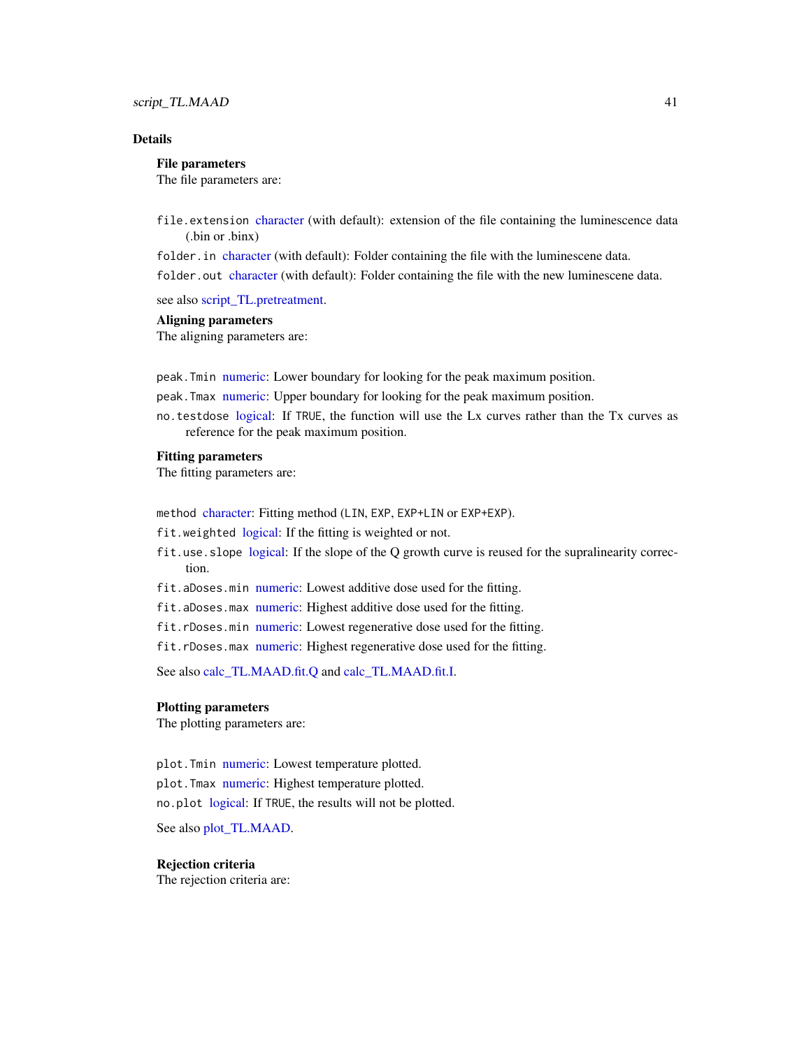## Details

### File parameters

The file parameters are:

`file.extension` character (with default): extension of the file containing the luminescence data (.bin or .binx)

`folder.in` character (with default): Folder containing the file with the luminescene data.

`folder.out` character (with default): Folder containing the file with the new luminescene data.

see also script_TL.pretreatment.

### Aligning parameters

The aligning parameters are:

`peak.Tmin` numeric: Lower boundary for looking for the peak maximum position.

`peak.Tmax` numeric: Upper boundary for looking for the peak maximum position.

`no.testdose` logical: If `TRUE`, the function will use the Lx curves rather than the Tx curves as reference for the peak maximum position.

### Fitting parameters

The fitting parameters are:

`method` character: Fitting method (`LIN`, `EXP`, `EXP+LIN` or `EXP+EXP`).

`fit.weighted` logical: If the fitting is weighted or not.

`fit.use.slope` logical: If the slope of the Q growth curve is reused for the supralinearity correction.

`fit.aDoses.min` numeric: Lowest additive dose used for the fitting.

`fit.aDoses.max` numeric: Highest additive dose used for the fitting.

`fit.rDoses.min` numeric: Lowest regenerative dose used for the fitting.

`fit.rDoses.max` numeric: Highest regenerative dose used for the fitting.

See also calc_TL.MAAD.fit.Q and calc_TL.MAAD.fit.I.

### Plotting parameters

The plotting parameters are:

`plot.Tmin` numeric: Lowest temperature plotted.

`plot.Tmax` numeric: Highest temperature plotted.

`no.plot` logical: If `TRUE`, the results will not be plotted.

See also plot_TL.MAAD.

### Rejection criteria

The rejection criteria are: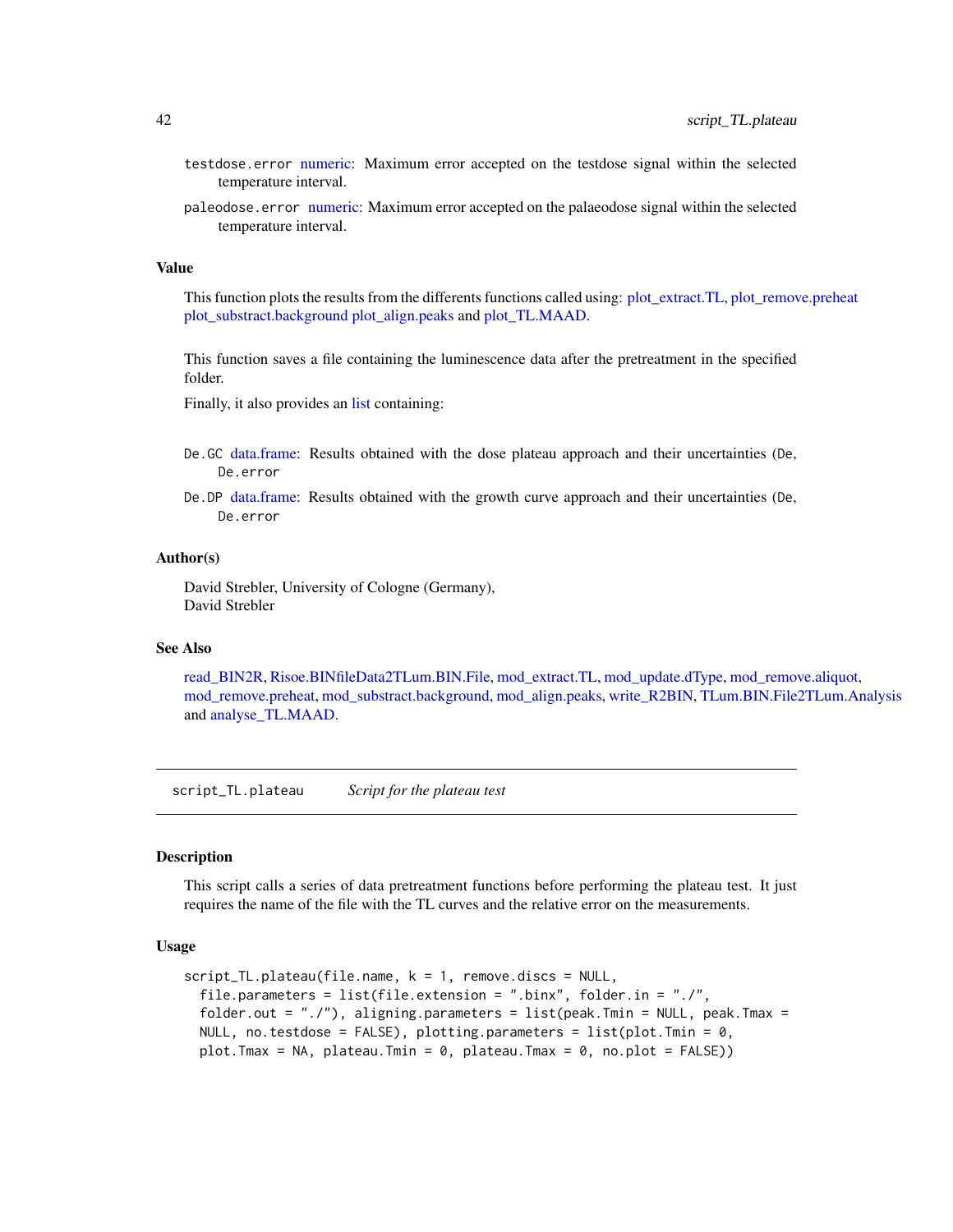testdose.error numeric: Maximum error accepted on the testdose signal within the selected temperature interval.

paleodose.error numeric: Maximum error accepted on the palaeodose signal within the selected temperature interval.

### Value

This function plots the results from the differents functions called using: plot_extract.TL, plot_remove.preheat plot_substract.background plot_align.peaks and plot_TL.MAAD.

This function saves a file containing the luminescence data after the pretreatment in the specified folder.

Finally, it also provides an list containing:

De.GC data.frame: Results obtained with the dose plateau approach and their uncertainties (De, De.error

De.DP data.frame: Results obtained with the growth curve approach and their uncertainties (De, De.error

### Author(s)

David Strebler, University of Cologne (Germany),
David Strebler

### See Also

read_BIN2R, Risoe.BINfileData2TLum.BIN.File, mod_extract.TL, mod_update.dType, mod_remove.aliquot, mod_remove.preheat, mod_substract.background, mod_align.peaks, write_R2BIN, TLum.BIN.File2TLum.Analysis and analyse_TL.MAAD.

---

## script_TL.plateau *Script for the plateau test*

### Description

This script calls a series of data pretreatment functions before performing the plateau test. It just requires the name of the file with the TL curves and the relative error on the measurements.

### Usage

```
script_TL.plateau(file.name, k = 1, remove.discs = NULL,
  file.parameters = list(file.extension = ".binx", folder.in = "./",
  folder.out = "./"), aligning.parameters = list(peak.Tmin = NULL, peak.Tmax =
  NULL, no.testdose = FALSE), plotting.parameters = list(plot.Tmin = 0,
  plot.Tmax = NA, plateau.Tmin = 0, plateau.Tmax = 0, no.plot = FALSE))
```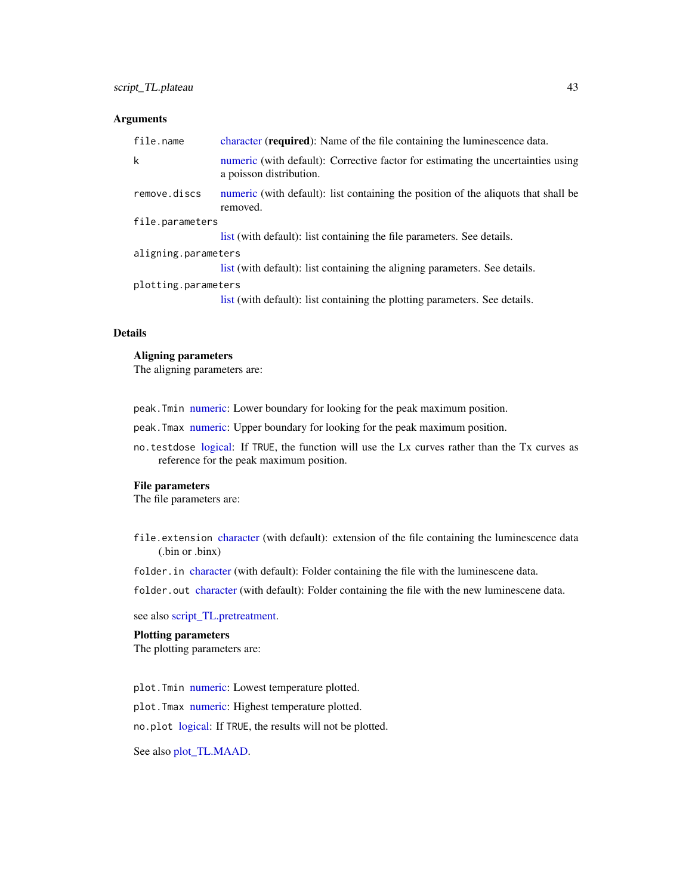### Arguments

- `file.name` — character (**required**): Name of the file containing the luminescence data.
- `k` — numeric (with default): Corrective factor for estimating the uncertainties using a poisson distribution.
- `remove.discs` — numeric (with default): list containing the position of the aliquots that shall be removed.
- `file.parameters` — list (with default): list containing the file parameters. See details.
- `aligning.parameters` — list (with default): list containing the aligning parameters. See details.
- `plotting.parameters` — list (with default): list containing the plotting parameters. See details.

### Details

**Aligning parameters**

The aligning parameters are:

- `peak.Tmin` numeric: Lower boundary for looking for the peak maximum position.
- `peak.Tmax` numeric: Upper boundary for looking for the peak maximum position.
- `no.testdose` logical: If `TRUE`, the function will use the Lx curves rather than the Tx curves as reference for the peak maximum position.

**File parameters**

The file parameters are:

- `file.extension` character (with default): extension of the file containing the luminescence data (.bin or .binx)
- `folder.in` character (with default): Folder containing the file with the luminescene data.
- `folder.out` character (with default): Folder containing the file with the new luminescene data.

see also script_TL.pretreatment.

**Plotting parameters**

The plotting parameters are:

- `plot.Tmin` numeric: Lowest temperature plotted.
- `plot.Tmax` numeric: Highest temperature plotted.
- `no.plot` logical: If `TRUE`, the results will not be plotted.

See also plot_TL.MAAD.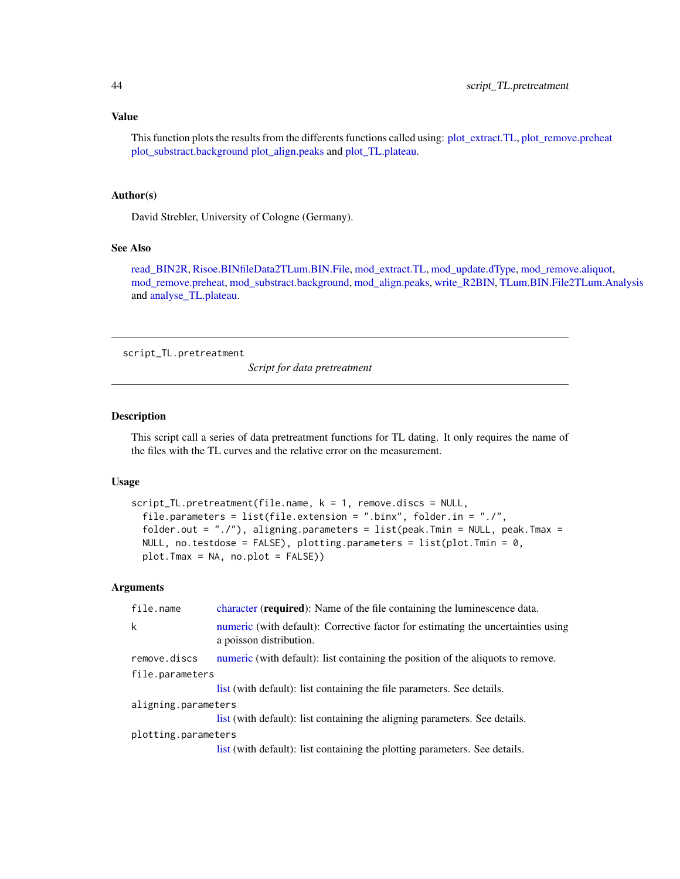### Value

This function plots the results from the differents functions called using: plot_extract.TL, plot_remove.preheat plot_substract.background plot_align.peaks and plot_TL.plateau.

### Author(s)

David Strebler, University of Cologne (Germany).

### See Also

read_BIN2R, Risoe.BINfileData2TLum.BIN.File, mod_extract.TL, mod_update.dType, mod_remove.aliquot, mod_remove.preheat, mod_substract.background, mod_align.peaks, write_R2BIN, TLum.BIN.File2TLum.Analysis and analyse_TL.plateau.

---

## script_TL.pretreatment

*Script for data pretreatment*

---

### Description

This script call a series of data pretreatment functions for TL dating. It only requires the name of the files with the TL curves and the relative error on the measurement.

### Usage

```
script_TL.pretreatment(file.name, k = 1, remove.discs = NULL,
  file.parameters = list(file.extension = ".binx", folder.in = "./",
  folder.out = "./"), aligning.parameters = list(peak.Tmin = NULL, peak.Tmax =
  NULL, no.testdose = FALSE), plotting.parameters = list(plot.Tmin = 0,
  plot.Tmax = NA, no.plot = FALSE))
```

### Arguments

| | |
|---|---|
| `file.name` | character (**required**): Name of the file containing the luminescence data. |
| `k` | numeric (with default): Corrective factor for estimating the uncertainties using a poisson distribution. |
| `remove.discs` | numeric (with default): list containing the position of the aliquots to remove. |
| `file.parameters` | list (with default): list containing the file parameters. See details. |
| `aligning.parameters` | list (with default): list containing the aligning parameters. See details. |
| `plotting.parameters` | list (with default): list containing the plotting parameters. See details. |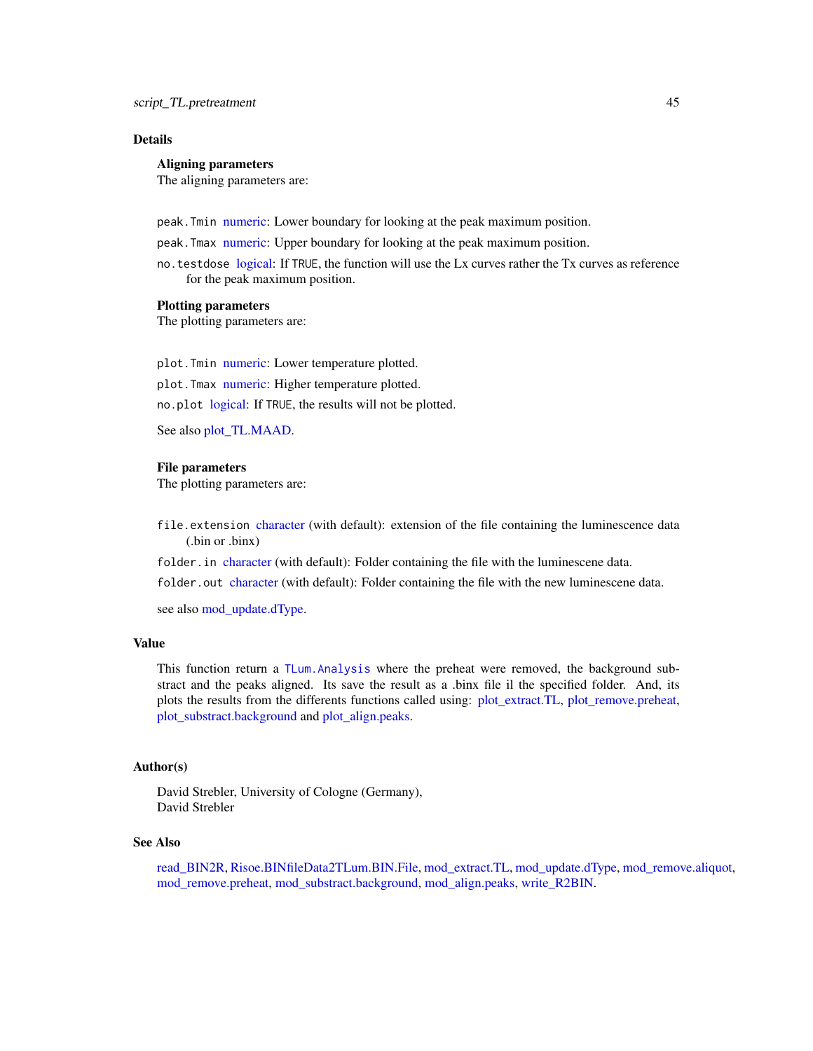## Details

### Aligning parameters

The aligning parameters are:

`peak.Tmin` numeric: Lower boundary for looking at the peak maximum position.

`peak.Tmax` numeric: Upper boundary for looking at the peak maximum position.

`no.testdose` logical: If `TRUE`, the function will use the Lx curves rather the Tx curves as reference for the peak maximum position.

### Plotting parameters

The plotting parameters are:

`plot.Tmin` numeric: Lower temperature plotted.

`plot.Tmax` numeric: Higher temperature plotted.

`no.plot` logical: If `TRUE`, the results will not be plotted.

See also plot_TL.MAAD.

### File parameters

The plotting parameters are:

`file.extension` character (with default): extension of the file containing the luminescence data (.bin or .binx)

`folder.in` character (with default): Folder containing the file with the luminescene data.

`folder.out` character (with default): Folder containing the file with the new luminescene data.

see also mod_update.dType.

## Value

This function return a `TLum.Analysis` where the preheat were removed, the background substract and the peaks aligned. Its save the result as a .binx file il the specified folder. And, its plots the results from the differents functions called using: plot_extract.TL, plot_remove.preheat, plot_substract.background and plot_align.peaks.

## Author(s)

David Strebler, University of Cologne (Germany),
David Strebler

## See Also

read_BIN2R, Risoe.BINfileData2TLum.BIN.File, mod_extract.TL, mod_update.dType, mod_remove.aliquot, mod_remove.preheat, mod_substract.background, mod_align.peaks, write_R2BIN.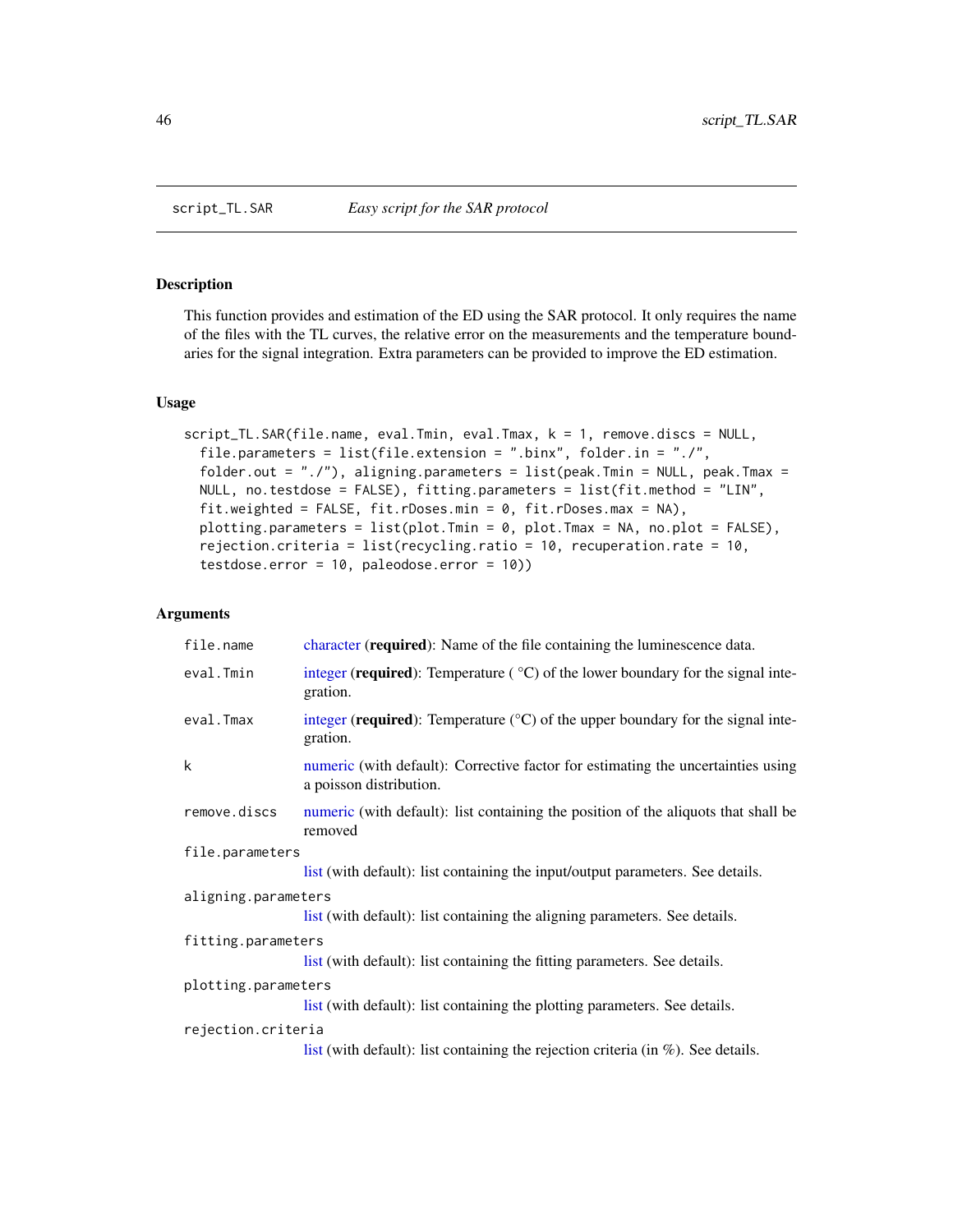script_TL.SAR *Easy script for the SAR protocol*

## Description

This function provides and estimation of the ED using the SAR protocol. It only requires the name of the files with the TL curves, the relative error on the measurements and the temperature boundaries for the signal integration. Extra parameters can be provided to improve the ED estimation.

## Usage

```
script_TL.SAR(file.name, eval.Tmin, eval.Tmax, k = 1, remove.discs = NULL,
  file.parameters = list(file.extension = ".binx", folder.in = "./",
  folder.out = "./"), aligning.parameters = list(peak.Tmin = NULL, peak.Tmax =
  NULL, no.testdose = FALSE), fitting.parameters = list(fit.method = "LIN",
  fit.weighted = FALSE, fit.rDoses.min = 0, fit.rDoses.max = NA),
  plotting.parameters = list(plot.Tmin = 0, plot.Tmax = NA, no.plot = FALSE),
  rejection.criteria = list(recycling.ratio = 10, recuperation.rate = 10,
  testdose.error = 10, paleodose.error = 10))
```

## Arguments

| | |
|---|---|
| `file.name` | character (**required**): Name of the file containing the luminescence data. |
| `eval.Tmin` | integer (**required**): Temperature ( °C) of the lower boundary for the signal integration. |
| `eval.Tmax` | integer (**required**): Temperature (°C) of the upper boundary for the signal integration. |
| `k` | numeric (with default): Corrective factor for estimating the uncertainties using a poisson distribution. |
| `remove.discs` | numeric (with default): list containing the position of the aliquots that shall be removed |
| `file.parameters` | list (with default): list containing the input/output parameters. See details. |
| `aligning.parameters` | list (with default): list containing the aligning parameters. See details. |
| `fitting.parameters` | list (with default): list containing the fitting parameters. See details. |
| `plotting.parameters` | list (with default): list containing the plotting parameters. See details. |
| `rejection.criteria` | list (with default): list containing the rejection criteria (in %). See details. |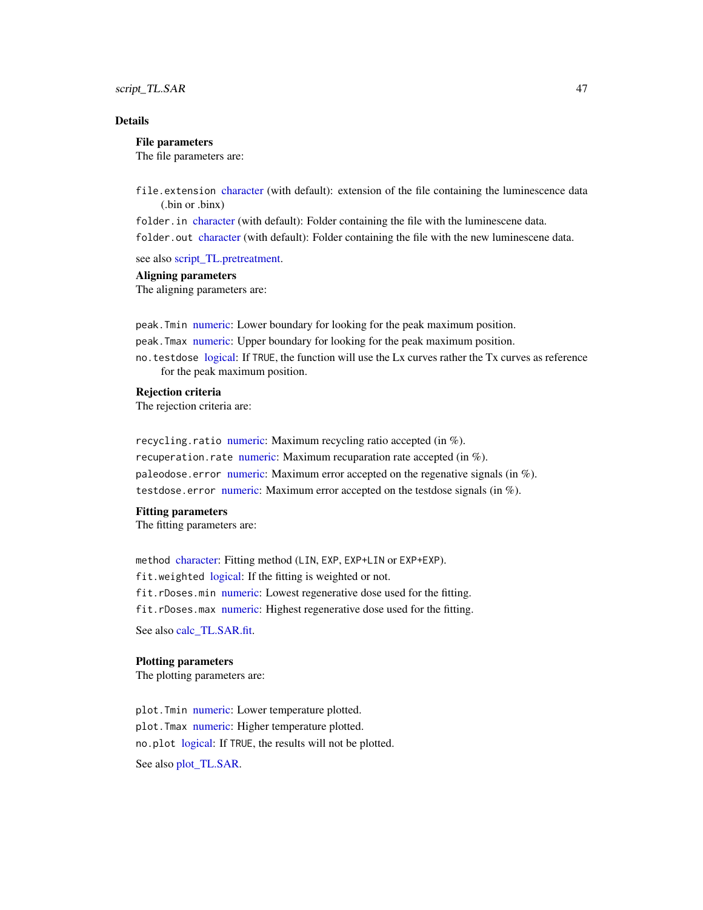### Details

**File parameters**

The file parameters are:

- `file.extension` character (with default): extension of the file containing the luminescence data (.bin or .binx)
- `folder.in` character (with default): Folder containing the file with the luminescene data.
- `folder.out` character (with default): Folder containing the file with the new luminescene data.

see also script_TL.pretreatment.

**Aligning parameters**

The aligning parameters are:

- `peak.Tmin` numeric: Lower boundary for looking for the peak maximum position.
- `peak.Tmax` numeric: Upper boundary for looking for the peak maximum position.
- `no.testdose` logical: If `TRUE`, the function will use the Lx curves rather the Tx curves as reference for the peak maximum position.

**Rejection criteria**

The rejection criteria are:

- `recycling.ratio` numeric: Maximum recycling ratio accepted (in %).
- `recuperation.rate` numeric: Maximum recuparation rate accepted (in %).
- `paleodose.error` numeric: Maximum error accepted on the regenative signals (in %).
- `testdose.error` numeric: Maximum error accepted on the testdose signals (in %).

**Fitting parameters**

The fitting parameters are:

- `method` character: Fitting method (`LIN`, `EXP`, `EXP+LIN` or `EXP+EXP`).
- `fit.weighted` logical: If the fitting is weighted or not.
- `fit.rDoses.min` numeric: Lowest regenerative dose used for the fitting.
- `fit.rDoses.max` numeric: Highest regenerative dose used for the fitting.

See also calc_TL.SAR.fit.

**Plotting parameters**

The plotting parameters are:

- `plot.Tmin` numeric: Lower temperature plotted.
- `plot.Tmax` numeric: Higher temperature plotted.
- `no.plot` logical: If `TRUE`, the results will not be plotted.

See also plot_TL.SAR.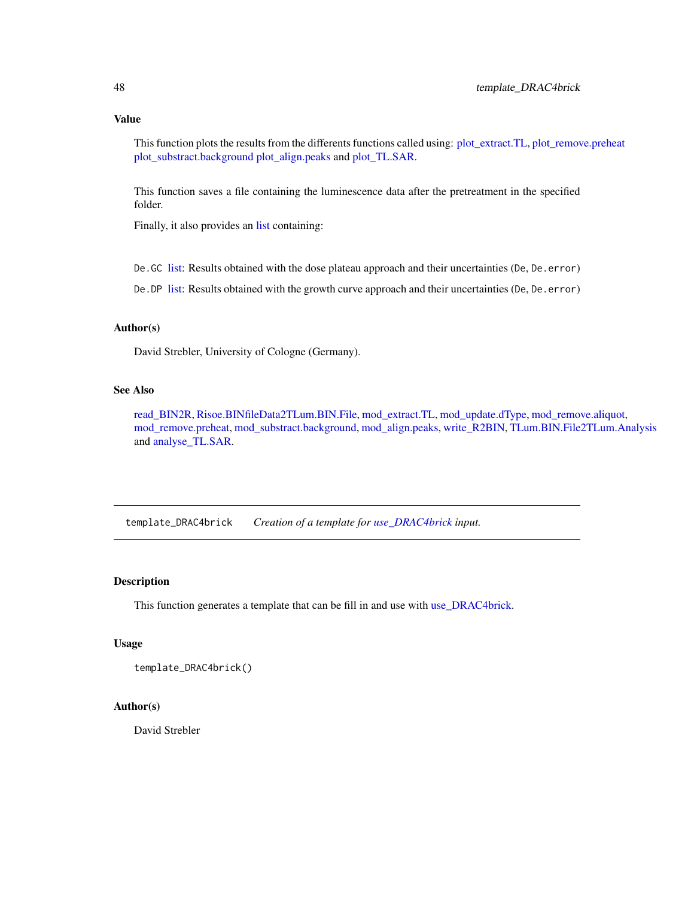### Value

This function plots the results from the differents functions called using: plot_extract.TL, plot_remove.preheat plot_substract.background plot_align.peaks and plot_TL.SAR.

This function saves a file containing the luminescence data after the pretreatment in the specified folder.

Finally, it also provides an list containing:

`De.GC` list: Results obtained with the dose plateau approach and their uncertainties (`De`, `De.error`)

`De.DP` list: Results obtained with the growth curve approach and their uncertainties (`De`, `De.error`)

### Author(s)

David Strebler, University of Cologne (Germany).

### See Also

read_BIN2R, Risoe.BINfileData2TLum.BIN.File, mod_extract.TL, mod_update.dType, mod_remove.aliquot, mod_remove.preheat, mod_substract.background, mod_align.peaks, write_R2BIN, TLum.BIN.File2TLum.Analysis and analyse_TL.SAR.

---

## template_DRAC4brick &nbsp;&nbsp; *Creation of a template for use_DRAC4brick input.*

### Description

This function generates a template that can be fill in and use with use_DRAC4brick.

### Usage

```
template_DRAC4brick()
```

### Author(s)

David Strebler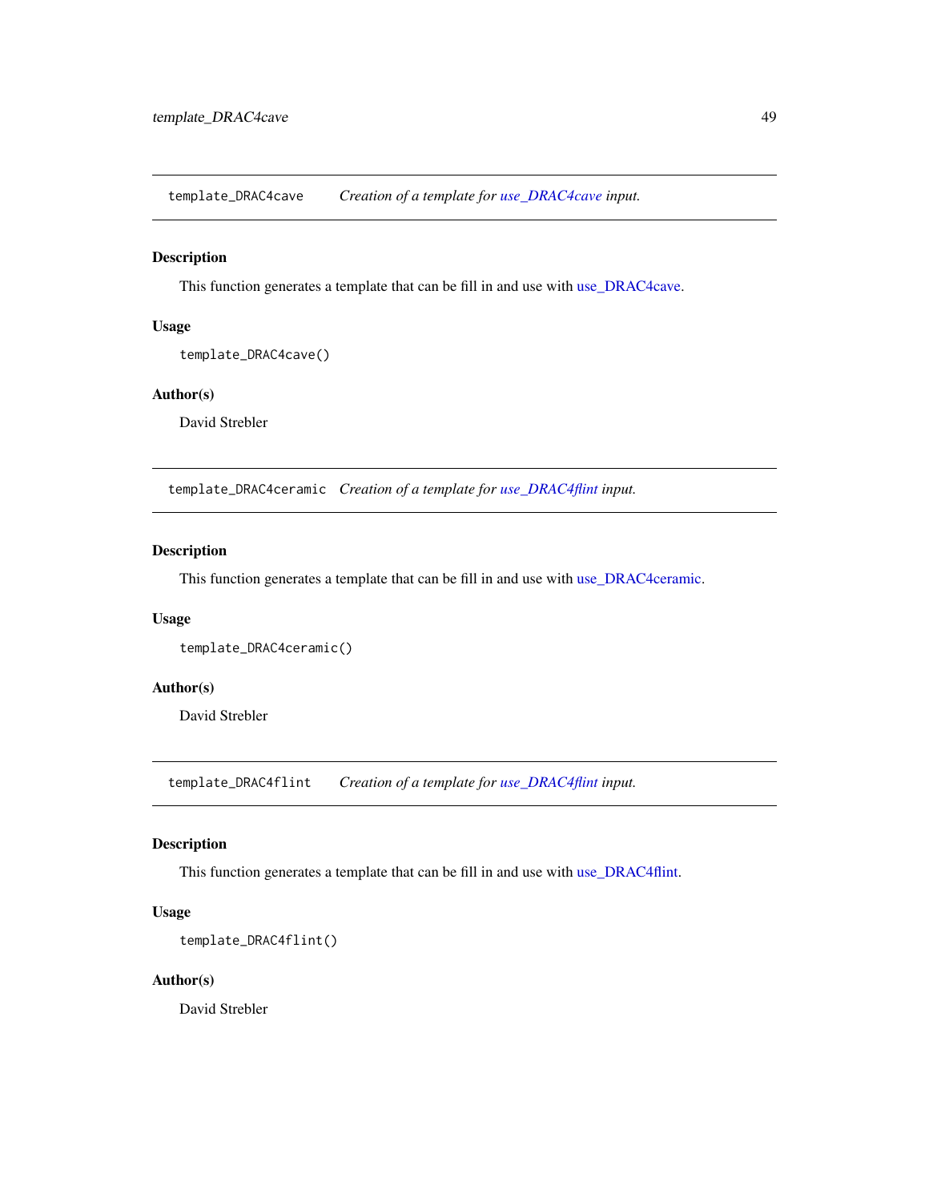## template_DRAC4cave — *Creation of a template for use_DRAC4cave input.*

### Description

This function generates a template that can be fill in and use with use_DRAC4cave.

### Usage

```
template_DRAC4cave()
```

### Author(s)

David Strebler

## template_DRAC4ceramic — *Creation of a template for use_DRAC4flint input.*

### Description

This function generates a template that can be fill in and use with use_DRAC4ceramic.

### Usage

```
template_DRAC4ceramic()
```

### Author(s)

David Strebler

## template_DRAC4flint — *Creation of a template for use_DRAC4flint input.*

### Description

This function generates a template that can be fill in and use with use_DRAC4flint.

### Usage

```
template_DRAC4flint()
```

### Author(s)

David Strebler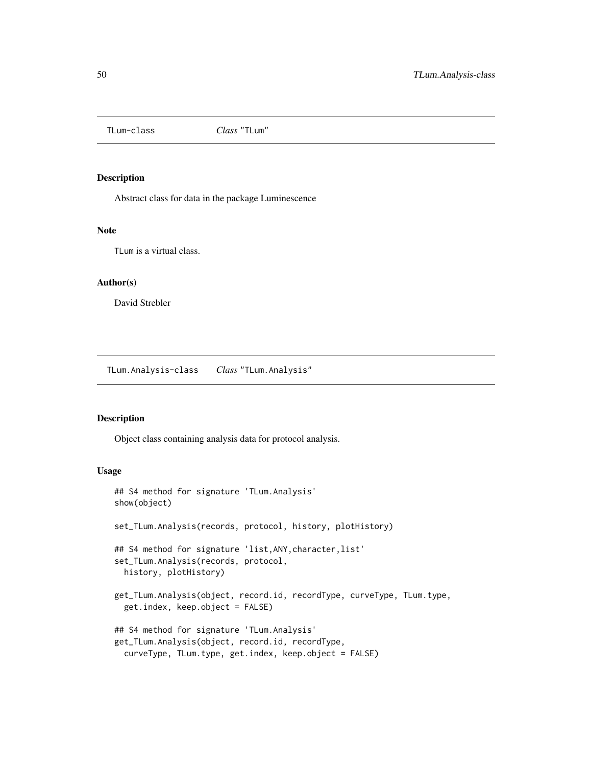## TLum-class    *Class* "TLum"

### Description

Abstract class for data in the package Luminescence

### Note

TLum is a virtual class.

### Author(s)

David Strebler

## TLum.Analysis-class    *Class* "TLum.Analysis"

### Description

Object class containing analysis data for protocol analysis.

### Usage

```
## S4 method for signature 'TLum.Analysis'
show(object)

set_TLum.Analysis(records, protocol, history, plotHistory)

## S4 method for signature 'list,ANY,character,list'
set_TLum.Analysis(records, protocol,
  history, plotHistory)

get_TLum.Analysis(object, record.id, recordType, curveType, TLum.type,
  get.index, keep.object = FALSE)

## S4 method for signature 'TLum.Analysis'
get_TLum.Analysis(object, record.id, recordType,
  curveType, TLum.type, get.index, keep.object = FALSE)
```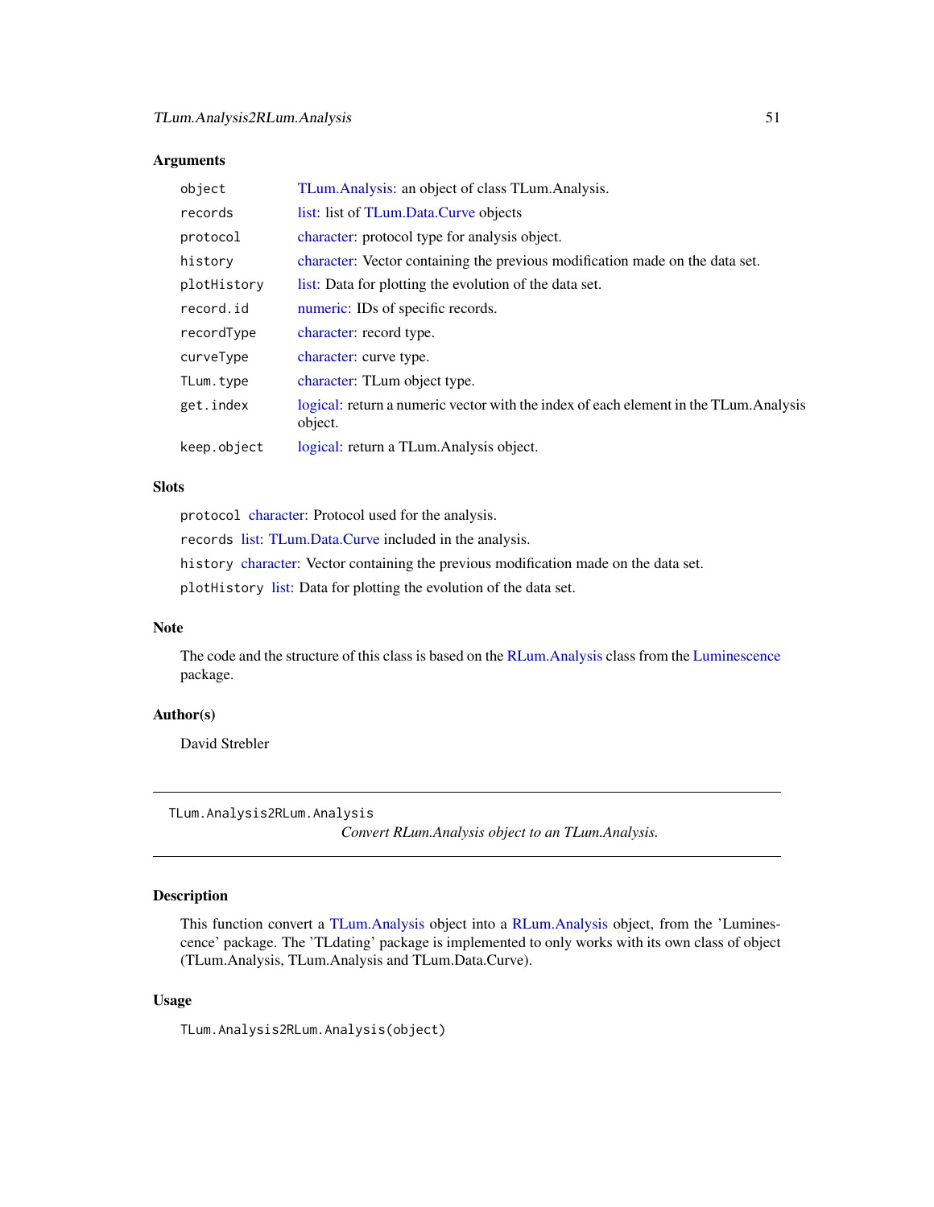### Arguments

| | |
|---|---|
| object | TLum.Analysis: an object of class TLum.Analysis. |
| records | list: list of TLum.Data.Curve objects |
| protocol | character: protocol type for analysis object. |
| history | character: Vector containing the previous modification made on the data set. |
| plotHistory | list: Data for plotting the evolution of the data set. |
| record.id | numeric: IDs of specific records. |
| recordType | character: record type. |
| curveType | character: curve type. |
| TLum.type | character: TLum object type. |
| get.index | logical: return a numeric vector with the index of each element in the TLum.Analysis object. |
| keep.object | logical: return a TLum.Analysis object. |

### Slots

`protocol` character: Protocol used for the analysis.

`records` list: TLum.Data.Curve included in the analysis.

`history` character: Vector containing the previous modification made on the data set.

`plotHistory` list: Data for plotting the evolution of the data set.

### Note

The code and the structure of this class is based on the RLum.Analysis class from the Luminescence package.

### Author(s)

David Strebler

---

## TLum.Analysis2RLum.Analysis

*Convert RLum.Analysis object to an TLum.Analysis.*

---

### Description

This function convert a TLum.Analysis object into a RLum.Analysis object, from the 'Luminescence' package. The 'TLdating' package is implemented to only works with its own class of object (TLum.Analysis, TLum.Analysis and TLum.Data.Curve).

### Usage

```
TLum.Analysis2RLum.Analysis(object)
```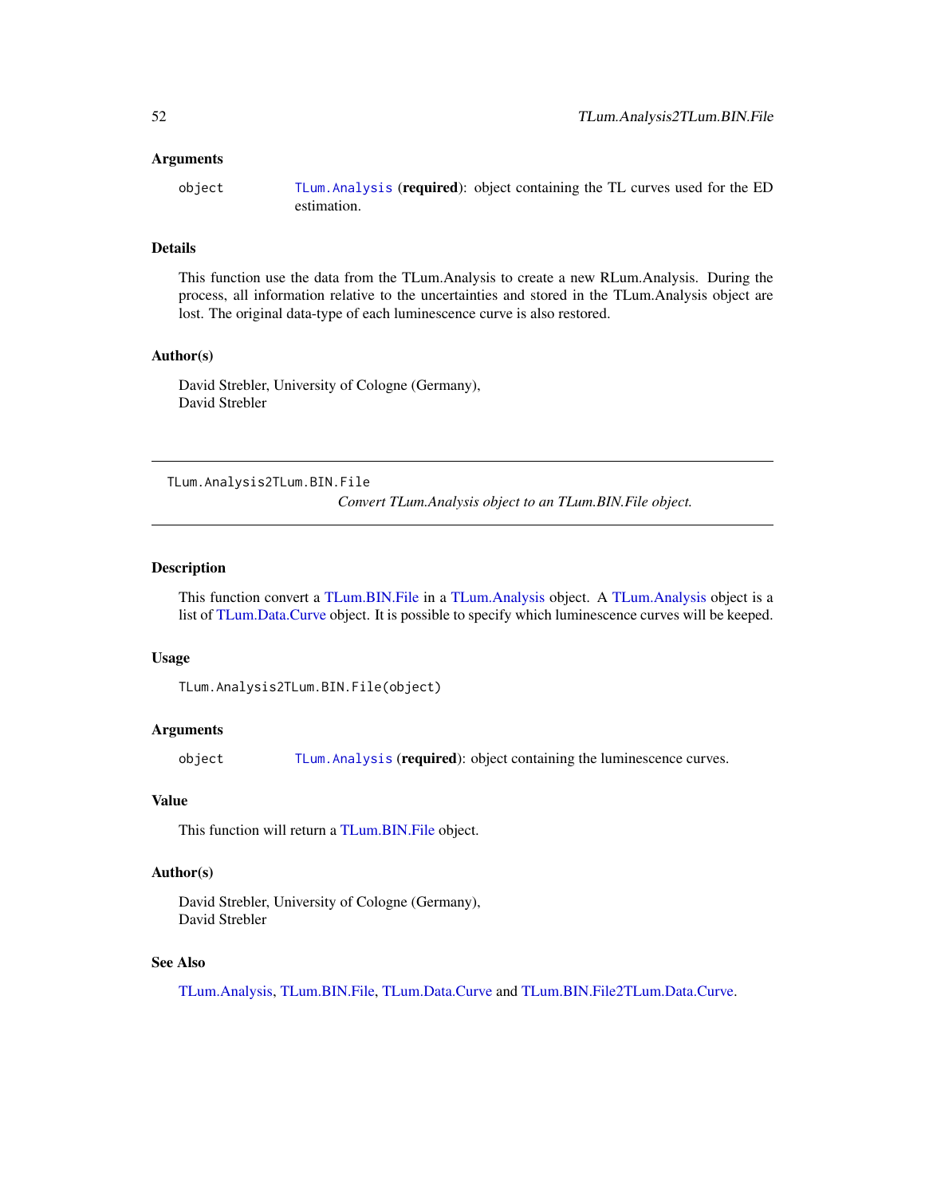### Arguments

object — `TLum.Analysis` (**required**): object containing the TL curves used for the ED estimation.

### Details

This function use the data from the TLum.Analysis to create a new RLum.Analysis. During the process, all information relative to the uncertainties and stored in the TLum.Analysis object are lost. The original data-type of each luminescence curve is also restored.

### Author(s)

David Strebler, University of Cologne (Germany),
David Strebler

---

## TLum.Analysis2TLum.BIN.File

*Convert TLum.Analysis object to an TLum.BIN.File object.*

---

### Description

This function convert a TLum.BIN.File in a TLum.Analysis object. A TLum.Analysis object is a list of TLum.Data.Curve object. It is possible to specify which luminescence curves will be keeped.

### Usage

```
TLum.Analysis2TLum.BIN.File(object)
```

### Arguments

object — `TLum.Analysis` (**required**): object containing the luminescence curves.

### Value

This function will return a TLum.BIN.File object.

### Author(s)

David Strebler, University of Cologne (Germany),
David Strebler

### See Also

TLum.Analysis, TLum.BIN.File, TLum.Data.Curve and TLum.BIN.File2TLum.Data.Curve.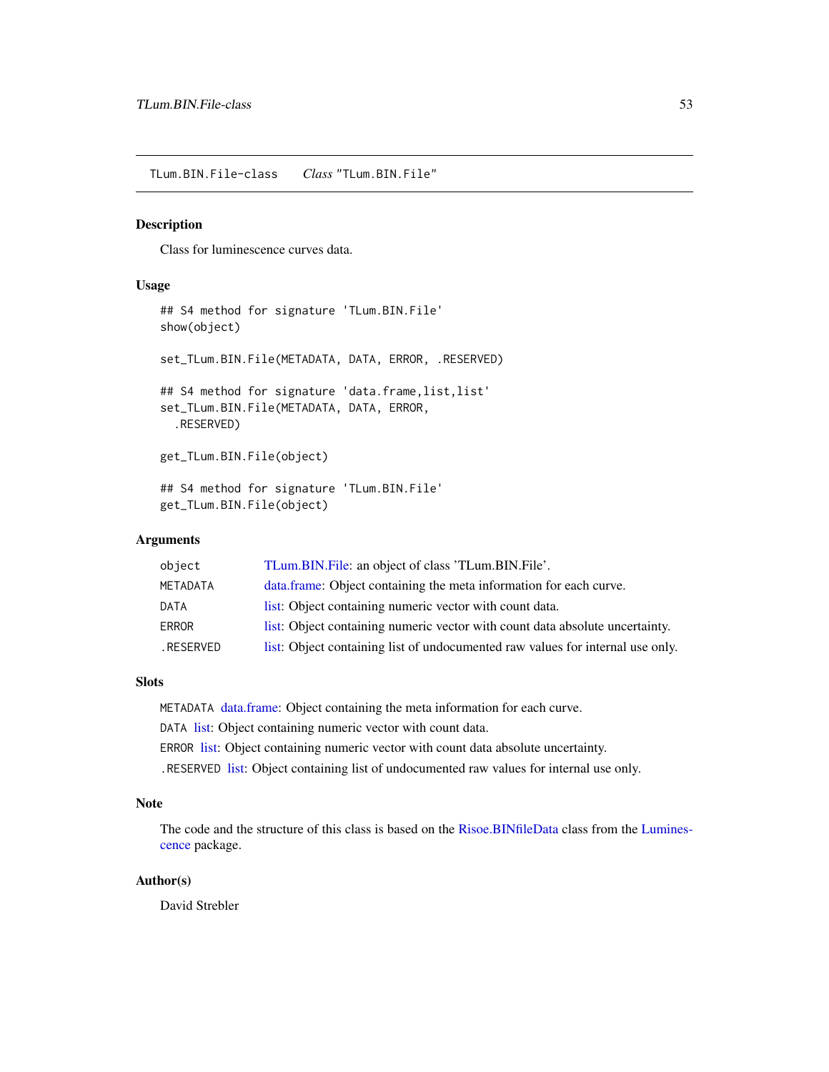TLum.BIN.File-class *Class* "TLum.BIN.File"

## Description

Class for luminescence curves data.

## Usage

```
## S4 method for signature 'TLum.BIN.File'
show(object)

set_TLum.BIN.File(METADATA, DATA, ERROR, .RESERVED)

## S4 method for signature 'data.frame,list,list'
set_TLum.BIN.File(METADATA, DATA, ERROR,
  .RESERVED)

get_TLum.BIN.File(object)

## S4 method for signature 'TLum.BIN.File'
get_TLum.BIN.File(object)
```

## Arguments

| | |
|---|---|
| object | TLum.BIN.File: an object of class 'TLum.BIN.File'. |
| METADATA | data.frame: Object containing the meta information for each curve. |
| DATA | list: Object containing numeric vector with count data. |
| ERROR | list: Object containing numeric vector with count data absolute uncertainty. |
| .RESERVED | list: Object containing list of undocumented raw values for internal use only. |

## Slots

METADATA data.frame: Object containing the meta information for each curve.

DATA list: Object containing numeric vector with count data.

ERROR list: Object containing numeric vector with count data absolute uncertainty.

.RESERVED list: Object containing list of undocumented raw values for internal use only.

## Note

The code and the structure of this class is based on the Risoe.BINfileData class from the Luminescence package.

## Author(s)

David Strebler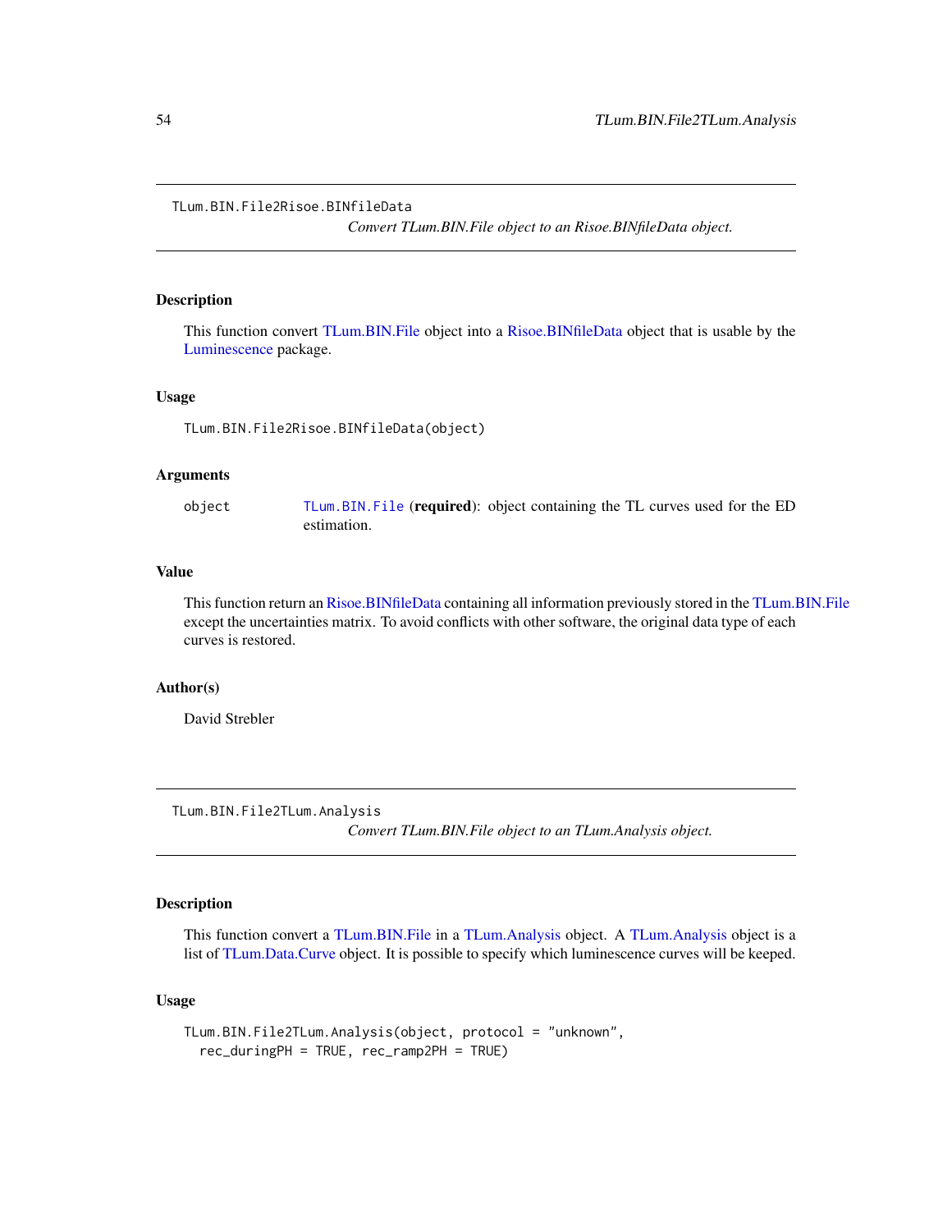## TLum.BIN.File2Risoe.BINfileData

*Convert TLum.BIN.File object to an Risoe.BINfileData object.*

### Description

This function convert TLum.BIN.File object into a Risoe.BINfileData object that is usable by the Luminescence package.

### Usage

```
TLum.BIN.File2Risoe.BINfileData(object)
```

### Arguments

| | |
|---|---|
| object | `TLum.BIN.File` (**required**): object containing the TL curves used for the ED estimation. |

### Value

This function return an Risoe.BINfileData containing all information previously stored in the TLum.BIN.File except the uncertainties matrix. To avoid conflicts with other software, the original data type of each curves is restored.

### Author(s)

David Strebler

## TLum.BIN.File2TLum.Analysis

*Convert TLum.BIN.File object to an TLum.Analysis object.*

### Description

This function convert a TLum.BIN.File in a TLum.Analysis object. A TLum.Analysis object is a list of TLum.Data.Curve object. It is possible to specify which luminescence curves will be keeped.

### Usage

```
TLum.BIN.File2TLum.Analysis(object, protocol = "unknown",
  rec_duringPH = TRUE, rec_ramp2PH = TRUE)
```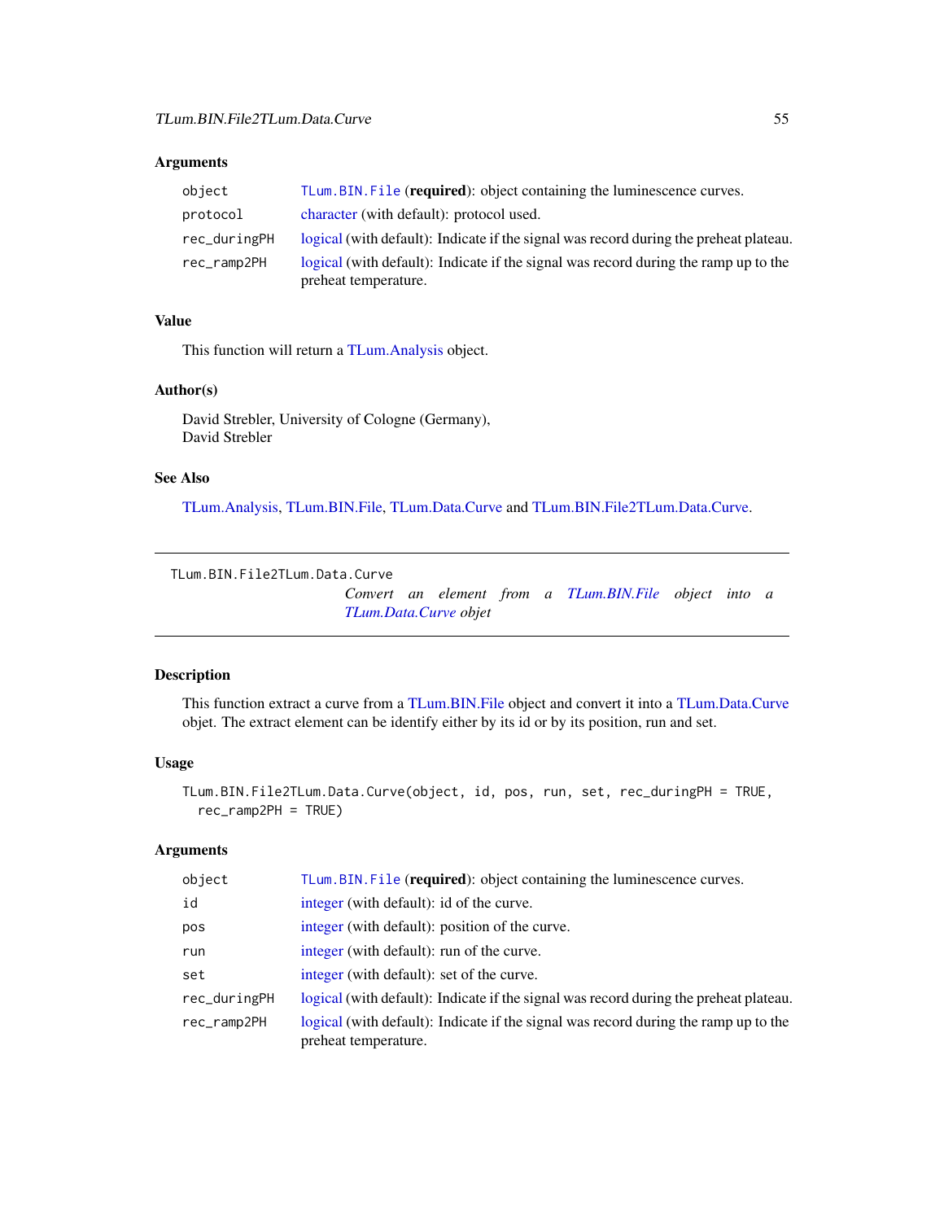### Arguments

| | |
|---|---|
| object | TLum.BIN.File (**required**): object containing the luminescence curves. |
| protocol | character (with default): protocol used. |
| rec_duringPH | logical (with default): Indicate if the signal was record during the preheat plateau. |
| rec_ramp2PH | logical (with default): Indicate if the signal was record during the ramp up to the preheat temperature. |

### Value

This function will return a TLum.Analysis object.

### Author(s)

David Strebler, University of Cologne (Germany),
David Strebler

### See Also

TLum.Analysis, TLum.BIN.File, TLum.Data.Curve and TLum.BIN.File2TLum.Data.Curve.

---

## TLum.BIN.File2TLum.Data.Curve

*Convert an element from a TLum.BIN.File object into a TLum.Data.Curve objet*

---

### Description

This function extract a curve from a TLum.BIN.File object and convert it into a TLum.Data.Curve objet. The extract element can be identify either by its id or by its position, run and set.

### Usage

```
TLum.BIN.File2TLum.Data.Curve(object, id, pos, run, set, rec_duringPH = TRUE,
  rec_ramp2PH = TRUE)
```

### Arguments

| | |
|---|---|
| object | TLum.BIN.File (**required**): object containing the luminescence curves. |
| id | integer (with default): id of the curve. |
| pos | integer (with default): position of the curve. |
| run | integer (with default): run of the curve. |
| set | integer (with default): set of the curve. |
| rec_duringPH | logical (with default): Indicate if the signal was record during the preheat plateau. |
| rec_ramp2PH | logical (with default): Indicate if the signal was record during the ramp up to the preheat temperature. |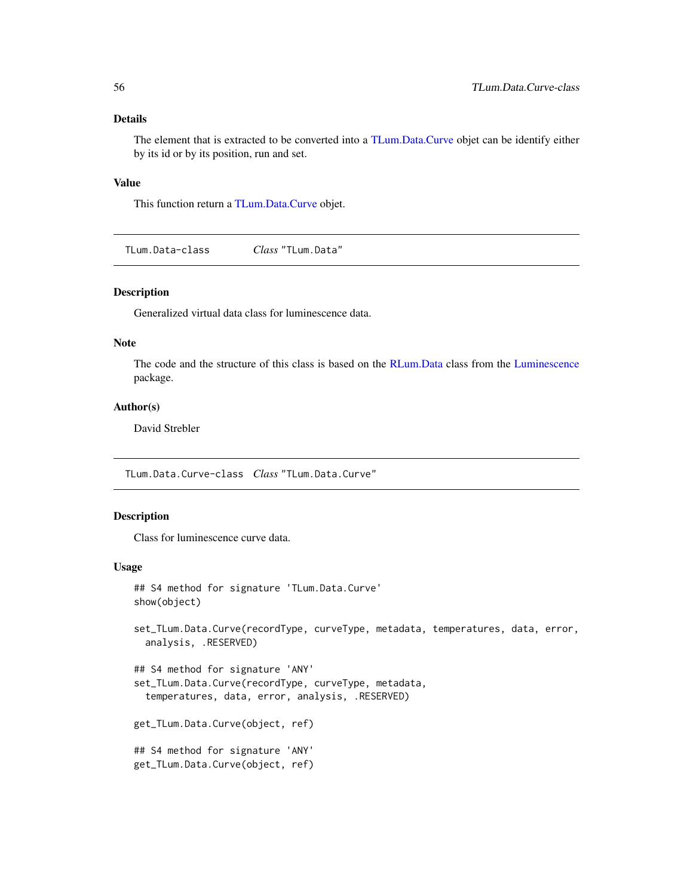### Details

The element that is extracted to be converted into a TLum.Data.Curve objet can be identify either by its id or by its position, run and set.

### Value

This function return a TLum.Data.Curve objet.

---

## TLum.Data-class    *Class* "TLum.Data"

---

### Description

Generalized virtual data class for luminescence data.

### Note

The code and the structure of this class is based on the RLum.Data class from the Luminescence package.

### Author(s)

David Strebler

---

## TLum.Data.Curve-class    *Class* "TLum.Data.Curve"

---

### Description

Class for luminescence curve data.

### Usage

```
## S4 method for signature 'TLum.Data.Curve'
show(object)

set_TLum.Data.Curve(recordType, curveType, metadata, temperatures, data, error,
  analysis, .RESERVED)

## S4 method for signature 'ANY'
set_TLum.Data.Curve(recordType, curveType, metadata,
  temperatures, data, error, analysis, .RESERVED)

get_TLum.Data.Curve(object, ref)

## S4 method for signature 'ANY'
get_TLum.Data.Curve(object, ref)
```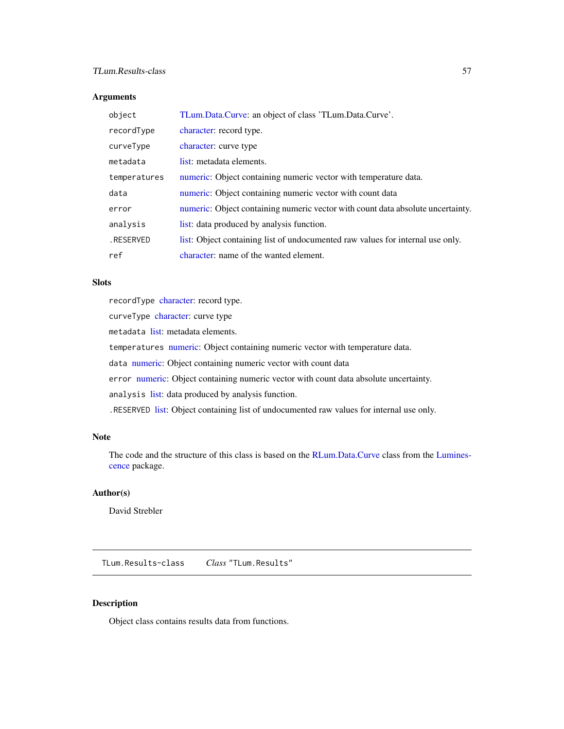### Arguments

| | |
|---|---|
| `object` | TLum.Data.Curve: an object of class 'TLum.Data.Curve'. |
| `recordType` | character: record type. |
| `curveType` | character: curve type |
| `metadata` | list: metadata elements. |
| `temperatures` | numeric: Object containing numeric vector with temperature data. |
| `data` | numeric: Object containing numeric vector with count data |
| `error` | numeric: Object containing numeric vector with count data absolute uncertainty. |
| `analysis` | list: data produced by analysis function. |
| `.RESERVED` | list: Object containing list of undocumented raw values for internal use only. |
| `ref` | character: name of the wanted element. |

### Slots

`recordType` character: record type.

`curveType` character: curve type

`metadata` list: metadata elements.

`temperatures` numeric: Object containing numeric vector with temperature data.

`data` numeric: Object containing numeric vector with count data

`error` numeric: Object containing numeric vector with count data absolute uncertainty.

`analysis` list: data produced by analysis function.

`.RESERVED` list: Object containing list of undocumented raw values for internal use only.

### Note

The code and the structure of this class is based on the RLum.Data.Curve class from the Luminescence package.

### Author(s)

David Strebler

---

## `TLum.Results-class` *Class* `"TLum.Results"`

---

### Description

Object class contains results data from functions.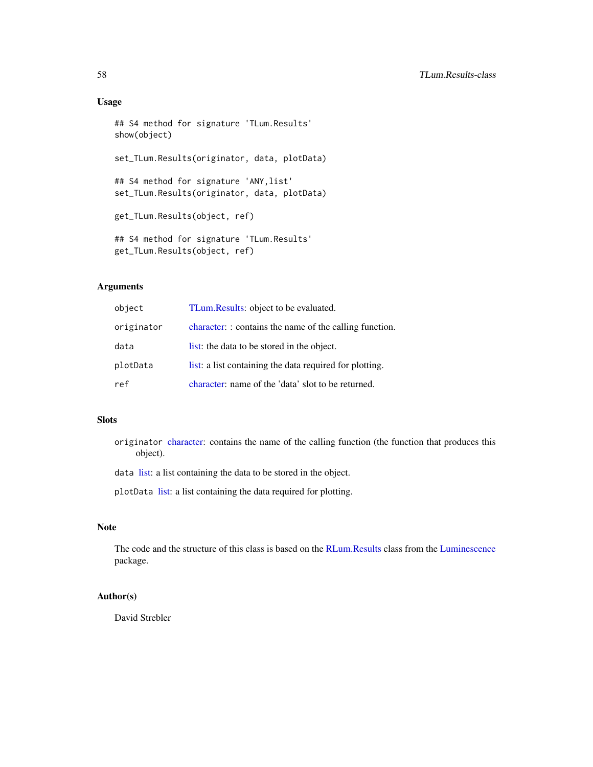### Usage

```
## S4 method for signature 'TLum.Results'
show(object)

set_TLum.Results(originator, data, plotData)

## S4 method for signature 'ANY,list'
set_TLum.Results(originator, data, plotData)

get_TLum.Results(object, ref)

## S4 method for signature 'TLum.Results'
get_TLum.Results(object, ref)
```

### Arguments

| | |
|---|---|
| `object` | TLum.Results: object to be evaluated. |
| `originator` | character: : contains the name of the calling function. |
| `data` | list: the data to be stored in the object. |
| `plotData` | list: a list containing the data required for plotting. |
| `ref` | character: name of the 'data' slot to be returned. |

### Slots

`originator` character: contains the name of the calling function (the function that produces this object).

`data` list: a list containing the data to be stored in the object.

`plotData` list: a list containing the data required for plotting.

### Note

The code and the structure of this class is based on the RLum.Results class from the Luminescence package.

### Author(s)

David Strebler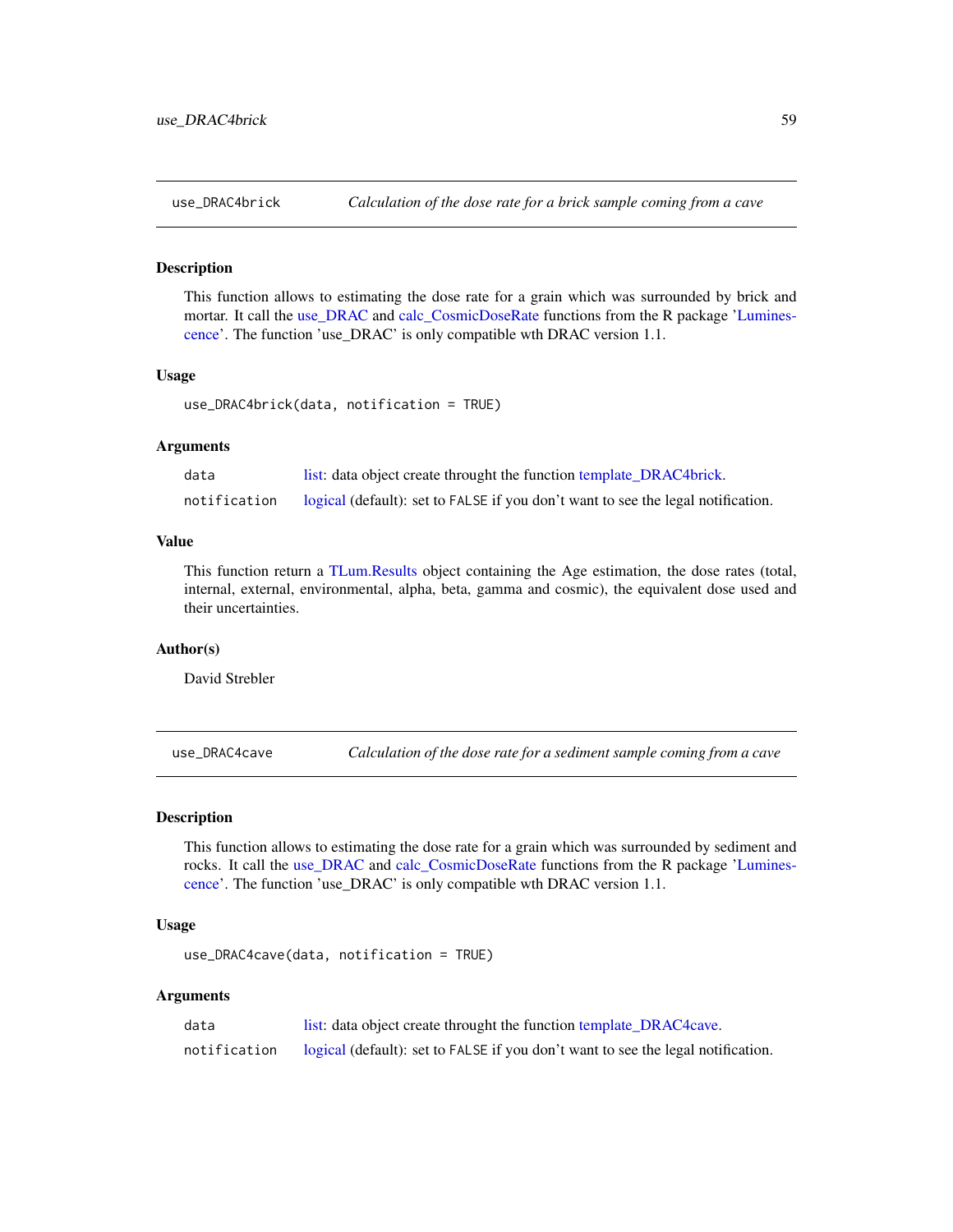## use_DRAC4brick — *Calculation of the dose rate for a brick sample coming from a cave*

### Description

This function allows to estimating the dose rate for a grain which was surrounded by brick and mortar. It call the use_DRAC and calc_CosmicDoseRate functions from the R package 'Luminescence'. The function 'use_DRAC' is only compatible wth DRAC version 1.1.

### Usage

```
use_DRAC4brick(data, notification = TRUE)
```

### Arguments

| | |
|---|---|
| data | list: data object create throught the function template_DRAC4brick. |
| notification | logical (default): set to FALSE if you don't want to see the legal notification. |

### Value

This function return a TLum.Results object containing the Age estimation, the dose rates (total, internal, external, environmental, alpha, beta, gamma and cosmic), the equivalent dose used and their uncertainties.

### Author(s)

David Strebler

## use_DRAC4cave — *Calculation of the dose rate for a sediment sample coming from a cave*

### Description

This function allows to estimating the dose rate for a grain which was surrounded by sediment and rocks. It call the use_DRAC and calc_CosmicDoseRate functions from the R package 'Luminescence'. The function 'use_DRAC' is only compatible wth DRAC version 1.1.

### Usage

```
use_DRAC4cave(data, notification = TRUE)
```

### Arguments

| | |
|---|---|
| data | list: data object create throught the function template_DRAC4cave. |
| notification | logical (default): set to FALSE if you don't want to see the legal notification. |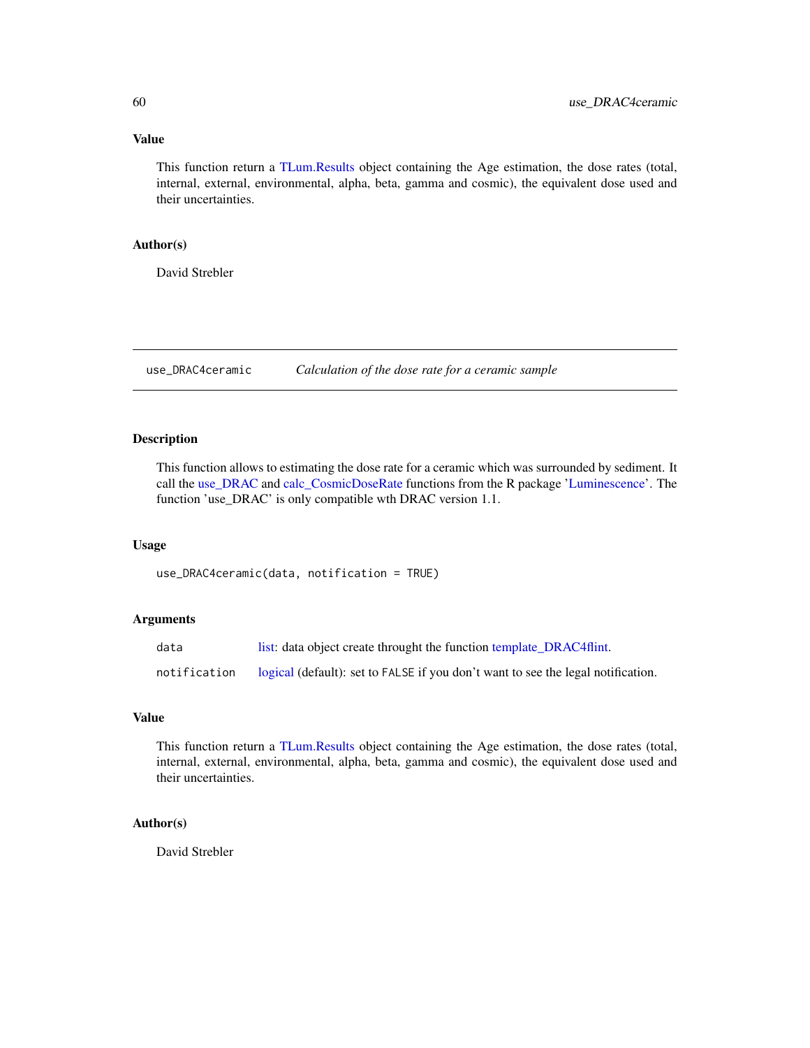### Value

This function return a TLum.Results object containing the Age estimation, the dose rates (total, internal, external, environmental, alpha, beta, gamma and cosmic), the equivalent dose used and their uncertainties.

### Author(s)

David Strebler

---

## use_DRAC4ceramic *Calculation of the dose rate for a ceramic sample*

---

### Description

This function allows to estimating the dose rate for a ceramic which was surrounded by sediment. It call the use_DRAC and calc_CosmicDoseRate functions from the R package 'Luminescence'. The function 'use_DRAC' is only compatible wth DRAC version 1.1.

### Usage

```
use_DRAC4ceramic(data, notification = TRUE)
```

### Arguments

| | |
|---|---|
| `data` | list: data object create throught the function template_DRAC4flint. |
| `notification` | logical (default): set to `FALSE` if you don't want to see the legal notification. |

### Value

This function return a TLum.Results object containing the Age estimation, the dose rates (total, internal, external, environmental, alpha, beta, gamma and cosmic), the equivalent dose used and their uncertainties.

### Author(s)

David Strebler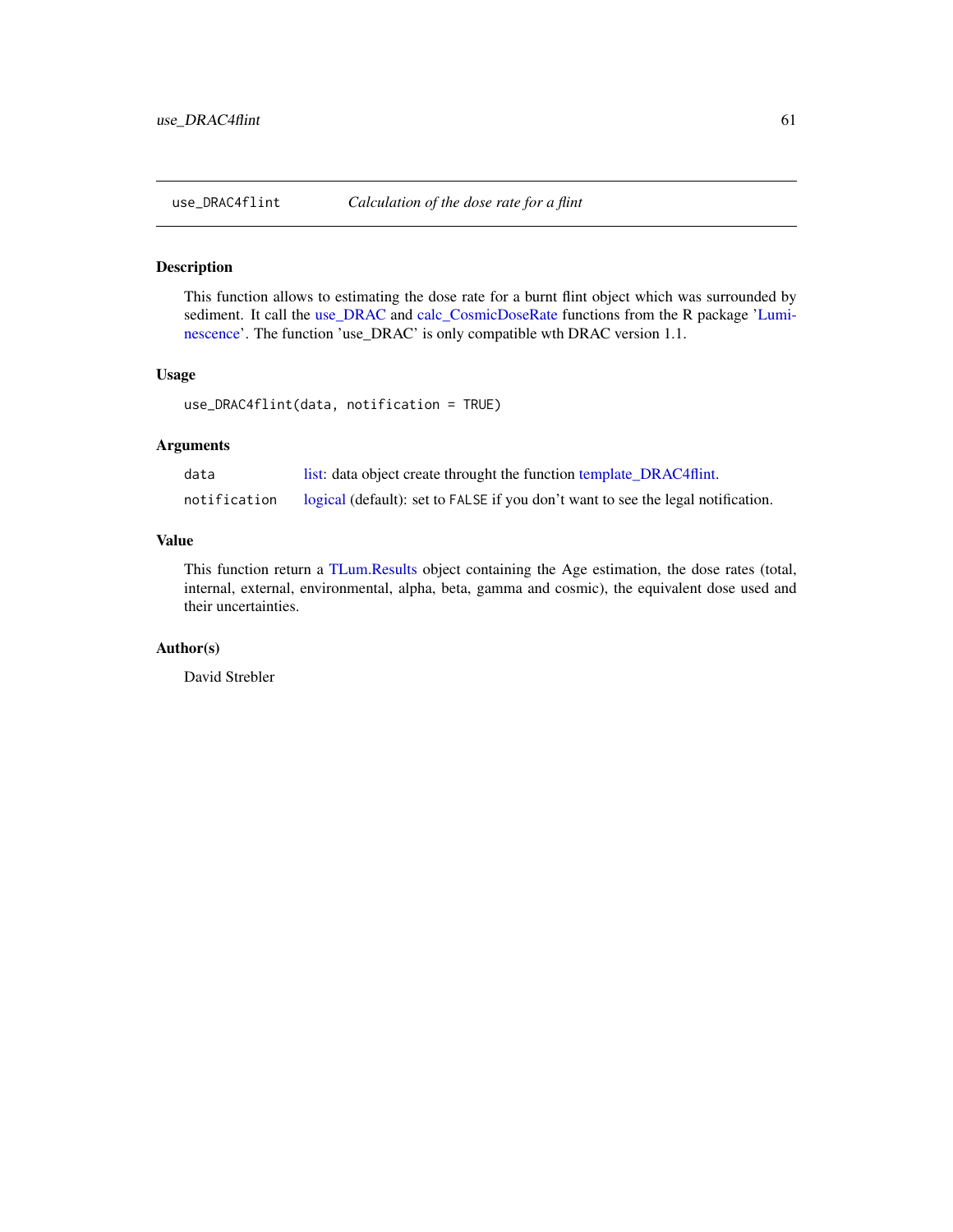## use_DRAC4flint — *Calculation of the dose rate for a flint*

### Description

This function allows to estimating the dose rate for a burnt flint object which was surrounded by sediment. It call the use_DRAC and calc_CosmicDoseRate functions from the R package 'Luminescence'. The function 'use_DRAC' is only compatible wth DRAC version 1.1.

### Usage

```
use_DRAC4flint(data, notification = TRUE)
```

### Arguments

| | |
|---|---|
| `data` | list: data object create throught the function template_DRAC4flint. |
| `notification` | logical (default): set to `FALSE` if you don't want to see the legal notification. |

### Value

This function return a TLum.Results object containing the Age estimation, the dose rates (total, internal, external, environmental, alpha, beta, gamma and cosmic), the equivalent dose used and their uncertainties.

### Author(s)

David Strebler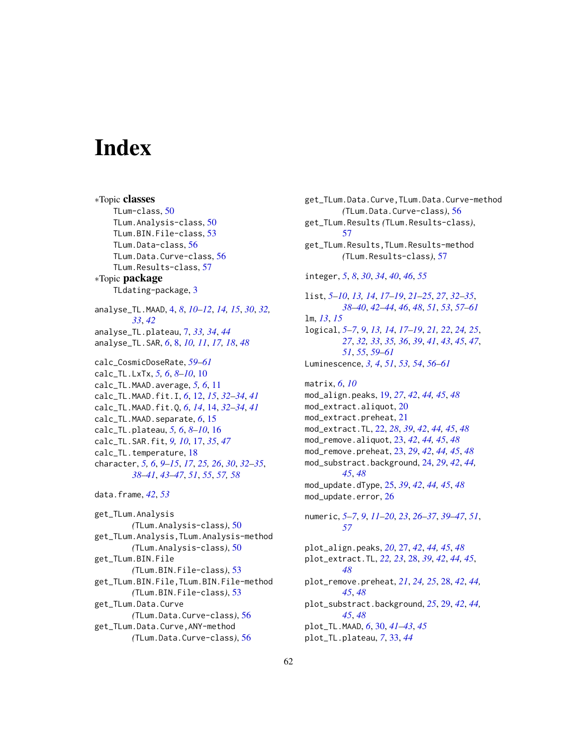# Index

∗Topic **classes**

TLum-class, 50
TLum.Analysis-class, 50
TLum.BIN.File-class, 53
TLum.Data-class, 56
TLum.Data.Curve-class, 56
TLum.Results-class, 57

∗Topic **package**

TLdating-package, 3

analyse_TL.MAAD, 4, *8*, *10–12*, *14, 15*, *30*, *32, 33*, *42*
analyse_TL.plateau, 7, *33, 34*, *44*
analyse_TL.SAR, *6*, 8, *10, 11*, *17, 18*, *48*

calc_CosmicDoseRate, *59–61*
calc_TL.LxTx, *5, 6*, *8–10*, 10
calc_TL.MAAD.average, *5, 6*, 11
calc_TL.MAAD.fit.I, *6*, 12, *15*, *32–34*, *41*
calc_TL.MAAD.fit.Q, *6*, *14*, 14, *32–34*, *41*
calc_TL.MAAD.separate, *6*, 15
calc_TL.plateau, *5, 6*, *8–10*, 16
calc_TL.SAR.fit, *9, 10*, 17, *35*, *47*
calc_TL.temperature, 18
character, *5, 6*, *9–15*, *17*, *25, 26*, *30*, *32–35*, *38–41*, *43–47*, *51*, *55*, *57, 58*

data.frame, *42*, *53*

get_TLum.Analysis *(TLum.Analysis-class)*, 50
get_TLum.Analysis,TLum.Analysis-method *(TLum.Analysis-class)*, 50
get_TLum.BIN.File *(TLum.BIN.File-class)*, 53
get_TLum.BIN.File,TLum.BIN.File-method *(TLum.BIN.File-class)*, 53
get_TLum.Data.Curve *(TLum.Data.Curve-class)*, 56
get_TLum.Data.Curve,ANY-method *(TLum.Data.Curve-class)*, 56
get_TLum.Data.Curve,TLum.Data.Curve-method *(TLum.Data.Curve-class)*, 56
get_TLum.Results *(TLum.Results-class)*, 57
get_TLum.Results,TLum.Results-method *(TLum.Results-class)*, 57

integer, *5*, *8*, *30*, *34*, *40*, *46*, *55*

list, *5–10*, *13, 14*, *17–19*, *21–25*, *27*, *32–35*, *38–40*, *42–44*, *46*, *48*, *51*, *53*, *57–61*
lm, *13*, *15*
logical, *5–7*, *9*, *13, 14*, *17–19*, *21, 22*, *24, 25*, *27*, *32, 33*, *35, 36*, *39*, *41*, *43*, *45*, *47*, *51*, *55*, *59–61*
Luminescence, *3, 4*, *51*, *53, 54*, *56–61*

matrix, *6*, *10*
mod_align.peaks, 19, *27*, *42*, *44, 45*, *48*
mod_extract.aliquot, 20
mod_extract.preheat, 21
mod_extract.TL, 22, *28*, *39*, *42*, *44, 45*, *48*
mod_remove.aliquot, 23, *42*, *44, 45*, *48*
mod_remove.preheat, 23, *29*, *42*, *44, 45*, *48*
mod_substract.background, 24, *29*, *42*, *44, 45*, *48*
mod_update.dType, 25, *39*, *42*, *44, 45*, *48*
mod_update.error, 26

numeric, *5–7*, *9*, *11–20*, *23*, *26–37*, *39–47*, *51*, *57*

plot_align.peaks, *20*, 27, *42*, *44, 45*, *48*
plot_extract.TL, *22, 23*, 28, *39*, *42*, *44, 45*, *48*
plot_remove.preheat, *21*, *24, 25*, 28, *42*, *44, 45*, *48*
plot_substract.background, *25*, 29, *42*, *44, 45*, *48*
plot_TL.MAAD, *6*, 30, *41–43*, *45*
plot_TL.plateau, *7*, 33, *44*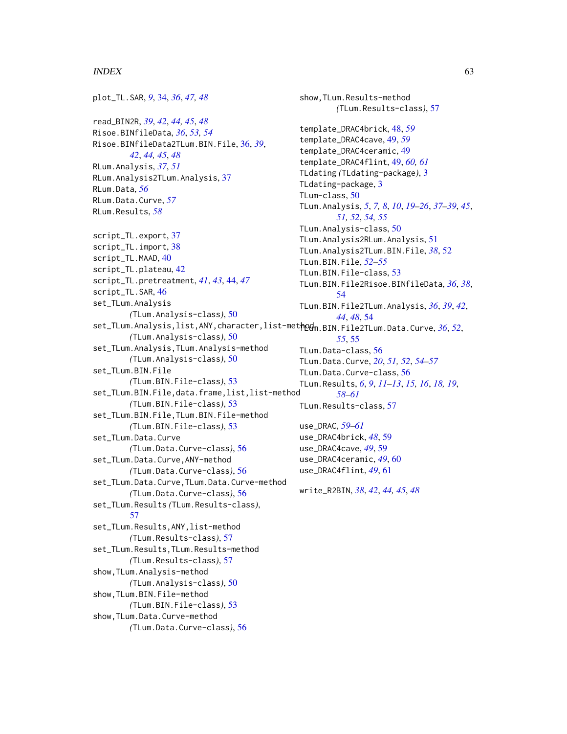plot_TL.SAR, *9*, 34, *36*, *47, 48*

read_BIN2R, *39*, *42*, *44, 45*, *48*
Risoe.BINfileData, *36*, *53, 54*
Risoe.BINfileData2TLum.BIN.File, 36, *39*, *42*, *44, 45*, *48*
RLum.Analysis, *37*, *51*
RLum.Analysis2TLum.Analysis, 37
RLum.Data, *56*
RLum.Data.Curve, *57*
RLum.Results, *58*

script_TL.export, 37
script_TL.import, 38
script_TL.MAAD, 40
script_TL.plateau, 42
script_TL.pretreatment, *41*, *43*, 44, *47*
script_TL.SAR, 46
set_TLum.Analysis (TLum.Analysis-class), 50
set_TLum.Analysis,list,ANY,character,list-method (TLum.Analysis-class), 50
set_TLum.Analysis,TLum.Analysis-method (TLum.Analysis-class), 50
set_TLum.BIN.File (TLum.BIN.File-class), 53
set_TLum.BIN.File,data.frame,list,list-method (TLum.BIN.File-class), 53
set_TLum.BIN.File,TLum.BIN.File-method (TLum.BIN.File-class), 53
set_TLum.Data.Curve (TLum.Data.Curve-class), 56
set_TLum.Data.Curve,ANY-method (TLum.Data.Curve-class), 56
set_TLum.Data.Curve,TLum.Data.Curve-method (TLum.Data.Curve-class), 56
set_TLum.Results (TLum.Results-class), 57
set_TLum.Results,ANY,list-method (TLum.Results-class), 57
set_TLum.Results,TLum.Results-method (TLum.Results-class), 57
show,TLum.Analysis-method (TLum.Analysis-class), 50
show,TLum.BIN.File-method (TLum.BIN.File-class), 53
show,TLum.Data.Curve-method (TLum.Data.Curve-class), 56
show,TLum.Results-method (TLum.Results-class), 57

template_DRAC4brick, 48, *59*
template_DRAC4cave, 49, *59*
template_DRAC4ceramic, 49
template_DRAC4flint, 49, *60, 61*
TLdating (TLdating-package), 3
TLdating-package, 3
TLum-class, 50
TLum.Analysis, *5*, *7, 8*, *10*, *19–26*, *37–39*, *45*, *51, 52*, *54, 55*
TLum.Analysis-class, 50
TLum.Analysis2RLum.Analysis, 51
TLum.Analysis2TLum.BIN.File, *38*, 52
TLum.BIN.File, *52–55*
TLum.BIN.File-class, 53
TLum.BIN.File2Risoe.BINfileData, *36*, *38*, 54
TLum.BIN.File2TLum.Analysis, *36*, *39*, *42*, *44*, *48*, 54
TLum.BIN.File2TLum.Data.Curve, *36*, *52*, *55*, 55
TLum.Data-class, 56
TLum.Data.Curve, *20*, *51, 52*, *54–57*
TLum.Data.Curve-class, 56
TLum.Results, *6*, *9*, *11–13*, *15, 16*, *18, 19*, *58–61*
TLum.Results-class, 57

use_DRAC, *59–61*
use_DRAC4brick, *48*, 59
use_DRAC4cave, *49*, 59
use_DRAC4ceramic, *49*, 60
use_DRAC4flint, *49*, 61

write_R2BIN, *38*, *42*, *44, 45*, *48*